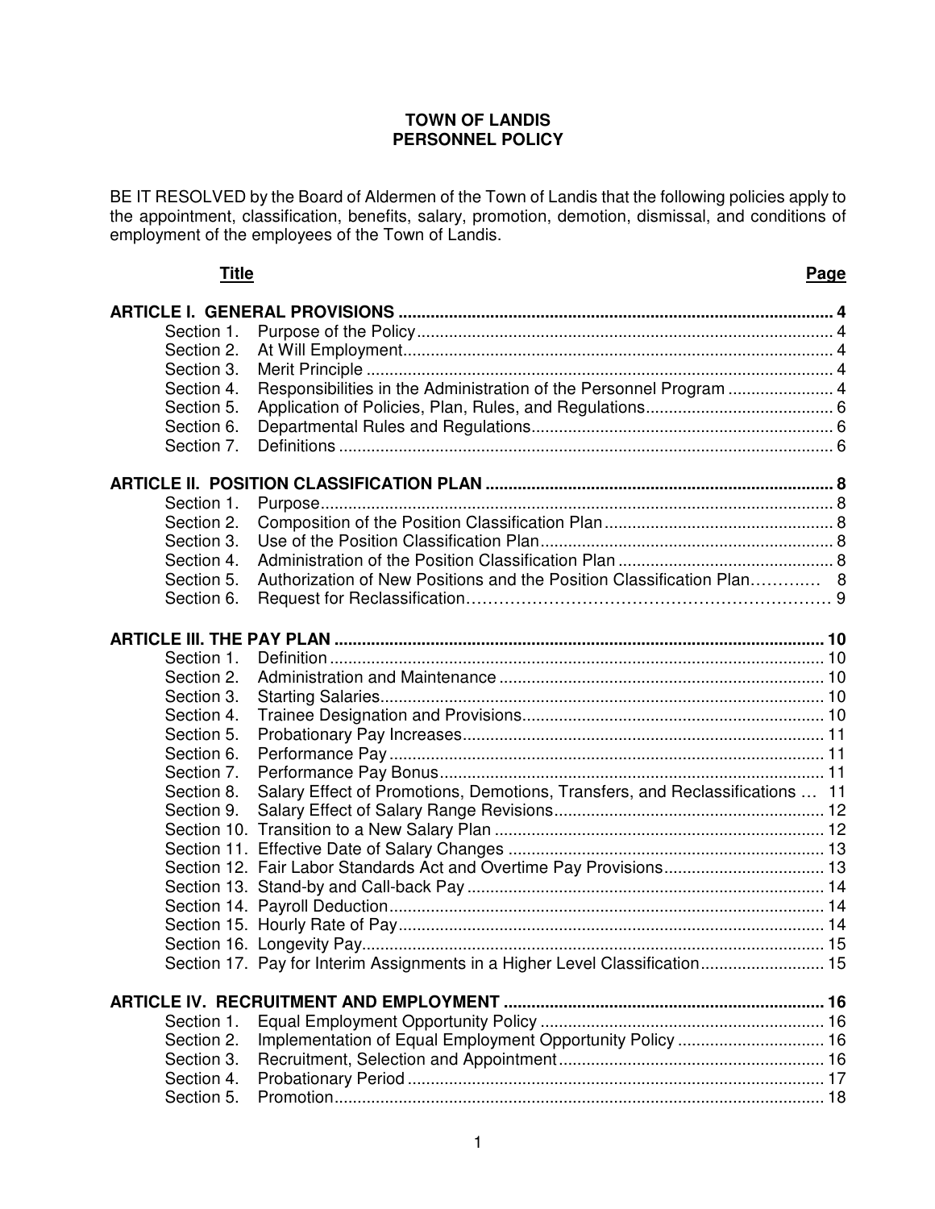# TOWN OF LANDIS
# PERSONNEL POLICY

BE IT RESOLVED by the Board of Aldermen of the Town of Landis that the following policies apply to the appointment, classification, benefits, salary, promotion, demotion, dismissal, and conditions of employment of the employees of the Town of Landis.

| Title | | Page |
|---|---|---|
| **ARTICLE I. GENERAL PROVISIONS** | | **4** |
| Section 1. | Purpose of the Policy | 4 |
| Section 2. | At Will Employment | 4 |
| Section 3. | Merit Principle | 4 |
| Section 4. | Responsibilities in the Administration of the Personnel Program | 4 |
| Section 5. | Application of Policies, Plan, Rules, and Regulations | 6 |
| Section 6. | Departmental Rules and Regulations | 6 |
| Section 7. | Definitions | 6 |
| **ARTICLE II. POSITION CLASSIFICATION PLAN** | | **8** |
| Section 1. | Purpose | 8 |
| Section 2. | Composition of the Position Classification Plan | 8 |
| Section 3. | Use of the Position Classification Plan | 8 |
| Section 4. | Administration of the Position Classification Plan | 8 |
| Section 5. | Authorization of New Positions and the Position Classification Plan | 8 |
| Section 6. | Request for Reclassification | 9 |
| **ARTICLE III. THE PAY PLAN** | | **10** |
| Section 1. | Definition | 10 |
| Section 2. | Administration and Maintenance | 10 |
| Section 3. | Starting Salaries | 10 |
| Section 4. | Trainee Designation and Provisions | 10 |
| Section 5. | Probationary Pay Increases | 11 |
| Section 6. | Performance Pay | 11 |
| Section 7. | Performance Pay Bonus | 11 |
| Section 8. | Salary Effect of Promotions, Demotions, Transfers, and Reclassifications | 11 |
| Section 9. | Salary Effect of Salary Range Revisions | 12 |
| Section 10. | Transition to a New Salary Plan | 12 |
| Section 11. | Effective Date of Salary Changes | 13 |
| Section 12. | Fair Labor Standards Act and Overtime Pay Provisions | 13 |
| Section 13. | Stand-by and Call-back Pay | 14 |
| Section 14. | Payroll Deduction | 14 |
| Section 15. | Hourly Rate of Pay | 14 |
| Section 16. | Longevity Pay | 15 |
| Section 17. | Pay for Interim Assignments in a Higher Level Classification | 15 |
| **ARTICLE IV. RECRUITMENT AND EMPLOYMENT** | | **16** |
| Section 1. | Equal Employment Opportunity Policy | 16 |
| Section 2. | Implementation of Equal Employment Opportunity Policy | 16 |
| Section 3. | Recruitment, Selection and Appointment | 16 |
| Section 4. | Probationary Period | 17 |
| Section 5. | Promotion | 18 |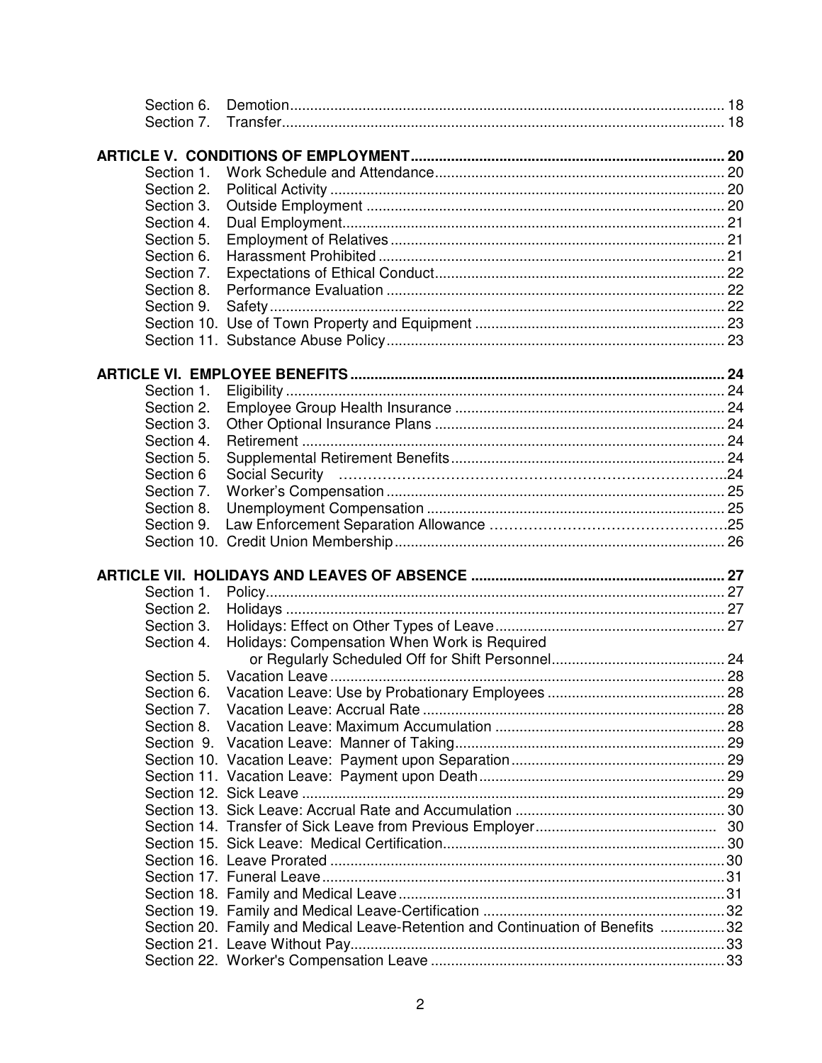Section 6. Demotion ........................................................................................................ 18
Section 7. Transfer .......................................................................................................... 18

**ARTICLE V. CONDITIONS OF EMPLOYMENT** ........................................................................ 20
Section 1. Work Schedule and Attendance ..................................................................... 20
Section 2. Political Activity .............................................................................................. 20
Section 3. Outside Employment ...................................................................................... 20
Section 4. Dual Employment ............................................................................................ 21
Section 5. Employment of Relatives ................................................................................ 21
Section 6. Harassment Prohibited .................................................................................... 21
Section 7. Expectations of Ethical Conduct ..................................................................... 22
Section 8. Performance Evaluation .................................................................................. 22
Section 9. Safety .............................................................................................................. 22
Section 10. Use of Town Property and Equipment .......................................................... 23
Section 11. Substance Abuse Policy ................................................................................ 23

**ARTICLE VI. EMPLOYEE BENEFITS** ....................................................................................... 24
Section 1. Eligibility .......................................................................................................... 24
Section 2. Employee Group Health Insurance ................................................................. 24
Section 3. Other Optional Insurance Plans ...................................................................... 24
Section 4. Retirement ....................................................................................................... 24
Section 5. Supplemental Retirement Benefits .................................................................. 24
Section 6 Social Security ................................................................................................. 24
Section 7. Worker's Compensation .................................................................................. 25
Section 8. Unemployment Compensation ........................................................................ 25
Section 9. Law Enforcement Separation Allowance ......................................................... 25
Section 10. Credit Union Membership .............................................................................. 26

**ARTICLE VII. HOLIDAYS AND LEAVES OF ABSENCE** ........................................................... 27
Section 1. Policy ............................................................................................................... 27
Section 2. Holidays .......................................................................................................... 27
Section 3. Holidays: Effect on Other Types of Leave ....................................................... 27
Section 4. Holidays: Compensation When Work is Required or Regularly Scheduled Off for Shift Personnel ........................................ 24
Section 5. Vacation Leave ................................................................................................ 28
Section 6. Vacation Leave: Use by Probationary Employees ........................................... 28
Section 7. Vacation Leave: Accrual Rate ......................................................................... 28
Section 8. Vacation Leave: Maximum Accumulation ........................................................ 28
Section 9. Vacation Leave: Manner of Taking .................................................................. 29
Section 10. Vacation Leave: Payment upon Separation ................................................... 29
Section 11. Vacation Leave: Payment upon Death ........................................................... 29
Section 12. Sick Leave ..................................................................................................... 29
Section 13. Sick Leave: Accrual Rate and Accumulation ................................................. 30
Section 14. Transfer of Sick Leave from Previous Employer ............................................ 30
Section 15. Sick Leave: Medical Certification ................................................................... 30
Section 16. Leave Prorated .............................................................................................. 30
Section 17. Funeral Leave ................................................................................................ 31
Section 18. Family and Medical Leave ............................................................................. 31
Section 19. Family and Medical Leave-Certification ......................................................... 32
Section 20. Family and Medical Leave-Retention and Continuation of Benefits ............... 32
Section 21. Leave Without Pay ......................................................................................... 33
Section 22. Worker's Compensation Leave ...................................................................... 33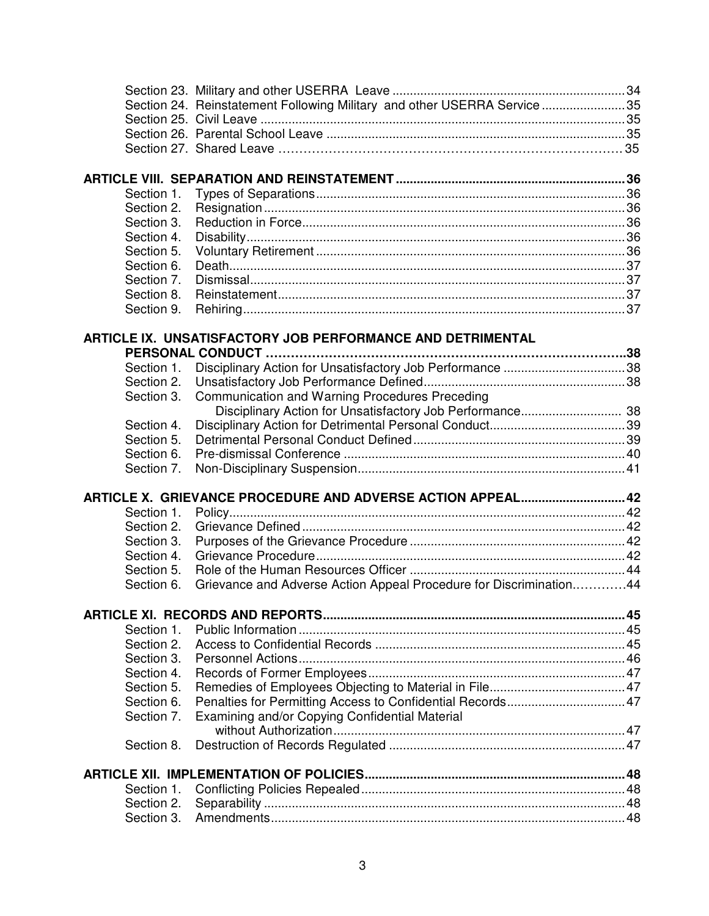Section 23. Military and other USERRA Leave ........................................................................ 34
Section 24. Reinstatement Following Military and other USERRA Service ........................ 35
Section 25. Civil Leave ........................................................................................................ 35
Section 26. Parental School Leave ...................................................................................... 35
Section 27. Shared Leave .................................................................................................... 35

**ARTICLE VIII. SEPARATION AND REINSTATEMENT ................................................................. 36**

Section 1. Types of Separations ........................................................................................... 36
Section 2. Resignation ......................................................................................................... 36
Section 3. Reduction in Force .............................................................................................. 36
Section 4. Disability ............................................................................................................. 36
Section 5. Voluntary Retirement .......................................................................................... 36
Section 6. Death ................................................................................................................... 37
Section 7. Dismissal ............................................................................................................. 37
Section 8. Reinstatement ..................................................................................................... 37
Section 9. Rehiring .............................................................................................................. 37

**ARTICLE IX. UNSATISFACTORY JOB PERFORMANCE AND DETRIMENTAL PERSONAL CONDUCT ........................................................................................ 38**

Section 1. Disciplinary Action for Unsatisfactory Job Performance .................................... 38
Section 2. Unsatisfactory Job Performance Defined ............................................................ 38
Section 3. Communication and Warning Procedures Preceding Disciplinary Action for Unsatisfactory Job Performance ............................ 38
Section 4. Disciplinary Action for Detrimental Personal Conduct ........................................ 39
Section 5. Detrimental Personal Conduct Defined ............................................................... 39
Section 6. Pre-dismissal Conference .................................................................................. 40
Section 7. Non-Disciplinary Suspension ............................................................................. 41

**ARTICLE X. GRIEVANCE PROCEDURE AND ADVERSE ACTION APPEAL .............................. 42**

Section 1. Policy .................................................................................................................. 42
Section 2. Grievance Defined .............................................................................................. 42
Section 3. Purposes of the Grievance Procedure ................................................................ 42
Section 4. Grievance Procedure ......................................................................................... 42
Section 5. Role of the Human Resources Officer ................................................................ 44
Section 6. Grievance and Adverse Action Appeal Procedure for Discrimination ............. 44

**ARTICLE XI. RECORDS AND REPORTS ...................................................................................... 45**

Section 1. Public Information .............................................................................................. 45
Section 2. Access to Confidential Records .......................................................................... 45
Section 3. Personnel Actions ............................................................................................... 46
Section 4. Records of Former Employees ............................................................................ 47
Section 5. Remedies of Employees Objecting to Material in File ......................................... 47
Section 6. Penalties for Permitting Access to Confidential Records .................................... 47
Section 7. Examining and/or Copying Confidential Material without Authorization ......................................................................................... 47
Section 8. Destruction of Records Regulated ...................................................................... 47

**ARTICLE XII. IMPLEMENTATION OF POLICIES ........................................................................... 48**

Section 1. Conflicting Policies Repealed ............................................................................. 48
Section 2. Separability ........................................................................................................ 48
Section 3. Amendments ...................................................................................................... 48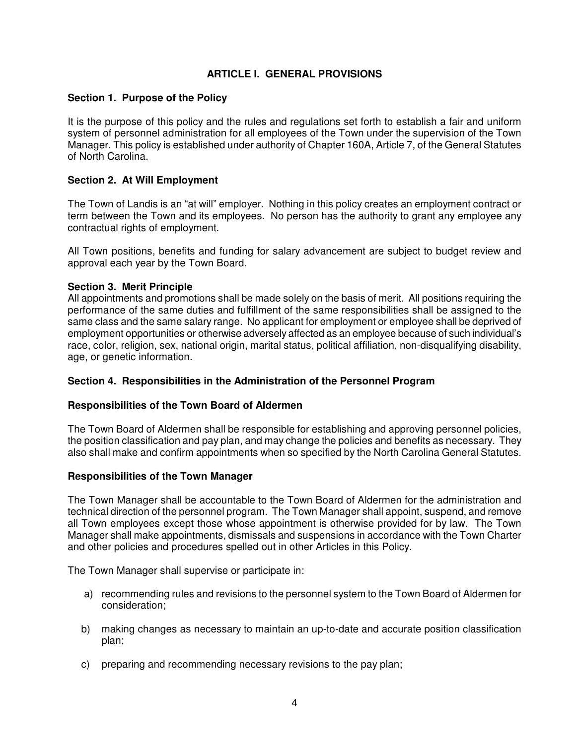# ARTICLE I. GENERAL PROVISIONS

## Section 1. Purpose of the Policy

It is the purpose of this policy and the rules and regulations set forth to establish a fair and uniform system of personnel administration for all employees of the Town under the supervision of the Town Manager. This policy is established under authority of Chapter 160A, Article 7, of the General Statutes of North Carolina.

## Section 2. At Will Employment

The Town of Landis is an "at will" employer. Nothing in this policy creates an employment contract or term between the Town and its employees. No person has the authority to grant any employee any contractual rights of employment.

All Town positions, benefits and funding for salary advancement are subject to budget review and approval each year by the Town Board.

## Section 3. Merit Principle

All appointments and promotions shall be made solely on the basis of merit. All positions requiring the performance of the same duties and fulfillment of the same responsibilities shall be assigned to the same class and the same salary range. No applicant for employment or employee shall be deprived of employment opportunities or otherwise adversely affected as an employee because of such individual's race, color, religion, sex, national origin, marital status, political affiliation, non-disqualifying disability, age, or genetic information.

## Section 4. Responsibilities in the Administration of the Personnel Program

### Responsibilities of the Town Board of Aldermen

The Town Board of Aldermen shall be responsible for establishing and approving personnel policies, the position classification and pay plan, and may change the policies and benefits as necessary. They also shall make and confirm appointments when so specified by the North Carolina General Statutes.

### Responsibilities of the Town Manager

The Town Manager shall be accountable to the Town Board of Aldermen for the administration and technical direction of the personnel program. The Town Manager shall appoint, suspend, and remove all Town employees except those whose appointment is otherwise provided for by law. The Town Manager shall make appointments, dismissals and suspensions in accordance with the Town Charter and other policies and procedures spelled out in other Articles in this Policy.

The Town Manager shall supervise or participate in:

a) recommending rules and revisions to the personnel system to the Town Board of Aldermen for consideration;

b) making changes as necessary to maintain an up-to-date and accurate position classification plan;

c) preparing and recommending necessary revisions to the pay plan;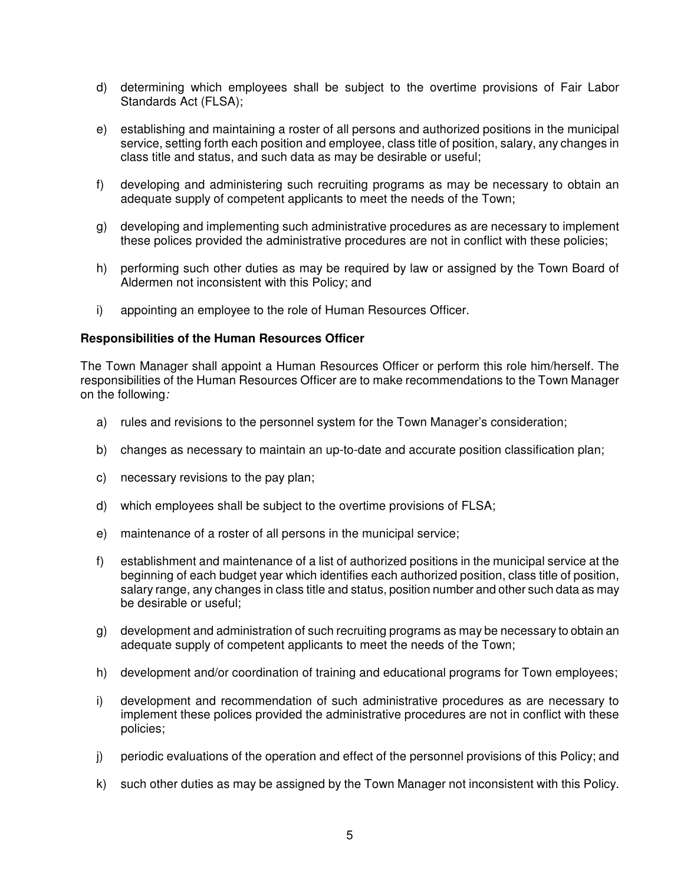d) determining which employees shall be subject to the overtime provisions of Fair Labor Standards Act (FLSA);

e) establishing and maintaining a roster of all persons and authorized positions in the municipal service, setting forth each position and employee, class title of position, salary, any changes in class title and status, and such data as may be desirable or useful;

f) developing and administering such recruiting programs as may be necessary to obtain an adequate supply of competent applicants to meet the needs of the Town;

g) developing and implementing such administrative procedures as are necessary to implement these polices provided the administrative procedures are not in conflict with these policies;

h) performing such other duties as may be required by law or assigned by the Town Board of Aldermen not inconsistent with this Policy; and

i) appointing an employee to the role of Human Resources Officer.

**Responsibilities of the Human Resources Officer**

The Town Manager shall appoint a Human Resources Officer or perform this role him/herself. The responsibilities of the Human Resources Officer are to make recommendations to the Town Manager on the following*:*

a) rules and revisions to the personnel system for the Town Manager's consideration;

b) changes as necessary to maintain an up-to-date and accurate position classification plan;

c) necessary revisions to the pay plan;

d) which employees shall be subject to the overtime provisions of FLSA;

e) maintenance of a roster of all persons in the municipal service;

f) establishment and maintenance of a list of authorized positions in the municipal service at the beginning of each budget year which identifies each authorized position, class title of position, salary range, any changes in class title and status, position number and other such data as may be desirable or useful;

g) development and administration of such recruiting programs as may be necessary to obtain an adequate supply of competent applicants to meet the needs of the Town;

h) development and/or coordination of training and educational programs for Town employees;

i) development and recommendation of such administrative procedures as are necessary to implement these polices provided the administrative procedures are not in conflict with these policies;

j) periodic evaluations of the operation and effect of the personnel provisions of this Policy; and

k) such other duties as may be assigned by the Town Manager not inconsistent with this Policy.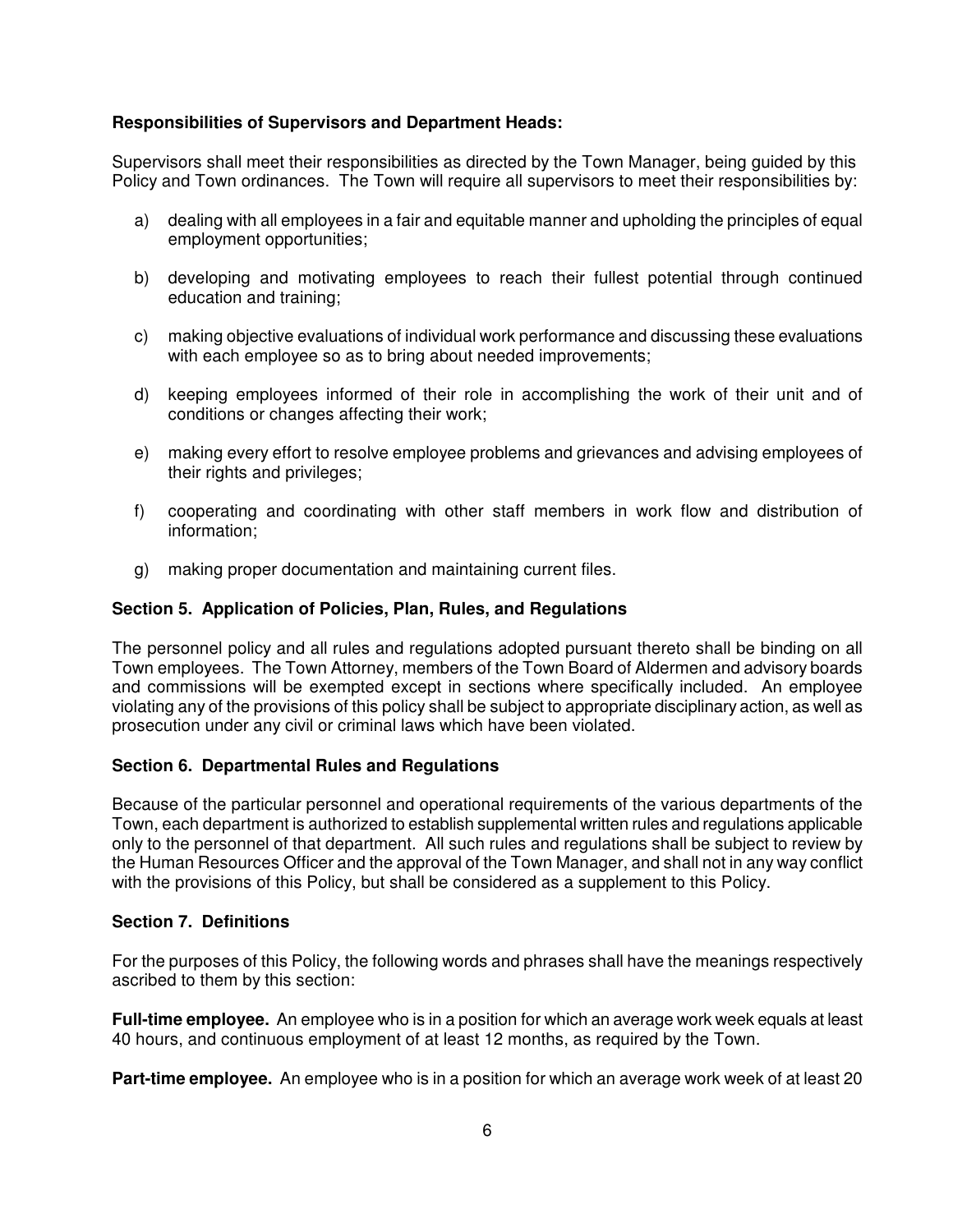**Responsibilities of Supervisors and Department Heads:**

Supervisors shall meet their responsibilities as directed by the Town Manager, being guided by this Policy and Town ordinances. The Town will require all supervisors to meet their responsibilities by:

a) dealing with all employees in a fair and equitable manner and upholding the principles of equal employment opportunities;

b) developing and motivating employees to reach their fullest potential through continued education and training;

c) making objective evaluations of individual work performance and discussing these evaluations with each employee so as to bring about needed improvements;

d) keeping employees informed of their role in accomplishing the work of their unit and of conditions or changes affecting their work;

e) making every effort to resolve employee problems and grievances and advising employees of their rights and privileges;

f) cooperating and coordinating with other staff members in work flow and distribution of information;

g) making proper documentation and maintaining current files.

### Section 5. Application of Policies, Plan, Rules, and Regulations

The personnel policy and all rules and regulations adopted pursuant thereto shall be binding on all Town employees. The Town Attorney, members of the Town Board of Aldermen and advisory boards and commissions will be exempted except in sections where specifically included. An employee violating any of the provisions of this policy shall be subject to appropriate disciplinary action, as well as prosecution under any civil or criminal laws which have been violated.

### Section 6. Departmental Rules and Regulations

Because of the particular personnel and operational requirements of the various departments of the Town, each department is authorized to establish supplemental written rules and regulations applicable only to the personnel of that department. All such rules and regulations shall be subject to review by the Human Resources Officer and the approval of the Town Manager, and shall not in any way conflict with the provisions of this Policy, but shall be considered as a supplement to this Policy.

### Section 7. Definitions

For the purposes of this Policy, the following words and phrases shall have the meanings respectively ascribed to them by this section:

**Full-time employee.** An employee who is in a position for which an average work week equals at least 40 hours, and continuous employment of at least 12 months, as required by the Town.

**Part-time employee.** An employee who is in a position for which an average work week of at least 20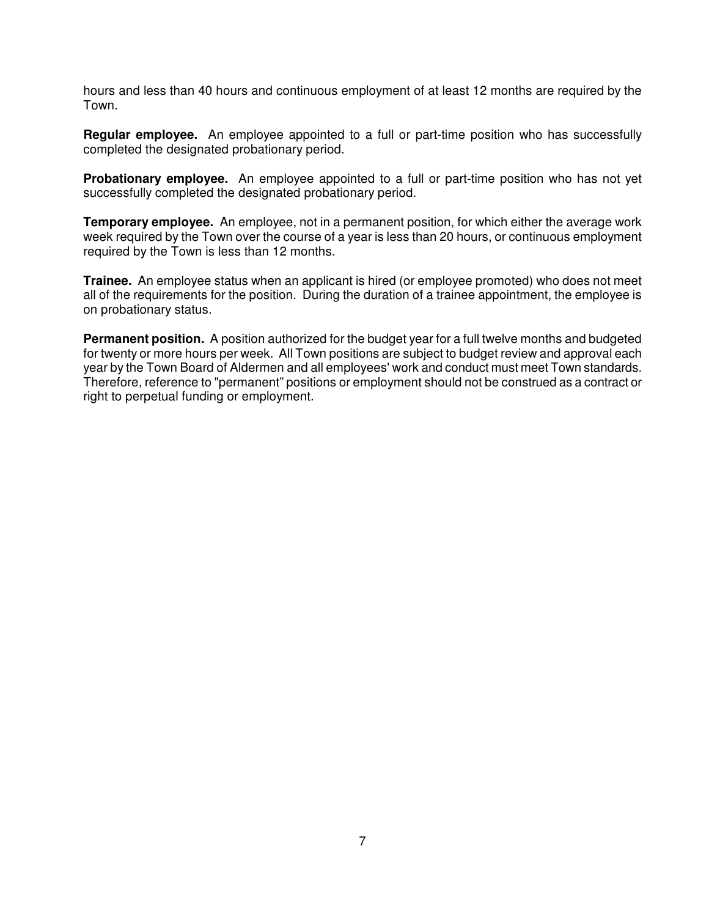hours and less than 40 hours and continuous employment of at least 12 months are required by the Town.

**Regular employee.** An employee appointed to a full or part-time position who has successfully completed the designated probationary period.

**Probationary employee.** An employee appointed to a full or part-time position who has not yet successfully completed the designated probationary period.

**Temporary employee.** An employee, not in a permanent position, for which either the average work week required by the Town over the course of a year is less than 20 hours, or continuous employment required by the Town is less than 12 months.

**Trainee.** An employee status when an applicant is hired (or employee promoted) who does not meet all of the requirements for the position. During the duration of a trainee appointment, the employee is on probationary status.

**Permanent position.** A position authorized for the budget year for a full twelve months and budgeted for twenty or more hours per week. All Town positions are subject to budget review and approval each year by the Town Board of Aldermen and all employees' work and conduct must meet Town standards. Therefore, reference to "permanent" positions or employment should not be construed as a contract or right to perpetual funding or employment.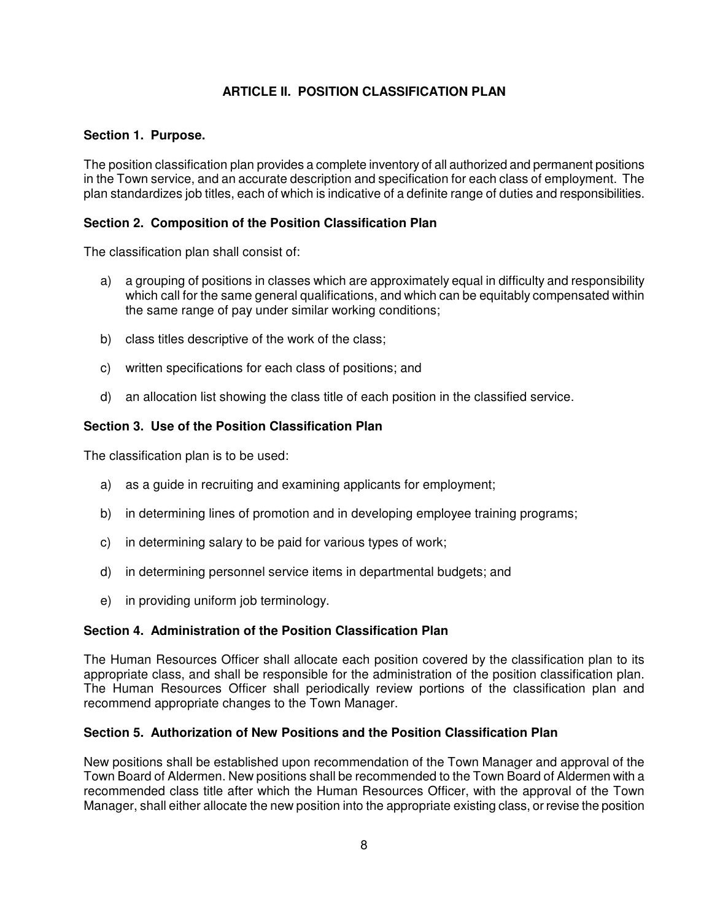## ARTICLE II. POSITION CLASSIFICATION PLAN

### Section 1. Purpose.

The position classification plan provides a complete inventory of all authorized and permanent positions in the Town service, and an accurate description and specification for each class of employment. The plan standardizes job titles, each of which is indicative of a definite range of duties and responsibilities.

### Section 2. Composition of the Position Classification Plan

The classification plan shall consist of:

a) a grouping of positions in classes which are approximately equal in difficulty and responsibility which call for the same general qualifications, and which can be equitably compensated within the same range of pay under similar working conditions;

b) class titles descriptive of the work of the class;

c) written specifications for each class of positions; and

d) an allocation list showing the class title of each position in the classified service.

### Section 3. Use of the Position Classification Plan

The classification plan is to be used:

a) as a guide in recruiting and examining applicants for employment;

b) in determining lines of promotion and in developing employee training programs;

c) in determining salary to be paid for various types of work;

d) in determining personnel service items in departmental budgets; and

e) in providing uniform job terminology.

### Section 4. Administration of the Position Classification Plan

The Human Resources Officer shall allocate each position covered by the classification plan to its appropriate class, and shall be responsible for the administration of the position classification plan. The Human Resources Officer shall periodically review portions of the classification plan and recommend appropriate changes to the Town Manager.

### Section 5. Authorization of New Positions and the Position Classification Plan

New positions shall be established upon recommendation of the Town Manager and approval of the Town Board of Aldermen. New positions shall be recommended to the Town Board of Aldermen with a recommended class title after which the Human Resources Officer, with the approval of the Town Manager, shall either allocate the new position into the appropriate existing class, or revise the position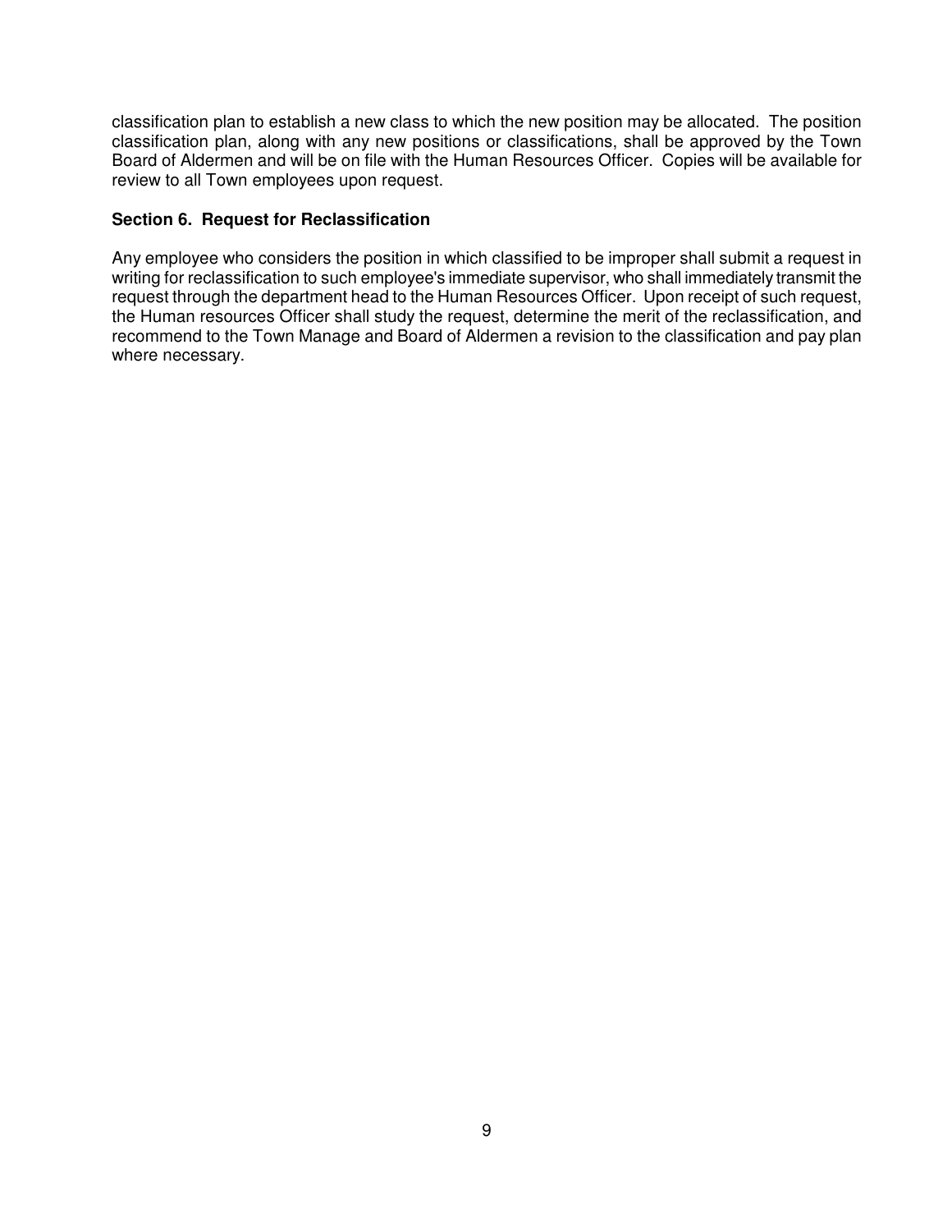classification plan to establish a new class to which the new position may be allocated. The position classification plan, along with any new positions or classifications, shall be approved by the Town Board of Aldermen and will be on file with the Human Resources Officer. Copies will be available for review to all Town employees upon request.

### Section 6. Request for Reclassification

Any employee who considers the position in which classified to be improper shall submit a request in writing for reclassification to such employee's immediate supervisor, who shall immediately transmit the request through the department head to the Human Resources Officer. Upon receipt of such request, the Human resources Officer shall study the request, determine the merit of the reclassification, and recommend to the Town Manage and Board of Aldermen a revision to the classification and pay plan where necessary.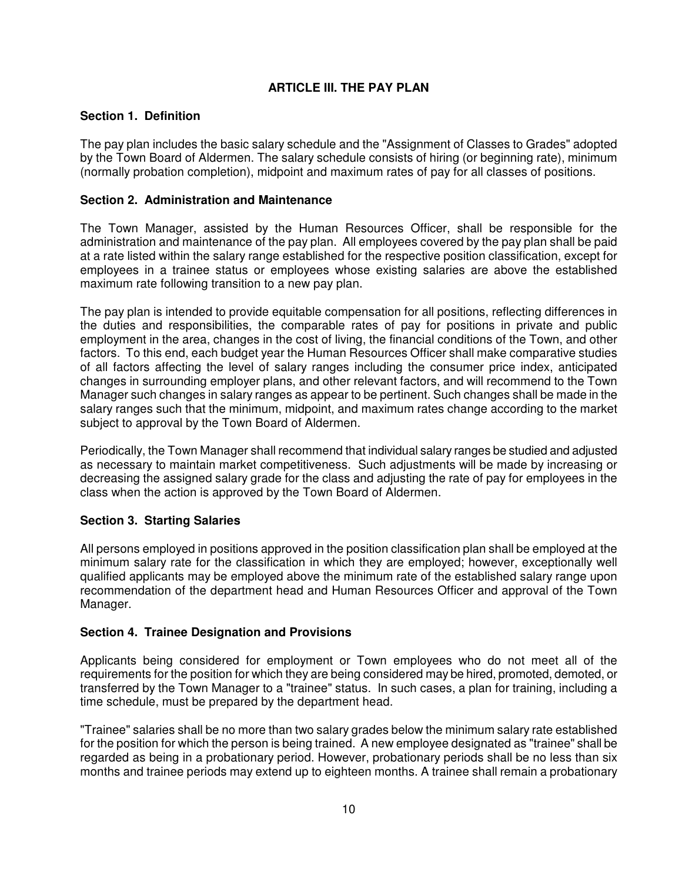## ARTICLE III. THE PAY PLAN

### Section 1. Definition

The pay plan includes the basic salary schedule and the "Assignment of Classes to Grades" adopted by the Town Board of Aldermen. The salary schedule consists of hiring (or beginning rate), minimum (normally probation completion), midpoint and maximum rates of pay for all classes of positions.

### Section 2. Administration and Maintenance

The Town Manager, assisted by the Human Resources Officer, shall be responsible for the administration and maintenance of the pay plan. All employees covered by the pay plan shall be paid at a rate listed within the salary range established for the respective position classification, except for employees in a trainee status or employees whose existing salaries are above the established maximum rate following transition to a new pay plan.

The pay plan is intended to provide equitable compensation for all positions, reflecting differences in the duties and responsibilities, the comparable rates of pay for positions in private and public employment in the area, changes in the cost of living, the financial conditions of the Town, and other factors. To this end, each budget year the Human Resources Officer shall make comparative studies of all factors affecting the level of salary ranges including the consumer price index, anticipated changes in surrounding employer plans, and other relevant factors, and will recommend to the Town Manager such changes in salary ranges as appear to be pertinent. Such changes shall be made in the salary ranges such that the minimum, midpoint, and maximum rates change according to the market subject to approval by the Town Board of Aldermen.

Periodically, the Town Manager shall recommend that individual salary ranges be studied and adjusted as necessary to maintain market competitiveness. Such adjustments will be made by increasing or decreasing the assigned salary grade for the class and adjusting the rate of pay for employees in the class when the action is approved by the Town Board of Aldermen.

### Section 3. Starting Salaries

All persons employed in positions approved in the position classification plan shall be employed at the minimum salary rate for the classification in which they are employed; however, exceptionally well qualified applicants may be employed above the minimum rate of the established salary range upon recommendation of the department head and Human Resources Officer and approval of the Town Manager.

### Section 4. Trainee Designation and Provisions

Applicants being considered for employment or Town employees who do not meet all of the requirements for the position for which they are being considered may be hired, promoted, demoted, or transferred by the Town Manager to a "trainee" status. In such cases, a plan for training, including a time schedule, must be prepared by the department head.

"Trainee" salaries shall be no more than two salary grades below the minimum salary rate established for the position for which the person is being trained. A new employee designated as "trainee" shall be regarded as being in a probationary period. However, probationary periods shall be no less than six months and trainee periods may extend up to eighteen months. A trainee shall remain a probationary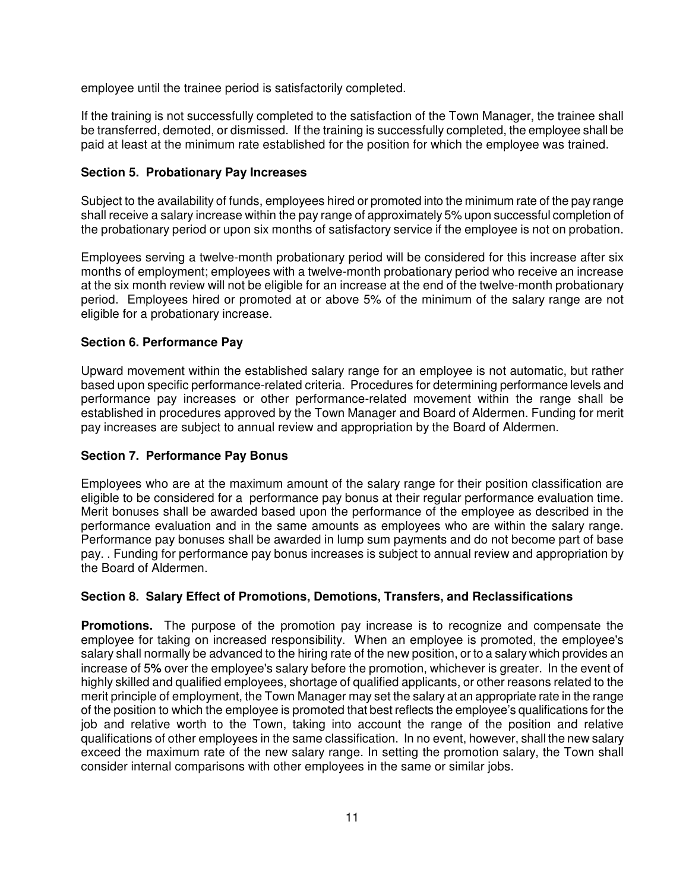employee until the trainee period is satisfactorily completed.

If the training is not successfully completed to the satisfaction of the Town Manager, the trainee shall be transferred, demoted, or dismissed. If the training is successfully completed, the employee shall be paid at least at the minimum rate established for the position for which the employee was trained.

### Section 5. Probationary Pay Increases

Subject to the availability of funds, employees hired or promoted into the minimum rate of the pay range shall receive a salary increase within the pay range of approximately 5% upon successful completion of the probationary period or upon six months of satisfactory service if the employee is not on probation.

Employees serving a twelve-month probationary period will be considered for this increase after six months of employment; employees with a twelve-month probationary period who receive an increase at the six month review will not be eligible for an increase at the end of the twelve-month probationary period. Employees hired or promoted at or above 5% of the minimum of the salary range are not eligible for a probationary increase.

### Section 6. Performance Pay

Upward movement within the established salary range for an employee is not automatic, but rather based upon specific performance-related criteria. Procedures for determining performance levels and performance pay increases or other performance-related movement within the range shall be established in procedures approved by the Town Manager and Board of Aldermen. Funding for merit pay increases are subject to annual review and appropriation by the Board of Aldermen.

### Section 7. Performance Pay Bonus

Employees who are at the maximum amount of the salary range for their position classification are eligible to be considered for a performance pay bonus at their regular performance evaluation time. Merit bonuses shall be awarded based upon the performance of the employee as described in the performance evaluation and in the same amounts as employees who are within the salary range. Performance pay bonuses shall be awarded in lump sum payments and do not become part of base pay. . Funding for performance pay bonus increases is subject to annual review and appropriation by the Board of Aldermen.

### Section 8. Salary Effect of Promotions, Demotions, Transfers, and Reclassifications

**Promotions.** The purpose of the promotion pay increase is to recognize and compensate the employee for taking on increased responsibility. When an employee is promoted, the employee's salary shall normally be advanced to the hiring rate of the new position, or to a salary which provides an increase of 5**%** over the employee's salary before the promotion, whichever is greater. In the event of highly skilled and qualified employees, shortage of qualified applicants, or other reasons related to the merit principle of employment, the Town Manager may set the salary at an appropriate rate in the range of the position to which the employee is promoted that best reflects the employee's qualifications for the job and relative worth to the Town, taking into account the range of the position and relative qualifications of other employees in the same classification. In no event, however, shall the new salary exceed the maximum rate of the new salary range. In setting the promotion salary, the Town shall consider internal comparisons with other employees in the same or similar jobs.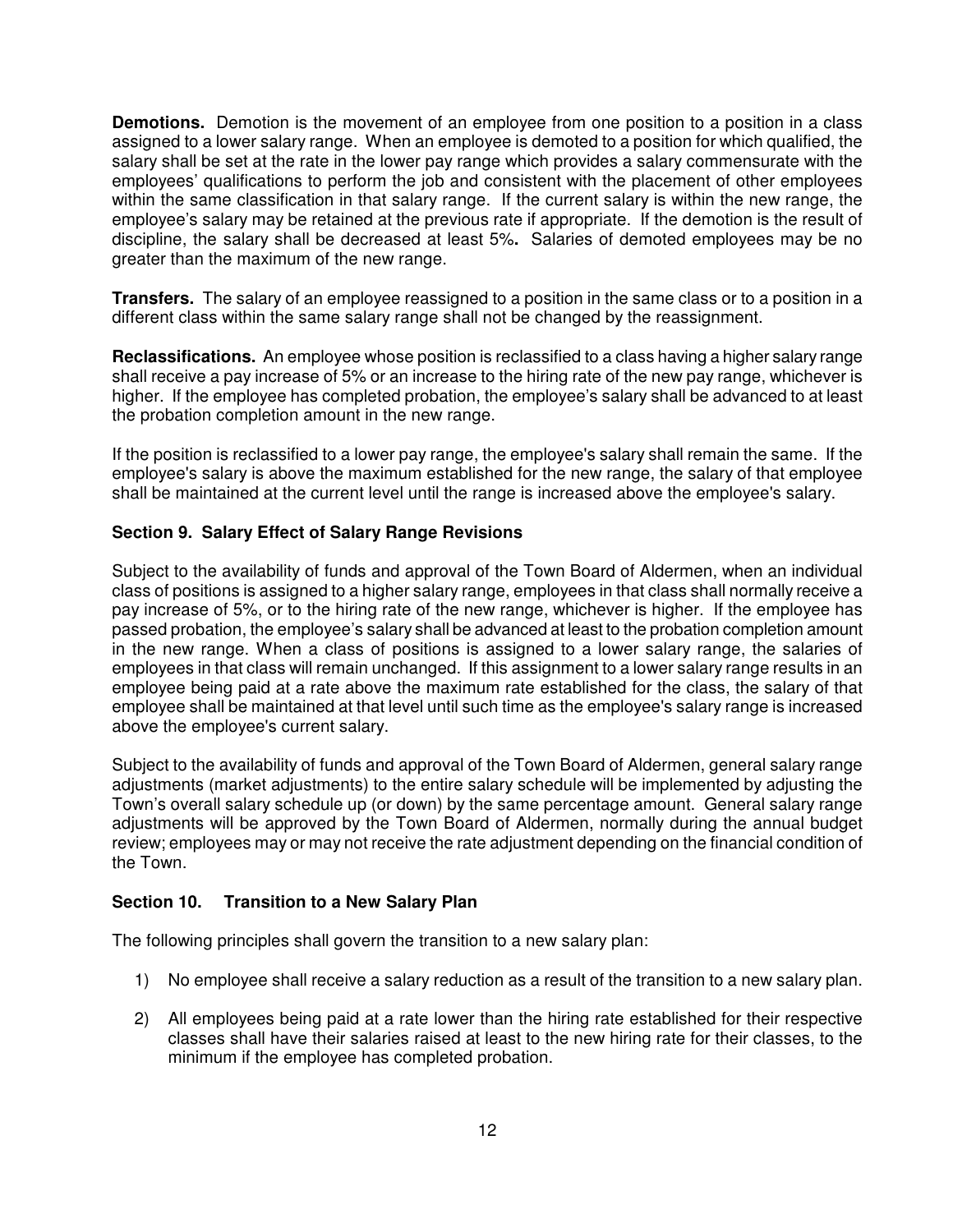**Demotions.** Demotion is the movement of an employee from one position to a position in a class assigned to a lower salary range. When an employee is demoted to a position for which qualified, the salary shall be set at the rate in the lower pay range which provides a salary commensurate with the employees' qualifications to perform the job and consistent with the placement of other employees within the same classification in that salary range. If the current salary is within the new range, the employee's salary may be retained at the previous rate if appropriate. If the demotion is the result of discipline, the salary shall be decreased at least 5%**.** Salaries of demoted employees may be no greater than the maximum of the new range.

**Transfers.** The salary of an employee reassigned to a position in the same class or to a position in a different class within the same salary range shall not be changed by the reassignment.

**Reclassifications.** An employee whose position is reclassified to a class having a higher salary range shall receive a pay increase of 5% or an increase to the hiring rate of the new pay range, whichever is higher. If the employee has completed probation, the employee's salary shall be advanced to at least the probation completion amount in the new range.

If the position is reclassified to a lower pay range, the employee's salary shall remain the same. If the employee's salary is above the maximum established for the new range, the salary of that employee shall be maintained at the current level until the range is increased above the employee's salary.

### Section 9. Salary Effect of Salary Range Revisions

Subject to the availability of funds and approval of the Town Board of Aldermen, when an individual class of positions is assigned to a higher salary range, employees in that class shall normally receive a pay increase of 5%, or to the hiring rate of the new range, whichever is higher. If the employee has passed probation, the employee's salary shall be advanced at least to the probation completion amount in the new range. When a class of positions is assigned to a lower salary range, the salaries of employees in that class will remain unchanged. If this assignment to a lower salary range results in an employee being paid at a rate above the maximum rate established for the class, the salary of that employee shall be maintained at that level until such time as the employee's salary range is increased above the employee's current salary.

Subject to the availability of funds and approval of the Town Board of Aldermen, general salary range adjustments (market adjustments) to the entire salary schedule will be implemented by adjusting the Town's overall salary schedule up (or down) by the same percentage amount. General salary range adjustments will be approved by the Town Board of Aldermen, normally during the annual budget review; employees may or may not receive the rate adjustment depending on the financial condition of the Town.

### Section 10. Transition to a New Salary Plan

The following principles shall govern the transition to a new salary plan:

1) No employee shall receive a salary reduction as a result of the transition to a new salary plan.

2) All employees being paid at a rate lower than the hiring rate established for their respective classes shall have their salaries raised at least to the new hiring rate for their classes, to the minimum if the employee has completed probation.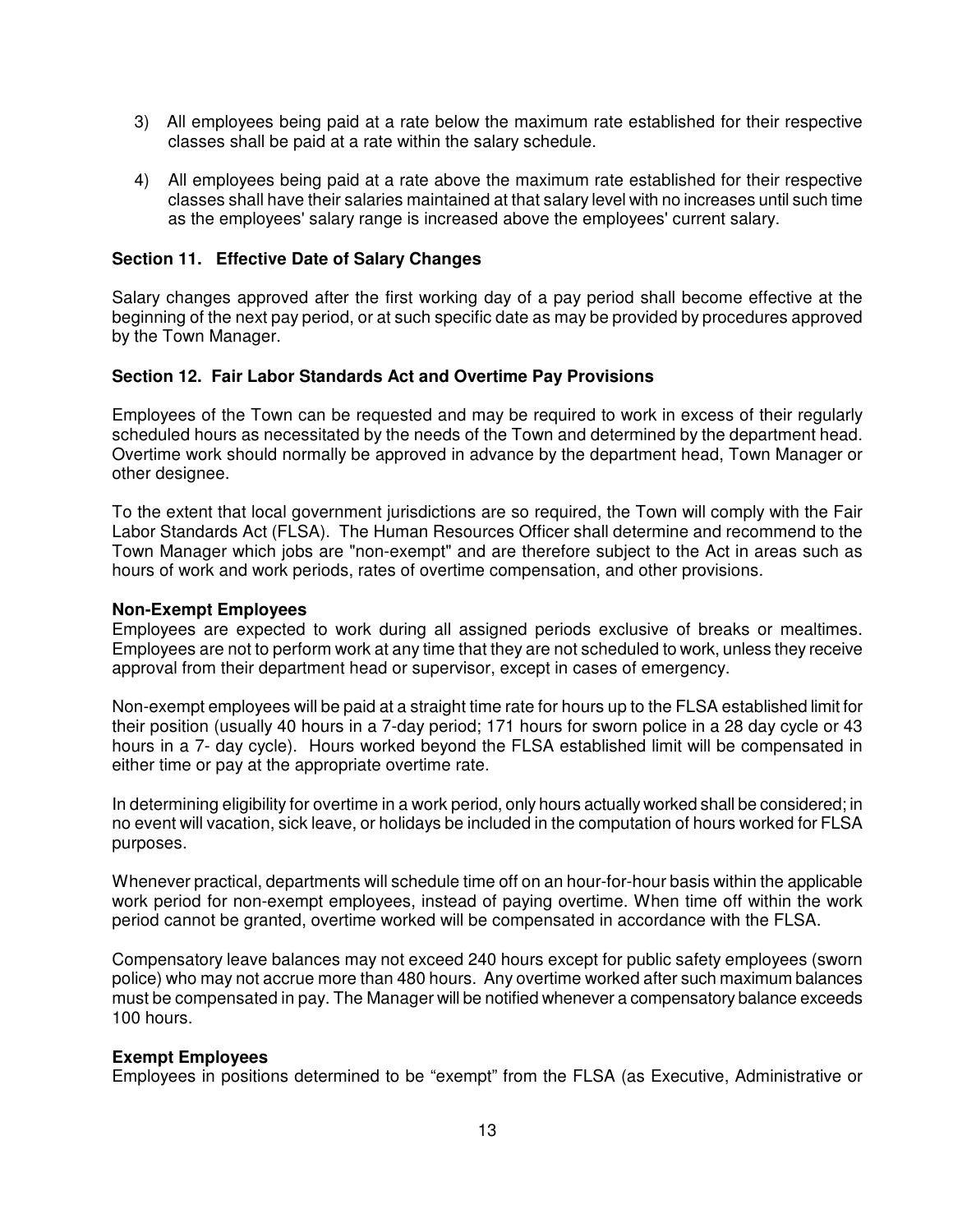3) All employees being paid at a rate below the maximum rate established for their respective classes shall be paid at a rate within the salary schedule.

4) All employees being paid at a rate above the maximum rate established for their respective classes shall have their salaries maintained at that salary level with no increases until such time as the employees' salary range is increased above the employees' current salary.

### Section 11. Effective Date of Salary Changes

Salary changes approved after the first working day of a pay period shall become effective at the beginning of the next pay period, or at such specific date as may be provided by procedures approved by the Town Manager.

### Section 12. Fair Labor Standards Act and Overtime Pay Provisions

Employees of the Town can be requested and may be required to work in excess of their regularly scheduled hours as necessitated by the needs of the Town and determined by the department head. Overtime work should normally be approved in advance by the department head, Town Manager or other designee.

To the extent that local government jurisdictions are so required, the Town will comply with the Fair Labor Standards Act (FLSA). The Human Resources Officer shall determine and recommend to the Town Manager which jobs are "non-exempt" and are therefore subject to the Act in areas such as hours of work and work periods, rates of overtime compensation, and other provisions.

**Non-Exempt Employees**

Employees are expected to work during all assigned periods exclusive of breaks or mealtimes. Employees are not to perform work at any time that they are not scheduled to work, unless they receive approval from their department head or supervisor, except in cases of emergency.

Non-exempt employees will be paid at a straight time rate for hours up to the FLSA established limit for their position (usually 40 hours in a 7-day period; 171 hours for sworn police in a 28 day cycle or 43 hours in a 7- day cycle). Hours worked beyond the FLSA established limit will be compensated in either time or pay at the appropriate overtime rate.

In determining eligibility for overtime in a work period, only hours actually worked shall be considered; in no event will vacation, sick leave, or holidays be included in the computation of hours worked for FLSA purposes.

Whenever practical, departments will schedule time off on an hour-for-hour basis within the applicable work period for non-exempt employees, instead of paying overtime. When time off within the work period cannot be granted, overtime worked will be compensated in accordance with the FLSA.

Compensatory leave balances may not exceed 240 hours except for public safety employees (sworn police) who may not accrue more than 480 hours. Any overtime worked after such maximum balances must be compensated in pay. The Manager will be notified whenever a compensatory balance exceeds 100 hours.

**Exempt Employees**

Employees in positions determined to be "exempt" from the FLSA (as Executive, Administrative or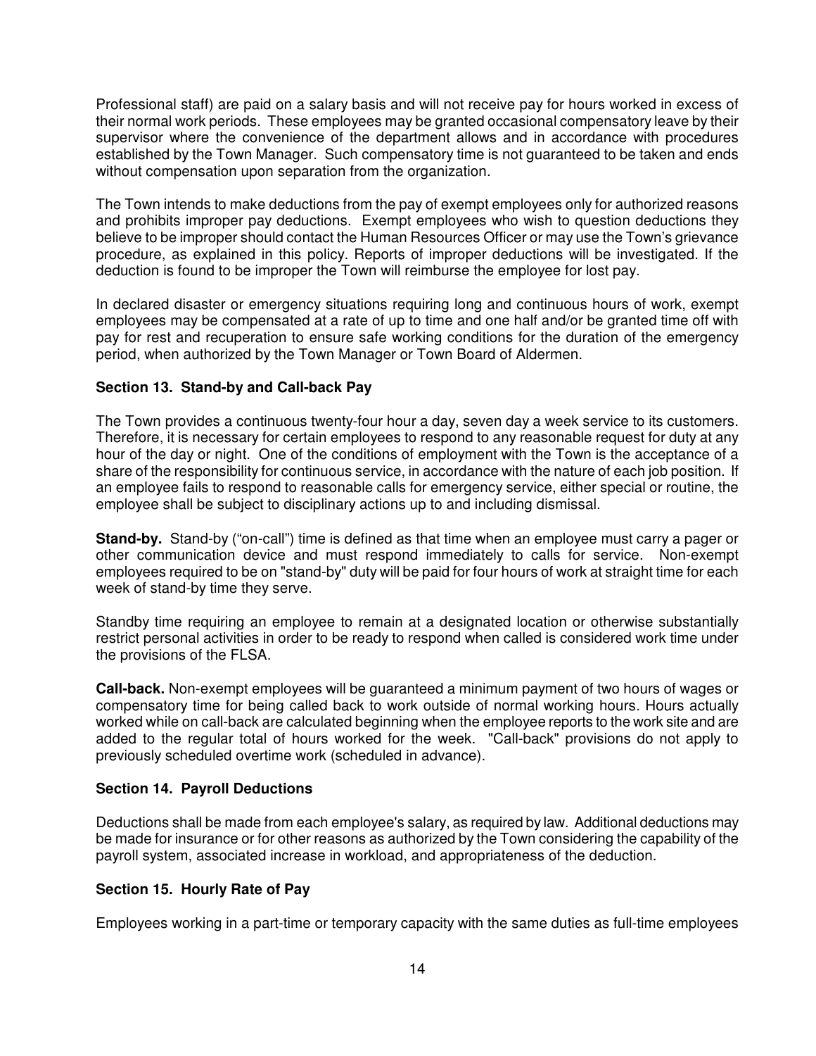Professional staff) are paid on a salary basis and will not receive pay for hours worked in excess of their normal work periods. These employees may be granted occasional compensatory leave by their supervisor where the convenience of the department allows and in accordance with procedures established by the Town Manager. Such compensatory time is not guaranteed to be taken and ends without compensation upon separation from the organization.

The Town intends to make deductions from the pay of exempt employees only for authorized reasons and prohibits improper pay deductions. Exempt employees who wish to question deductions they believe to be improper should contact the Human Resources Officer or may use the Town's grievance procedure, as explained in this policy. Reports of improper deductions will be investigated. If the deduction is found to be improper the Town will reimburse the employee for lost pay.

In declared disaster or emergency situations requiring long and continuous hours of work, exempt employees may be compensated at a rate of up to time and one half and/or be granted time off with pay for rest and recuperation to ensure safe working conditions for the duration of the emergency period, when authorized by the Town Manager or Town Board of Aldermen.

### Section 13. Stand-by and Call-back Pay

The Town provides a continuous twenty-four hour a day, seven day a week service to its customers. Therefore, it is necessary for certain employees to respond to any reasonable request for duty at any hour of the day or night. One of the conditions of employment with the Town is the acceptance of a share of the responsibility for continuous service, in accordance with the nature of each job position. If an employee fails to respond to reasonable calls for emergency service, either special or routine, the employee shall be subject to disciplinary actions up to and including dismissal.

**Stand-by.** Stand-by ("on-call") time is defined as that time when an employee must carry a pager or other communication device and must respond immediately to calls for service. Non-exempt employees required to be on "stand-by" duty will be paid for four hours of work at straight time for each week of stand-by time they serve.

Standby time requiring an employee to remain at a designated location or otherwise substantially restrict personal activities in order to be ready to respond when called is considered work time under the provisions of the FLSA.

**Call-back.** Non-exempt employees will be guaranteed a minimum payment of two hours of wages or compensatory time for being called back to work outside of normal working hours. Hours actually worked while on call-back are calculated beginning when the employee reports to the work site and are added to the regular total of hours worked for the week. "Call-back" provisions do not apply to previously scheduled overtime work (scheduled in advance).

### Section 14. Payroll Deductions

Deductions shall be made from each employee's salary, as required by law. Additional deductions may be made for insurance or for other reasons as authorized by the Town considering the capability of the payroll system, associated increase in workload, and appropriateness of the deduction.

### Section 15. Hourly Rate of Pay

Employees working in a part-time or temporary capacity with the same duties as full-time employees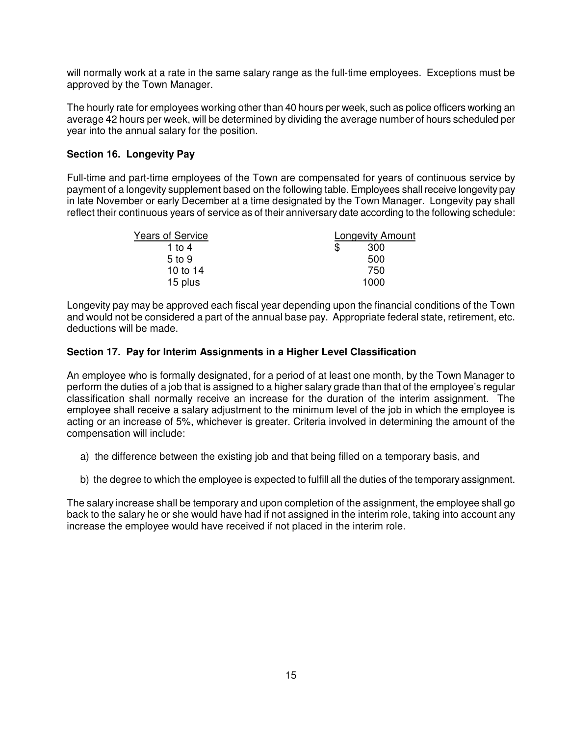will normally work at a rate in the same salary range as the full-time employees. Exceptions must be approved by the Town Manager.

The hourly rate for employees working other than 40 hours per week, such as police officers working an average 42 hours per week, will be determined by dividing the average number of hours scheduled per year into the annual salary for the position.

### Section 16. Longevity Pay

Full-time and part-time employees of the Town are compensated for years of continuous service by payment of a longevity supplement based on the following table. Employees shall receive longevity pay in late November or early December at a time designated by the Town Manager. Longevity pay shall reflect their continuous years of service as of their anniversary date according to the following schedule:

| Years of Service | Longevity Amount |
|---|---|
| 1 to 4 | $ 300 |
| 5 to 9 | 500 |
| 10 to 14 | 750 |
| 15 plus | 1000 |

Longevity pay may be approved each fiscal year depending upon the financial conditions of the Town and would not be considered a part of the annual base pay. Appropriate federal state, retirement, etc. deductions will be made.

### Section 17. Pay for Interim Assignments in a Higher Level Classification

An employee who is formally designated, for a period of at least one month, by the Town Manager to perform the duties of a job that is assigned to a higher salary grade than that of the employee's regular classification shall normally receive an increase for the duration of the interim assignment. The employee shall receive a salary adjustment to the minimum level of the job in which the employee is acting or an increase of 5%, whichever is greater. Criteria involved in determining the amount of the compensation will include:

a) the difference between the existing job and that being filled on a temporary basis, and

b) the degree to which the employee is expected to fulfill all the duties of the temporary assignment.

The salary increase shall be temporary and upon completion of the assignment, the employee shall go back to the salary he or she would have had if not assigned in the interim role, taking into account any increase the employee would have received if not placed in the interim role.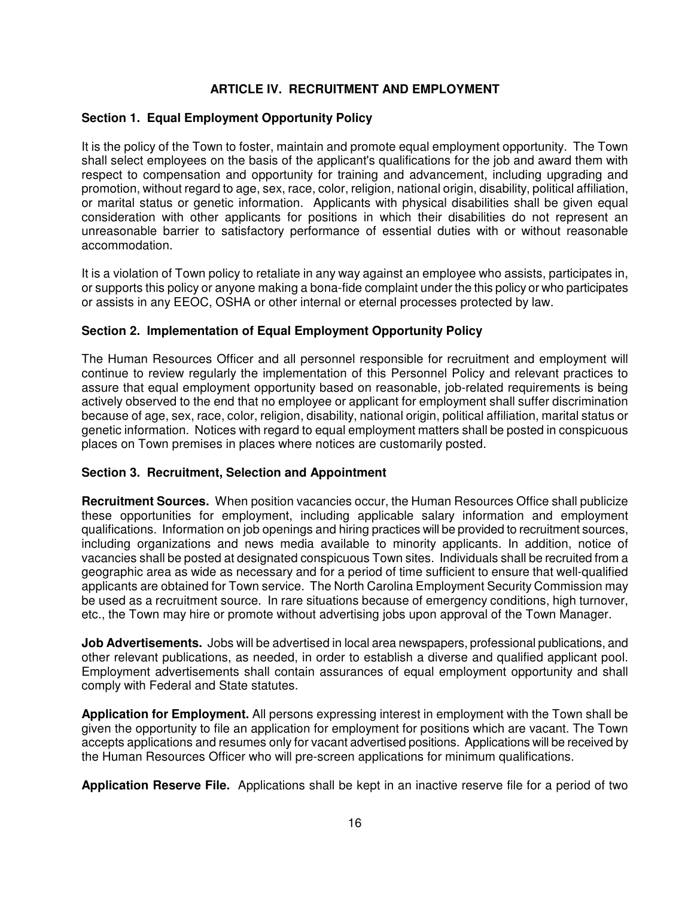## ARTICLE IV. RECRUITMENT AND EMPLOYMENT

### Section 1. Equal Employment Opportunity Policy

It is the policy of the Town to foster, maintain and promote equal employment opportunity. The Town shall select employees on the basis of the applicant's qualifications for the job and award them with respect to compensation and opportunity for training and advancement, including upgrading and promotion, without regard to age, sex, race, color, religion, national origin, disability, political affiliation, or marital status or genetic information. Applicants with physical disabilities shall be given equal consideration with other applicants for positions in which their disabilities do not represent an unreasonable barrier to satisfactory performance of essential duties with or without reasonable accommodation.

It is a violation of Town policy to retaliate in any way against an employee who assists, participates in, or supports this policy or anyone making a bona-fide complaint under the this policy or who participates or assists in any EEOC, OSHA or other internal or eternal processes protected by law.

### Section 2. Implementation of Equal Employment Opportunity Policy

The Human Resources Officer and all personnel responsible for recruitment and employment will continue to review regularly the implementation of this Personnel Policy and relevant practices to assure that equal employment opportunity based on reasonable, job-related requirements is being actively observed to the end that no employee or applicant for employment shall suffer discrimination because of age, sex, race, color, religion, disability, national origin, political affiliation, marital status or genetic information. Notices with regard to equal employment matters shall be posted in conspicuous places on Town premises in places where notices are customarily posted.

### Section 3. Recruitment, Selection and Appointment

**Recruitment Sources.** When position vacancies occur, the Human Resources Office shall publicize these opportunities for employment, including applicable salary information and employment qualifications. Information on job openings and hiring practices will be provided to recruitment sources, including organizations and news media available to minority applicants. In addition, notice of vacancies shall be posted at designated conspicuous Town sites. Individuals shall be recruited from a geographic area as wide as necessary and for a period of time sufficient to ensure that well-qualified applicants are obtained for Town service. The North Carolina Employment Security Commission may be used as a recruitment source. In rare situations because of emergency conditions, high turnover, etc., the Town may hire or promote without advertising jobs upon approval of the Town Manager.

**Job Advertisements.** Jobs will be advertised in local area newspapers, professional publications, and other relevant publications, as needed, in order to establish a diverse and qualified applicant pool. Employment advertisements shall contain assurances of equal employment opportunity and shall comply with Federal and State statutes.

**Application for Employment.** All persons expressing interest in employment with the Town shall be given the opportunity to file an application for employment for positions which are vacant. The Town accepts applications and resumes only for vacant advertised positions. Applications will be received by the Human Resources Officer who will pre-screen applications for minimum qualifications.

**Application Reserve File.** Applications shall be kept in an inactive reserve file for a period of two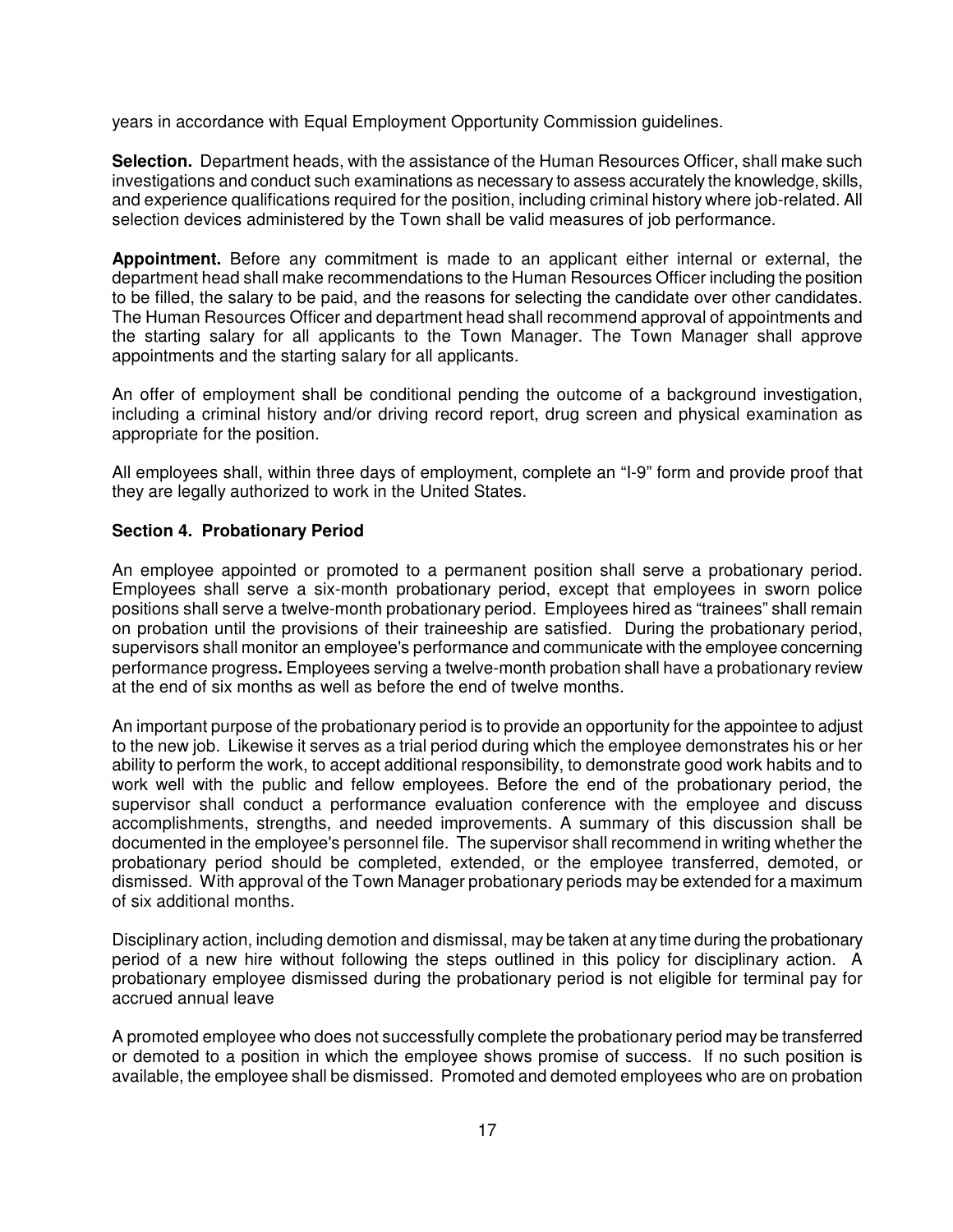years in accordance with Equal Employment Opportunity Commission guidelines.

**Selection.** Department heads, with the assistance of the Human Resources Officer, shall make such investigations and conduct such examinations as necessary to assess accurately the knowledge, skills, and experience qualifications required for the position, including criminal history where job-related. All selection devices administered by the Town shall be valid measures of job performance.

**Appointment.** Before any commitment is made to an applicant either internal or external, the department head shall make recommendations to the Human Resources Officer including the position to be filled, the salary to be paid, and the reasons for selecting the candidate over other candidates. The Human Resources Officer and department head shall recommend approval of appointments and the starting salary for all applicants to the Town Manager. The Town Manager shall approve appointments and the starting salary for all applicants.

An offer of employment shall be conditional pending the outcome of a background investigation, including a criminal history and/or driving record report, drug screen and physical examination as appropriate for the position.

All employees shall, within three days of employment, complete an "I-9" form and provide proof that they are legally authorized to work in the United States.

### Section 4. Probationary Period

An employee appointed or promoted to a permanent position shall serve a probationary period. Employees shall serve a six-month probationary period, except that employees in sworn police positions shall serve a twelve-month probationary period. Employees hired as "trainees" shall remain on probation until the provisions of their traineeship are satisfied. During the probationary period, supervisors shall monitor an employee's performance and communicate with the employee concerning performance progress**.** Employees serving a twelve-month probation shall have a probationary review at the end of six months as well as before the end of twelve months.

An important purpose of the probationary period is to provide an opportunity for the appointee to adjust to the new job. Likewise it serves as a trial period during which the employee demonstrates his or her ability to perform the work, to accept additional responsibility, to demonstrate good work habits and to work well with the public and fellow employees. Before the end of the probationary period, the supervisor shall conduct a performance evaluation conference with the employee and discuss accomplishments, strengths, and needed improvements. A summary of this discussion shall be documented in the employee's personnel file. The supervisor shall recommend in writing whether the probationary period should be completed, extended, or the employee transferred, demoted, or dismissed. With approval of the Town Manager probationary periods may be extended for a maximum of six additional months.

Disciplinary action, including demotion and dismissal, may be taken at any time during the probationary period of a new hire without following the steps outlined in this policy for disciplinary action. A probationary employee dismissed during the probationary period is not eligible for terminal pay for accrued annual leave

A promoted employee who does not successfully complete the probationary period may be transferred or demoted to a position in which the employee shows promise of success. If no such position is available, the employee shall be dismissed. Promoted and demoted employees who are on probation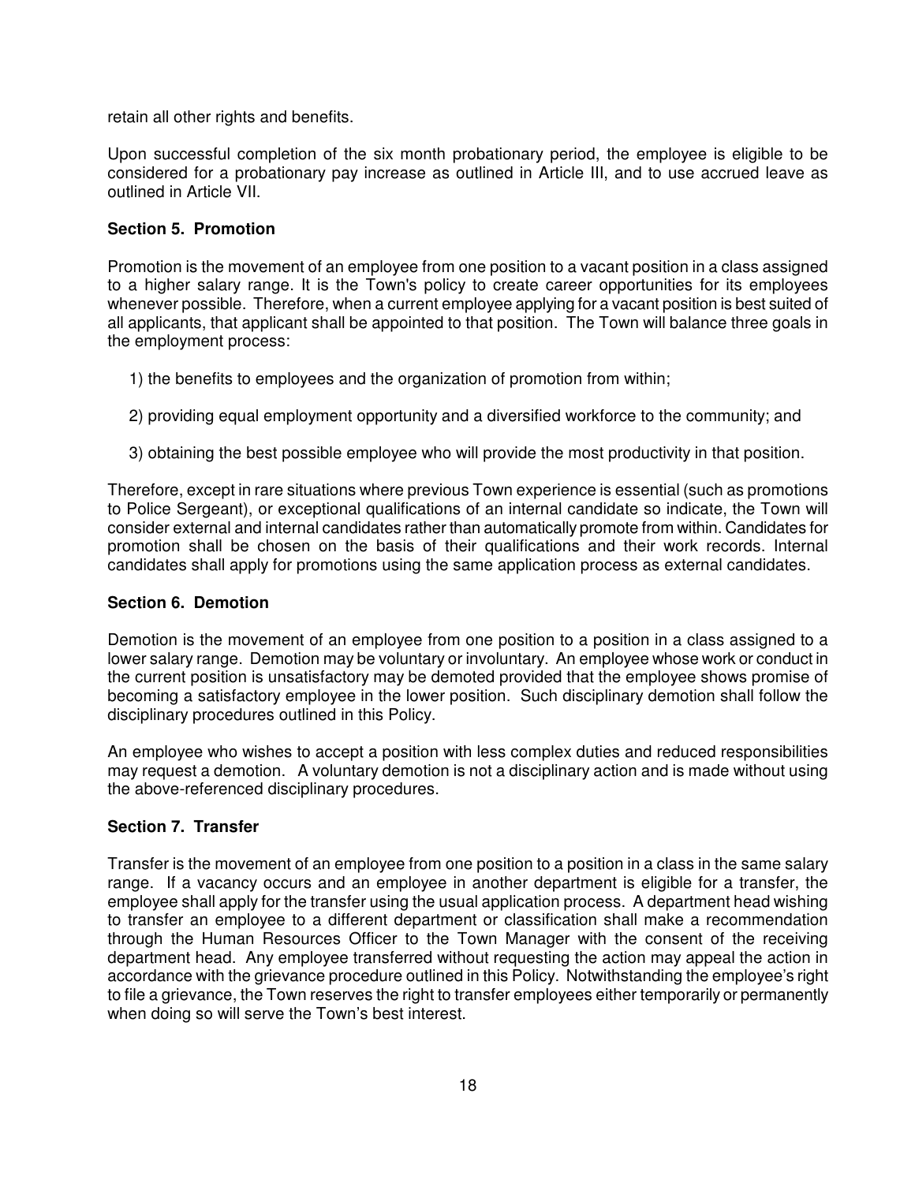retain all other rights and benefits.

Upon successful completion of the six month probationary period, the employee is eligible to be considered for a probationary pay increase as outlined in Article III, and to use accrued leave as outlined in Article VII.

### Section 5. Promotion

Promotion is the movement of an employee from one position to a vacant position in a class assigned to a higher salary range. It is the Town's policy to create career opportunities for its employees whenever possible. Therefore, when a current employee applying for a vacant position is best suited of all applicants, that applicant shall be appointed to that position. The Town will balance three goals in the employment process:

1) the benefits to employees and the organization of promotion from within;

2) providing equal employment opportunity and a diversified workforce to the community; and

3) obtaining the best possible employee who will provide the most productivity in that position.

Therefore, except in rare situations where previous Town experience is essential (such as promotions to Police Sergeant), or exceptional qualifications of an internal candidate so indicate, the Town will consider external and internal candidates rather than automatically promote from within. Candidates for promotion shall be chosen on the basis of their qualifications and their work records. Internal candidates shall apply for promotions using the same application process as external candidates.

### Section 6. Demotion

Demotion is the movement of an employee from one position to a position in a class assigned to a lower salary range. Demotion may be voluntary or involuntary. An employee whose work or conduct in the current position is unsatisfactory may be demoted provided that the employee shows promise of becoming a satisfactory employee in the lower position. Such disciplinary demotion shall follow the disciplinary procedures outlined in this Policy.

An employee who wishes to accept a position with less complex duties and reduced responsibilities may request a demotion. A voluntary demotion is not a disciplinary action and is made without using the above-referenced disciplinary procedures.

### Section 7. Transfer

Transfer is the movement of an employee from one position to a position in a class in the same salary range. If a vacancy occurs and an employee in another department is eligible for a transfer, the employee shall apply for the transfer using the usual application process. A department head wishing to transfer an employee to a different department or classification shall make a recommendation through the Human Resources Officer to the Town Manager with the consent of the receiving department head. Any employee transferred without requesting the action may appeal the action in accordance with the grievance procedure outlined in this Policy. Notwithstanding the employee's right to file a grievance, the Town reserves the right to transfer employees either temporarily or permanently when doing so will serve the Town's best interest.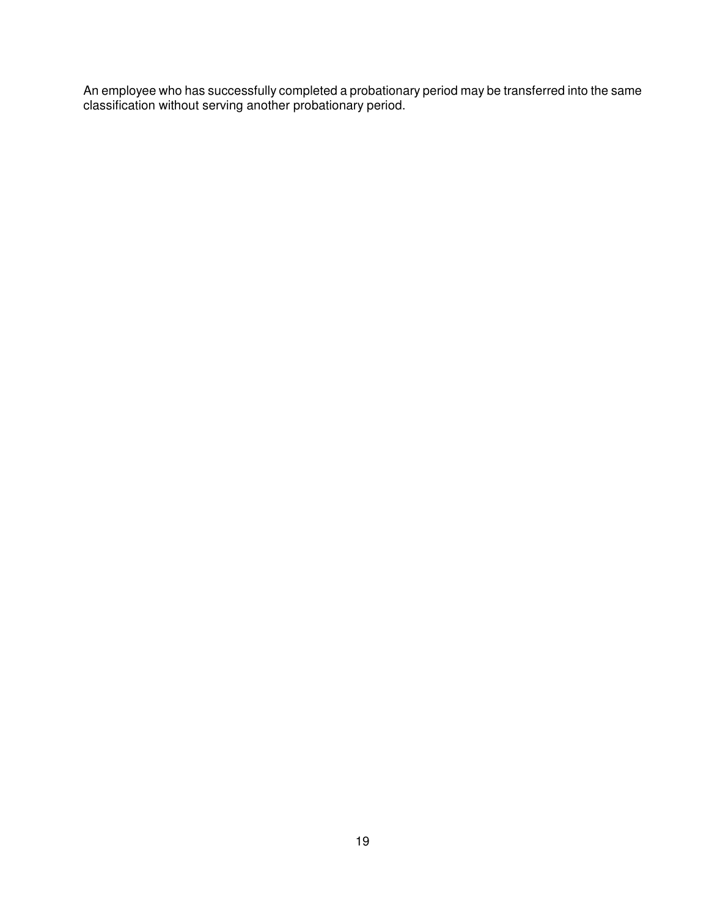An employee who has successfully completed a probationary period may be transferred into the same classification without serving another probationary period.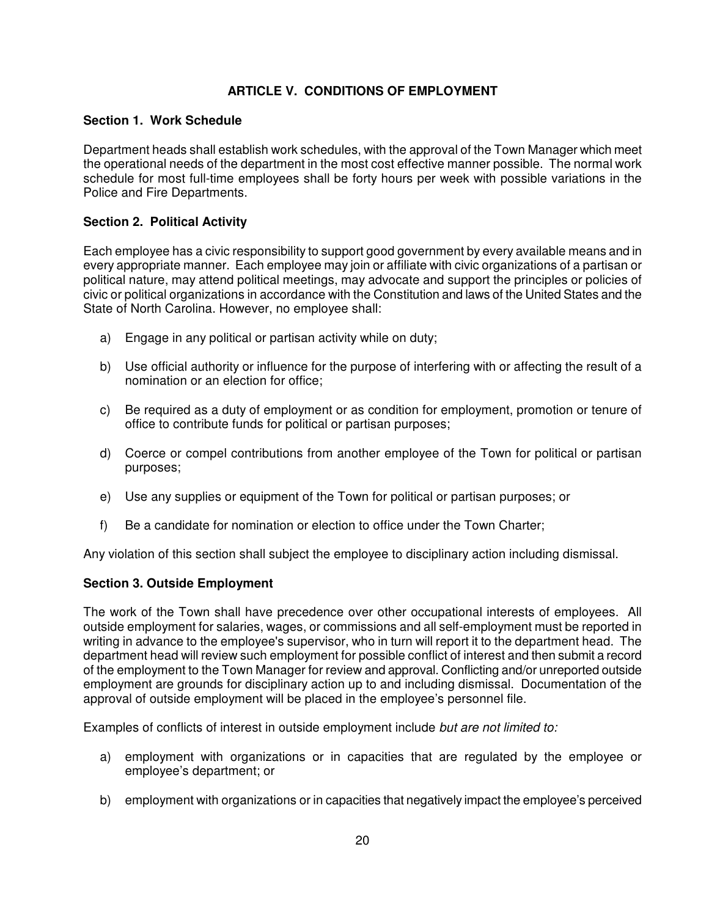# ARTICLE V. CONDITIONS OF EMPLOYMENT

### Section 1. Work Schedule

Department heads shall establish work schedules, with the approval of the Town Manager which meet the operational needs of the department in the most cost effective manner possible. The normal work schedule for most full-time employees shall be forty hours per week with possible variations in the Police and Fire Departments.

### Section 2. Political Activity

Each employee has a civic responsibility to support good government by every available means and in every appropriate manner. Each employee may join or affiliate with civic organizations of a partisan or political nature, may attend political meetings, may advocate and support the principles or policies of civic or political organizations in accordance with the Constitution and laws of the United States and the State of North Carolina. However, no employee shall:

a) Engage in any political or partisan activity while on duty;

b) Use official authority or influence for the purpose of interfering with or affecting the result of a nomination or an election for office;

c) Be required as a duty of employment or as condition for employment, promotion or tenure of office to contribute funds for political or partisan purposes;

d) Coerce or compel contributions from another employee of the Town for political or partisan purposes;

e) Use any supplies or equipment of the Town for political or partisan purposes; or

f) Be a candidate for nomination or election to office under the Town Charter;

Any violation of this section shall subject the employee to disciplinary action including dismissal.

### Section 3. Outside Employment

The work of the Town shall have precedence over other occupational interests of employees. All outside employment for salaries, wages, or commissions and all self-employment must be reported in writing in advance to the employee's supervisor, who in turn will report it to the department head. The department head will review such employment for possible conflict of interest and then submit a record of the employment to the Town Manager for review and approval. Conflicting and/or unreported outside employment are grounds for disciplinary action up to and including dismissal. Documentation of the approval of outside employment will be placed in the employee's personnel file.

Examples of conflicts of interest in outside employment include *but are not limited to:*

a) employment with organizations or in capacities that are regulated by the employee or employee's department; or

b) employment with organizations or in capacities that negatively impact the employee's perceived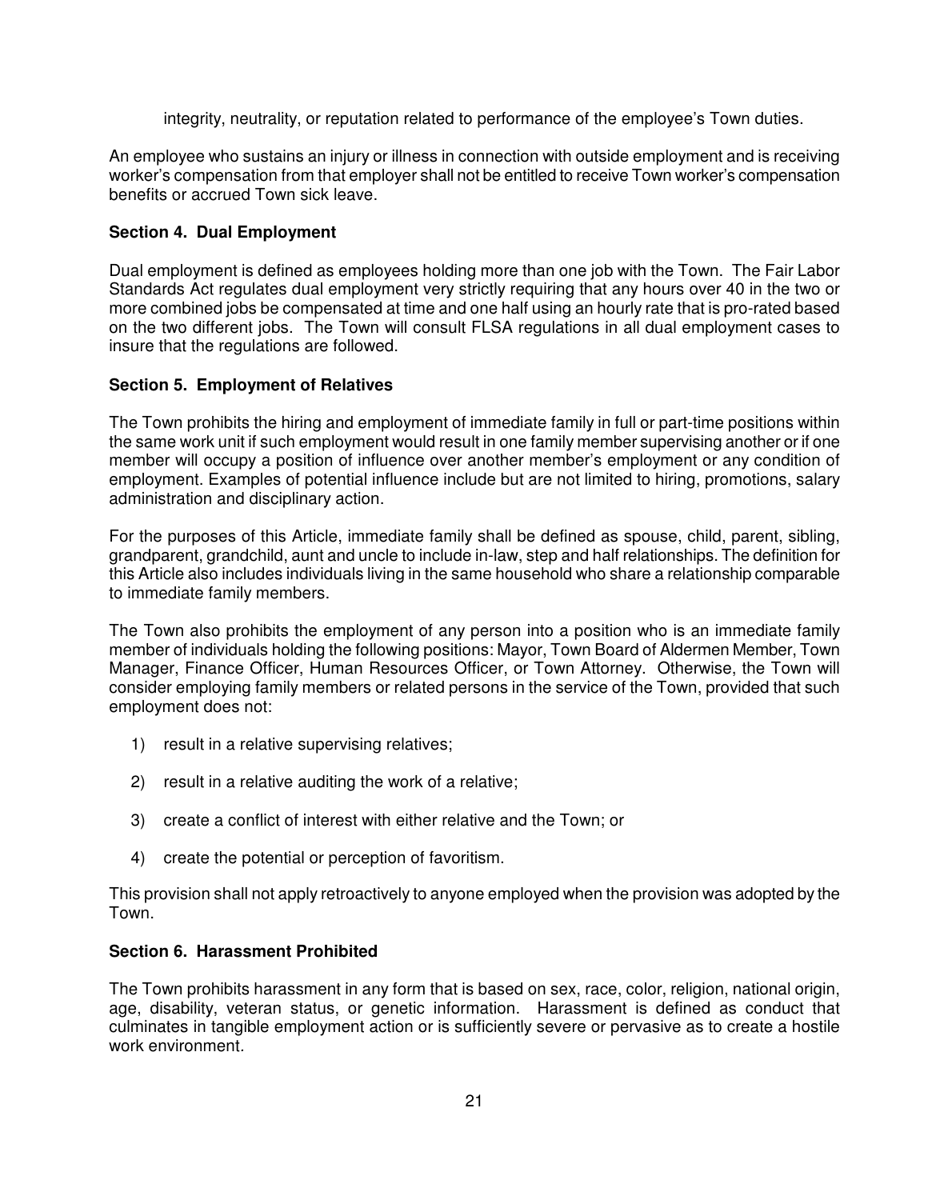integrity, neutrality, or reputation related to performance of the employee's Town duties.

An employee who sustains an injury or illness in connection with outside employment and is receiving worker's compensation from that employer shall not be entitled to receive Town worker's compensation benefits or accrued Town sick leave.

### Section 4. Dual Employment

Dual employment is defined as employees holding more than one job with the Town. The Fair Labor Standards Act regulates dual employment very strictly requiring that any hours over 40 in the two or more combined jobs be compensated at time and one half using an hourly rate that is pro-rated based on the two different jobs. The Town will consult FLSA regulations in all dual employment cases to insure that the regulations are followed.

### Section 5. Employment of Relatives

The Town prohibits the hiring and employment of immediate family in full or part-time positions within the same work unit if such employment would result in one family member supervising another or if one member will occupy a position of influence over another member's employment or any condition of employment. Examples of potential influence include but are not limited to hiring, promotions, salary administration and disciplinary action.

For the purposes of this Article, immediate family shall be defined as spouse, child, parent, sibling, grandparent, grandchild, aunt and uncle to include in-law, step and half relationships. The definition for this Article also includes individuals living in the same household who share a relationship comparable to immediate family members.

The Town also prohibits the employment of any person into a position who is an immediate family member of individuals holding the following positions: Mayor, Town Board of Aldermen Member, Town Manager, Finance Officer, Human Resources Officer, or Town Attorney. Otherwise, the Town will consider employing family members or related persons in the service of the Town, provided that such employment does not:

1) result in a relative supervising relatives;

2) result in a relative auditing the work of a relative;

3) create a conflict of interest with either relative and the Town; or

4) create the potential or perception of favoritism.

This provision shall not apply retroactively to anyone employed when the provision was adopted by the Town.

### Section 6. Harassment Prohibited

The Town prohibits harassment in any form that is based on sex, race, color, religion, national origin, age, disability, veteran status, or genetic information. Harassment is defined as conduct that culminates in tangible employment action or is sufficiently severe or pervasive as to create a hostile work environment.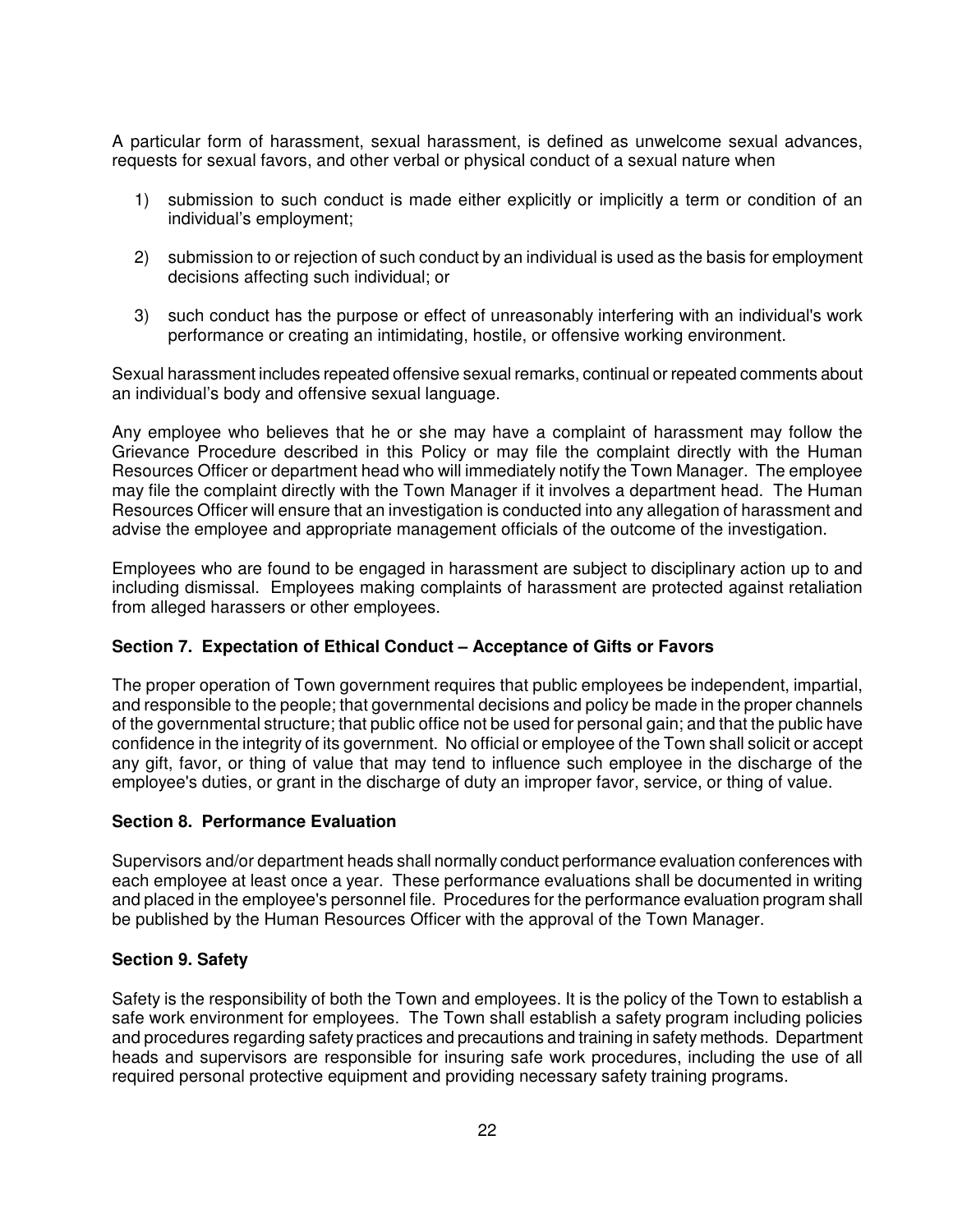A particular form of harassment, sexual harassment, is defined as unwelcome sexual advances, requests for sexual favors, and other verbal or physical conduct of a sexual nature when

1) submission to such conduct is made either explicitly or implicitly a term or condition of an individual's employment;

2) submission to or rejection of such conduct by an individual is used as the basis for employment decisions affecting such individual; or

3) such conduct has the purpose or effect of unreasonably interfering with an individual's work performance or creating an intimidating, hostile, or offensive working environment.

Sexual harassment includes repeated offensive sexual remarks, continual or repeated comments about an individual's body and offensive sexual language.

Any employee who believes that he or she may have a complaint of harassment may follow the Grievance Procedure described in this Policy or may file the complaint directly with the Human Resources Officer or department head who will immediately notify the Town Manager. The employee may file the complaint directly with the Town Manager if it involves a department head. The Human Resources Officer will ensure that an investigation is conducted into any allegation of harassment and advise the employee and appropriate management officials of the outcome of the investigation.

Employees who are found to be engaged in harassment are subject to disciplinary action up to and including dismissal. Employees making complaints of harassment are protected against retaliation from alleged harassers or other employees.

### Section 7. Expectation of Ethical Conduct – Acceptance of Gifts or Favors

The proper operation of Town government requires that public employees be independent, impartial, and responsible to the people; that governmental decisions and policy be made in the proper channels of the governmental structure; that public office not be used for personal gain; and that the public have confidence in the integrity of its government. No official or employee of the Town shall solicit or accept any gift, favor, or thing of value that may tend to influence such employee in the discharge of the employee's duties, or grant in the discharge of duty an improper favor, service, or thing of value.

### Section 8. Performance Evaluation

Supervisors and/or department heads shall normally conduct performance evaluation conferences with each employee at least once a year. These performance evaluations shall be documented in writing and placed in the employee's personnel file. Procedures for the performance evaluation program shall be published by the Human Resources Officer with the approval of the Town Manager.

### Section 9. Safety

Safety is the responsibility of both the Town and employees. It is the policy of the Town to establish a safe work environment for employees. The Town shall establish a safety program including policies and procedures regarding safety practices and precautions and training in safety methods. Department heads and supervisors are responsible for insuring safe work procedures, including the use of all required personal protective equipment and providing necessary safety training programs.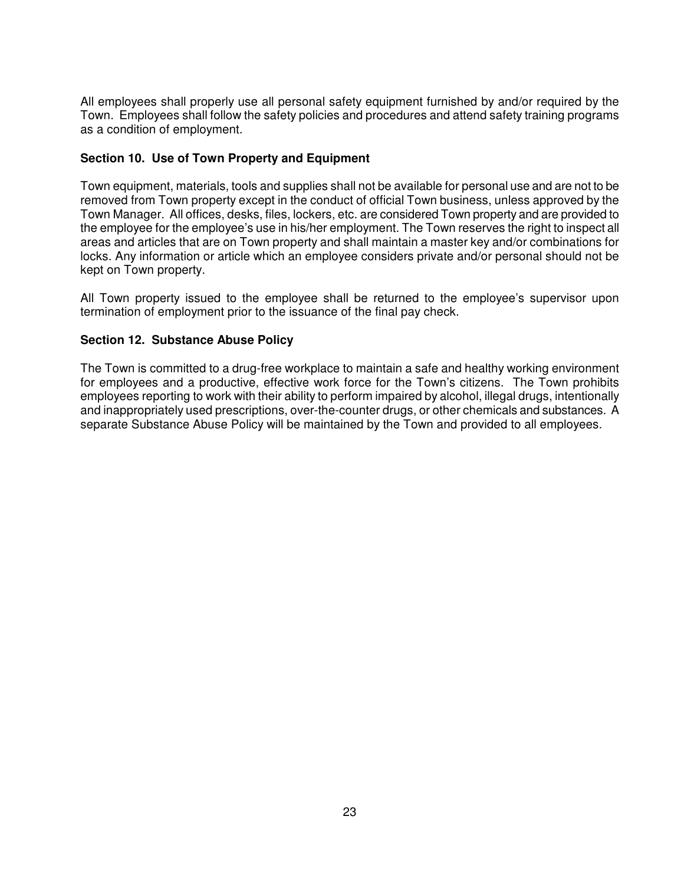All employees shall properly use all personal safety equipment furnished by and/or required by the Town. Employees shall follow the safety policies and procedures and attend safety training programs as a condition of employment.

### Section 10. Use of Town Property and Equipment

Town equipment, materials, tools and supplies shall not be available for personal use and are not to be removed from Town property except in the conduct of official Town business, unless approved by the Town Manager. All offices, desks, files, lockers, etc. are considered Town property and are provided to the employee for the employee's use in his/her employment. The Town reserves the right to inspect all areas and articles that are on Town property and shall maintain a master key and/or combinations for locks. Any information or article which an employee considers private and/or personal should not be kept on Town property.

All Town property issued to the employee shall be returned to the employee's supervisor upon termination of employment prior to the issuance of the final pay check.

### Section 12. Substance Abuse Policy

The Town is committed to a drug-free workplace to maintain a safe and healthy working environment for employees and a productive, effective work force for the Town's citizens. The Town prohibits employees reporting to work with their ability to perform impaired by alcohol, illegal drugs, intentionally and inappropriately used prescriptions, over-the-counter drugs, or other chemicals and substances. A separate Substance Abuse Policy will be maintained by the Town and provided to all employees.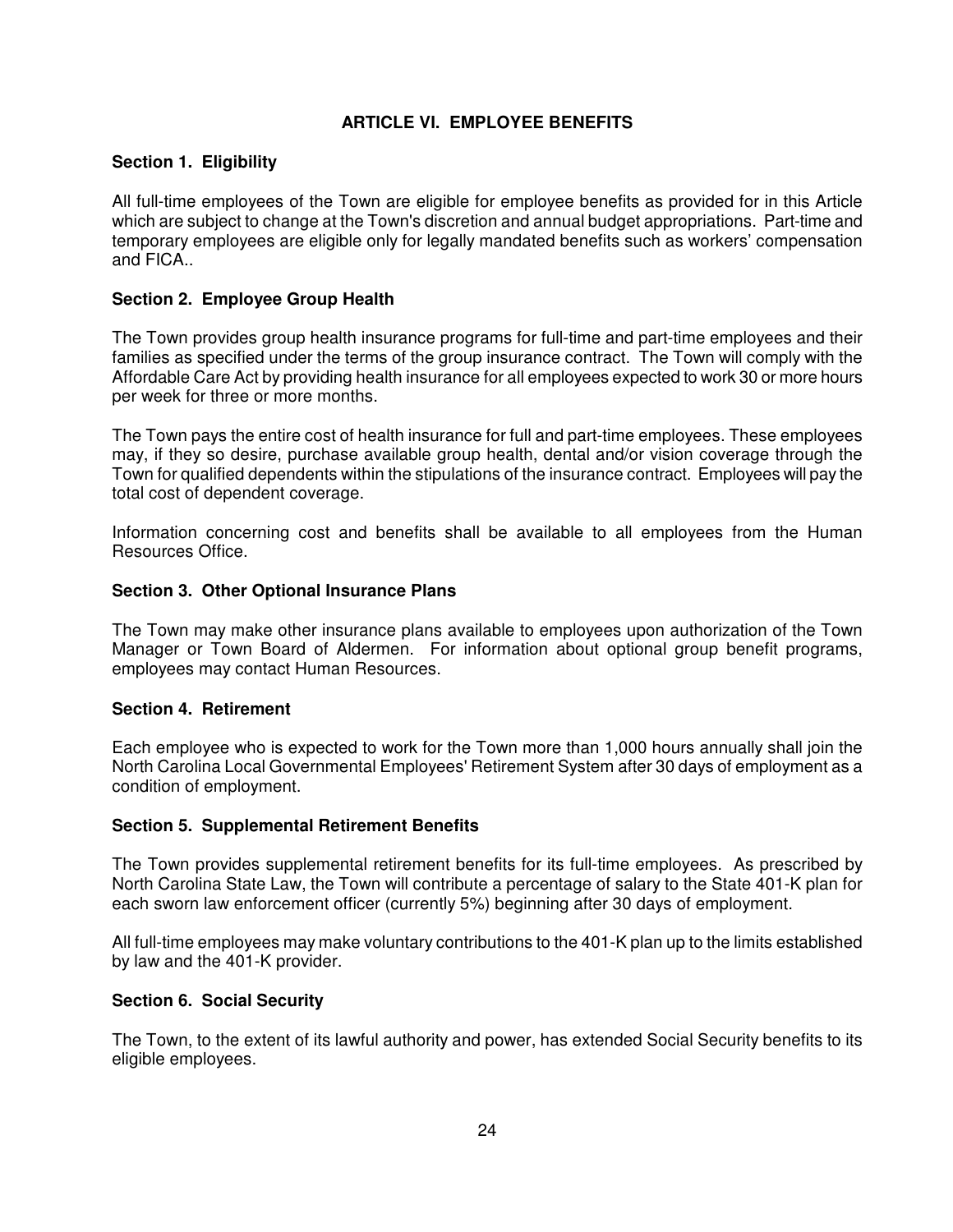## ARTICLE VI. EMPLOYEE BENEFITS

### Section 1. Eligibility

All full-time employees of the Town are eligible for employee benefits as provided for in this Article which are subject to change at the Town's discretion and annual budget appropriations. Part-time and temporary employees are eligible only for legally mandated benefits such as workers' compensation and FICA..

### Section 2. Employee Group Health

The Town provides group health insurance programs for full-time and part-time employees and their families as specified under the terms of the group insurance contract. The Town will comply with the Affordable Care Act by providing health insurance for all employees expected to work 30 or more hours per week for three or more months.

The Town pays the entire cost of health insurance for full and part-time employees. These employees may, if they so desire, purchase available group health, dental and/or vision coverage through the Town for qualified dependents within the stipulations of the insurance contract. Employees will pay the total cost of dependent coverage.

Information concerning cost and benefits shall be available to all employees from the Human Resources Office.

### Section 3. Other Optional Insurance Plans

The Town may make other insurance plans available to employees upon authorization of the Town Manager or Town Board of Aldermen. For information about optional group benefit programs, employees may contact Human Resources.

### Section 4. Retirement

Each employee who is expected to work for the Town more than 1,000 hours annually shall join the North Carolina Local Governmental Employees' Retirement System after 30 days of employment as a condition of employment.

### Section 5. Supplemental Retirement Benefits

The Town provides supplemental retirement benefits for its full-time employees. As prescribed by North Carolina State Law, the Town will contribute a percentage of salary to the State 401-K plan for each sworn law enforcement officer (currently 5%) beginning after 30 days of employment.

All full-time employees may make voluntary contributions to the 401-K plan up to the limits established by law and the 401-K provider.

### Section 6. Social Security

The Town, to the extent of its lawful authority and power, has extended Social Security benefits to its eligible employees.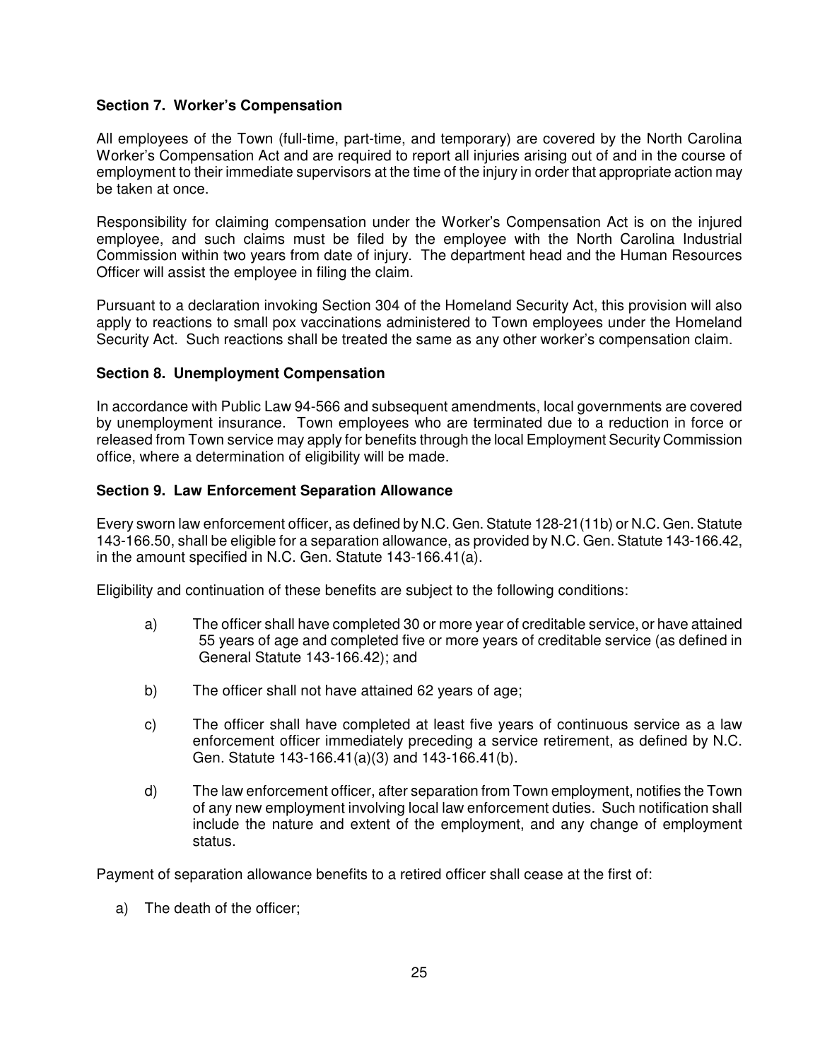### Section 7. Worker's Compensation

All employees of the Town (full-time, part-time, and temporary) are covered by the North Carolina Worker's Compensation Act and are required to report all injuries arising out of and in the course of employment to their immediate supervisors at the time of the injury in order that appropriate action may be taken at once.

Responsibility for claiming compensation under the Worker's Compensation Act is on the injured employee, and such claims must be filed by the employee with the North Carolina Industrial Commission within two years from date of injury. The department head and the Human Resources Officer will assist the employee in filing the claim.

Pursuant to a declaration invoking Section 304 of the Homeland Security Act, this provision will also apply to reactions to small pox vaccinations administered to Town employees under the Homeland Security Act. Such reactions shall be treated the same as any other worker's compensation claim.

### Section 8. Unemployment Compensation

In accordance with Public Law 94-566 and subsequent amendments, local governments are covered by unemployment insurance. Town employees who are terminated due to a reduction in force or released from Town service may apply for benefits through the local Employment Security Commission office, where a determination of eligibility will be made.

### Section 9. Law Enforcement Separation Allowance

Every sworn law enforcement officer, as defined by N.C. Gen. Statute 128-21(11b) or N.C. Gen. Statute 143-166.50, shall be eligible for a separation allowance, as provided by N.C. Gen. Statute 143-166.42, in the amount specified in N.C. Gen. Statute 143-166.41(a).

Eligibility and continuation of these benefits are subject to the following conditions:

a) The officer shall have completed 30 or more year of creditable service, or have attained 55 years of age and completed five or more years of creditable service (as defined in General Statute 143-166.42); and

b) The officer shall not have attained 62 years of age;

c) The officer shall have completed at least five years of continuous service as a law enforcement officer immediately preceding a service retirement, as defined by N.C. Gen. Statute 143-166.41(a)(3) and 143-166.41(b).

d) The law enforcement officer, after separation from Town employment, notifies the Town of any new employment involving local law enforcement duties. Such notification shall include the nature and extent of the employment, and any change of employment status.

Payment of separation allowance benefits to a retired officer shall cease at the first of:

a) The death of the officer;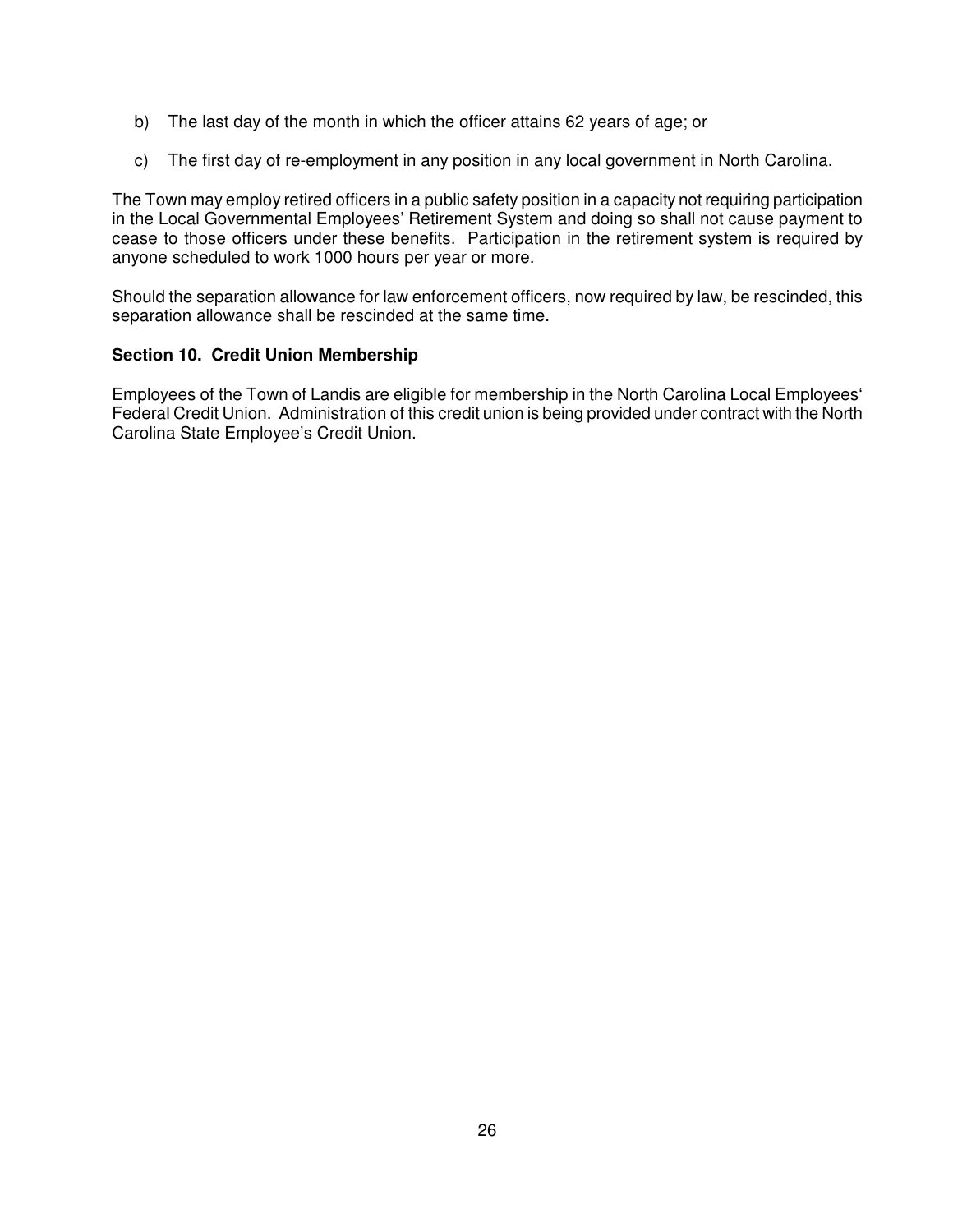b) The last day of the month in which the officer attains 62 years of age; or

c) The first day of re-employment in any position in any local government in North Carolina.

The Town may employ retired officers in a public safety position in a capacity not requiring participation in the Local Governmental Employees' Retirement System and doing so shall not cause payment to cease to those officers under these benefits. Participation in the retirement system is required by anyone scheduled to work 1000 hours per year or more.

Should the separation allowance for law enforcement officers, now required by law, be rescinded, this separation allowance shall be rescinded at the same time.

**Section 10. Credit Union Membership**

Employees of the Town of Landis are eligible for membership in the North Carolina Local Employees' Federal Credit Union. Administration of this credit union is being provided under contract with the North Carolina State Employee's Credit Union.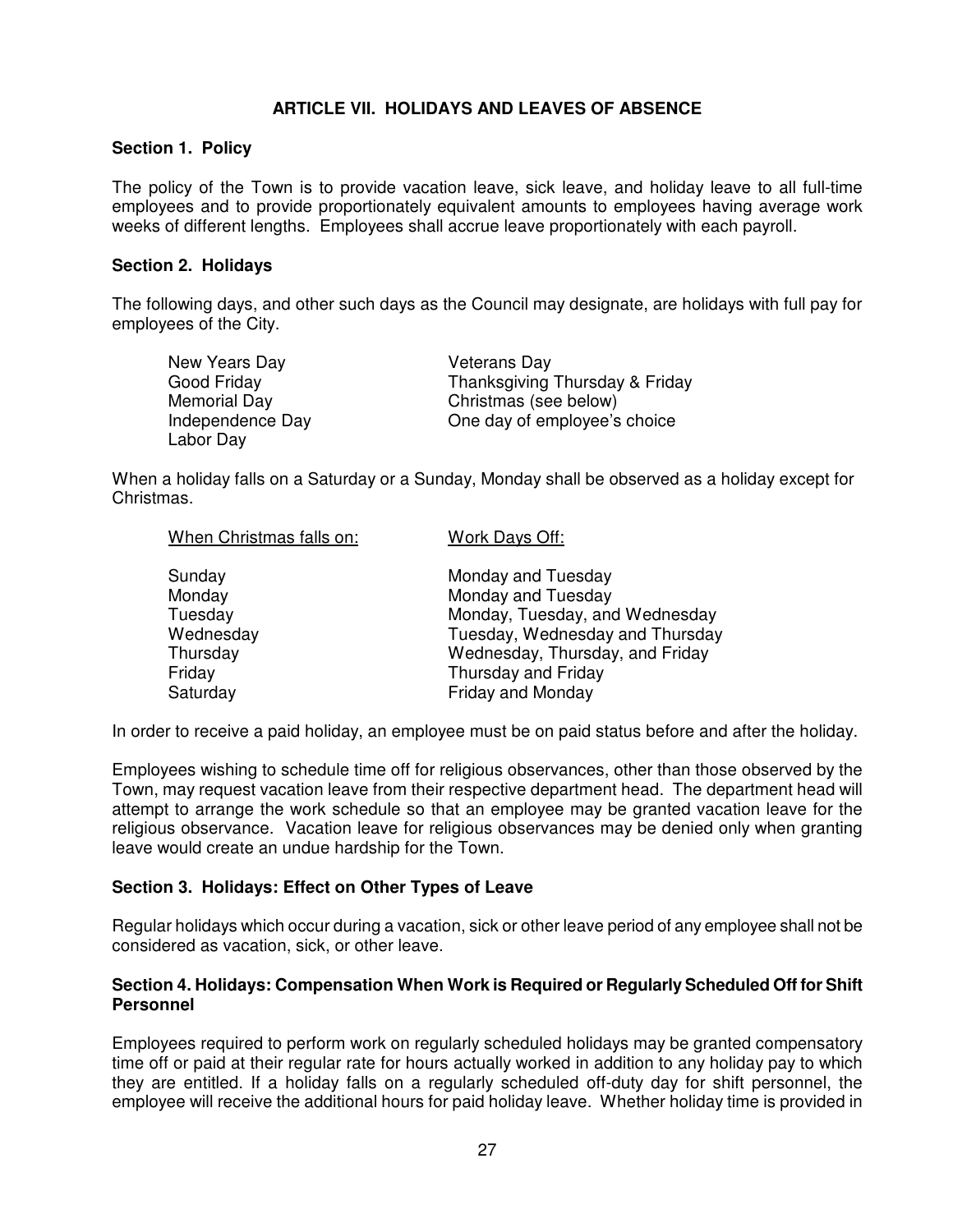## ARTICLE VII. HOLIDAYS AND LEAVES OF ABSENCE

### Section 1. Policy

The policy of the Town is to provide vacation leave, sick leave, and holiday leave to all full-time employees and to provide proportionately equivalent amounts to employees having average work weeks of different lengths. Employees shall accrue leave proportionately with each payroll.

### Section 2. Holidays

The following days, and other such days as the Council may designate, are holidays with full pay for employees of the City.

| | |
|---|---|
| New Years Day | Veterans Day |
| Good Friday | Thanksgiving Thursday & Friday |
| Memorial Day | Christmas (see below) |
| Independence Day | One day of employee's choice |
| Labor Day | |

When a holiday falls on a Saturday or a Sunday, Monday shall be observed as a holiday except for Christmas.

| When Christmas falls on: | Work Days Off: |
|---|---|
| Sunday | Monday and Tuesday |
| Monday | Monday and Tuesday |
| Tuesday | Monday, Tuesday, and Wednesday |
| Wednesday | Tuesday, Wednesday and Thursday |
| Thursday | Wednesday, Thursday, and Friday |
| Friday | Thursday and Friday |
| Saturday | Friday and Monday |

In order to receive a paid holiday, an employee must be on paid status before and after the holiday.

Employees wishing to schedule time off for religious observances, other than those observed by the Town, may request vacation leave from their respective department head. The department head will attempt to arrange the work schedule so that an employee may be granted vacation leave for the religious observance. Vacation leave for religious observances may be denied only when granting leave would create an undue hardship for the Town.

### Section 3. Holidays: Effect on Other Types of Leave

Regular holidays which occur during a vacation, sick or other leave period of any employee shall not be considered as vacation, sick, or other leave.

### Section 4. Holidays: Compensation When Work is Required or Regularly Scheduled Off for Shift Personnel

Employees required to perform work on regularly scheduled holidays may be granted compensatory time off or paid at their regular rate for hours actually worked in addition to any holiday pay to which they are entitled. If a holiday falls on a regularly scheduled off-duty day for shift personnel, the employee will receive the additional hours for paid holiday leave. Whether holiday time is provided in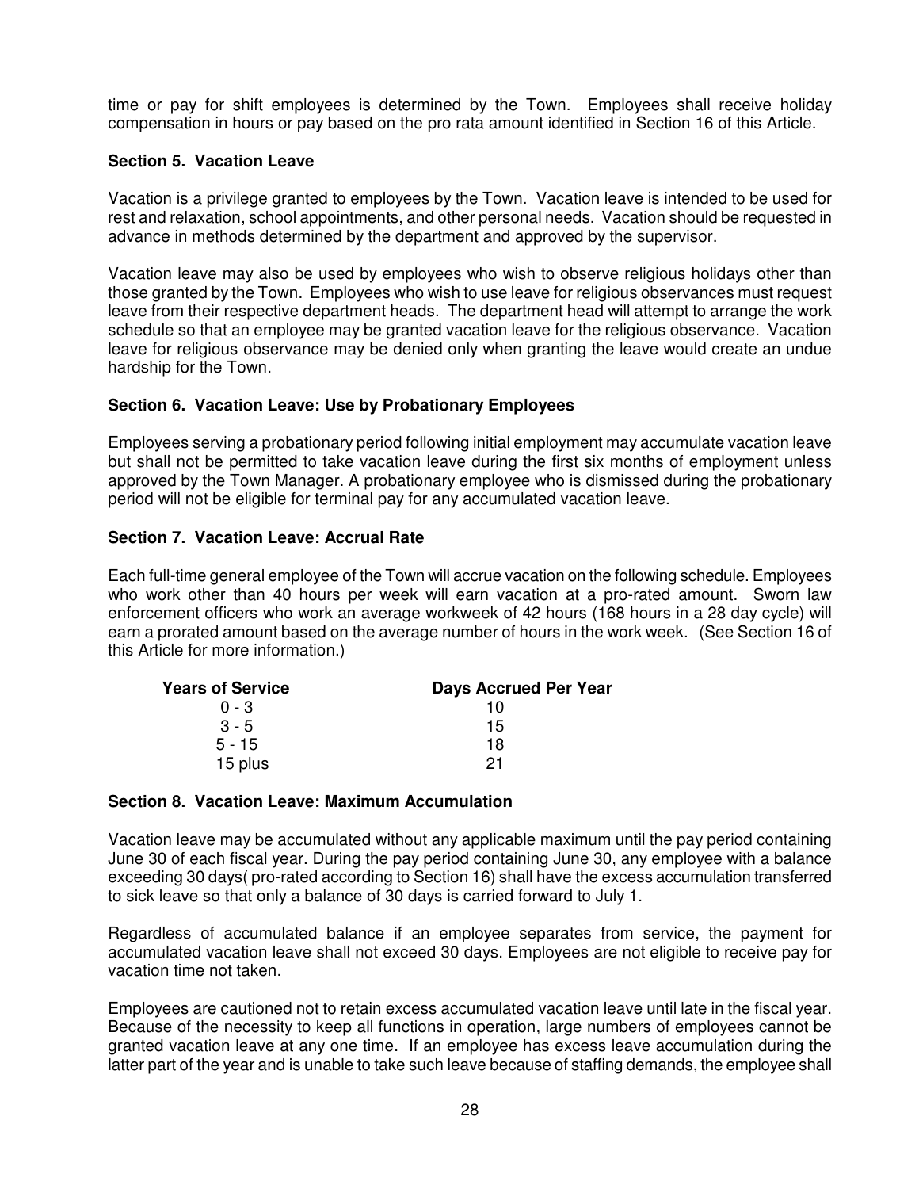time or pay for shift employees is determined by the Town. Employees shall receive holiday compensation in hours or pay based on the pro rata amount identified in Section 16 of this Article.

**Section 5. Vacation Leave**

Vacation is a privilege granted to employees by the Town. Vacation leave is intended to be used for rest and relaxation, school appointments, and other personal needs. Vacation should be requested in advance in methods determined by the department and approved by the supervisor.

Vacation leave may also be used by employees who wish to observe religious holidays other than those granted by the Town. Employees who wish to use leave for religious observances must request leave from their respective department heads. The department head will attempt to arrange the work schedule so that an employee may be granted vacation leave for the religious observance. Vacation leave for religious observance may be denied only when granting the leave would create an undue hardship for the Town.

**Section 6. Vacation Leave: Use by Probationary Employees**

Employees serving a probationary period following initial employment may accumulate vacation leave but shall not be permitted to take vacation leave during the first six months of employment unless approved by the Town Manager. A probationary employee who is dismissed during the probationary period will not be eligible for terminal pay for any accumulated vacation leave.

**Section 7. Vacation Leave: Accrual Rate**

Each full-time general employee of the Town will accrue vacation on the following schedule. Employees who work other than 40 hours per week will earn vacation at a pro-rated amount. Sworn law enforcement officers who work an average workweek of 42 hours (168 hours in a 28 day cycle) will earn a prorated amount based on the average number of hours in the work week. (See Section 16 of this Article for more information.)

| Years of Service | Days Accrued Per Year |
|---|---|
| 0 - 3 | 10 |
| 3 - 5 | 15 |
| 5 - 15 | 18 |
| 15 plus | 21 |

**Section 8. Vacation Leave: Maximum Accumulation**

Vacation leave may be accumulated without any applicable maximum until the pay period containing June 30 of each fiscal year. During the pay period containing June 30, any employee with a balance exceeding 30 days( pro-rated according to Section 16) shall have the excess accumulation transferred to sick leave so that only a balance of 30 days is carried forward to July 1.

Regardless of accumulated balance if an employee separates from service, the payment for accumulated vacation leave shall not exceed 30 days. Employees are not eligible to receive pay for vacation time not taken.

Employees are cautioned not to retain excess accumulated vacation leave until late in the fiscal year. Because of the necessity to keep all functions in operation, large numbers of employees cannot be granted vacation leave at any one time. If an employee has excess leave accumulation during the latter part of the year and is unable to take such leave because of staffing demands, the employee shall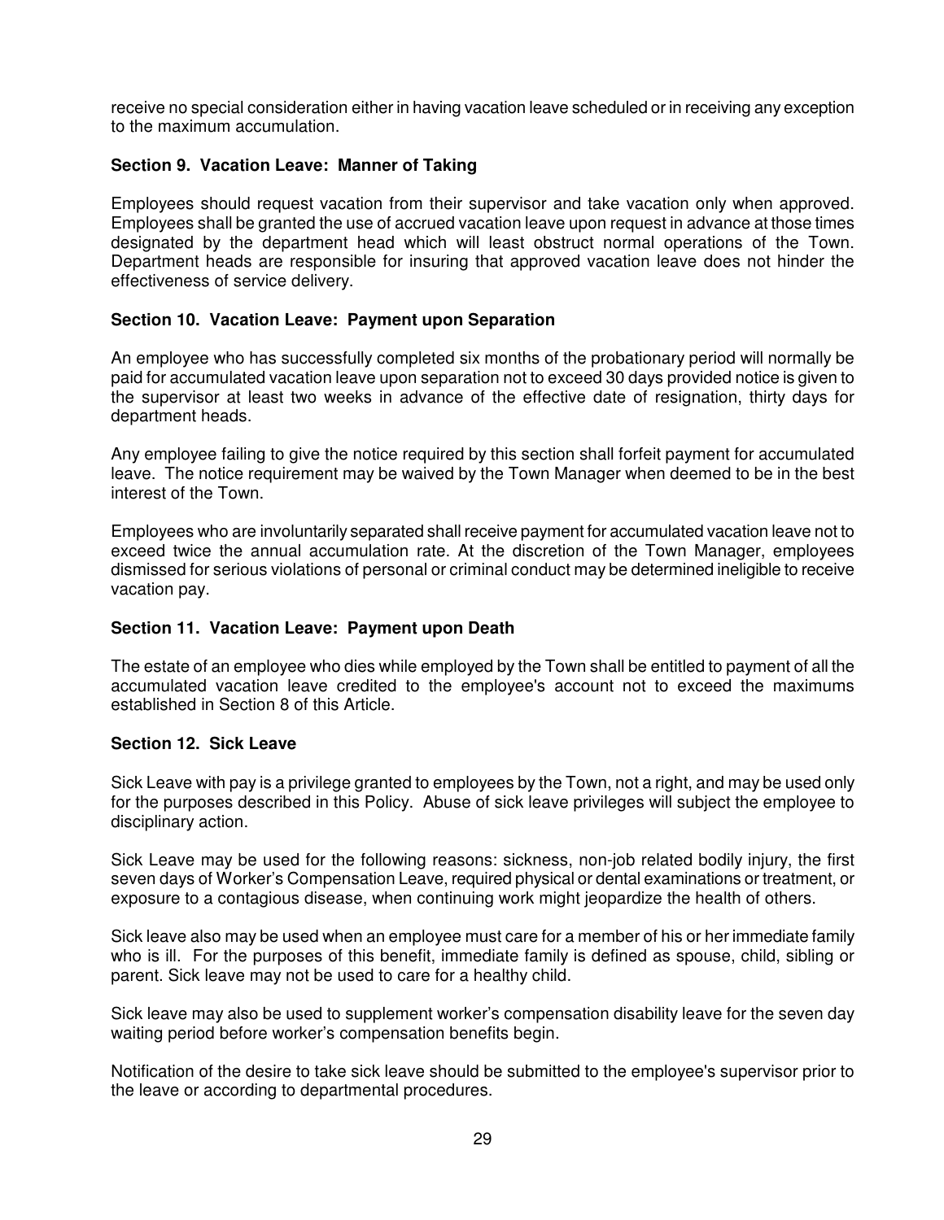receive no special consideration either in having vacation leave scheduled or in receiving any exception to the maximum accumulation.

### Section 9. Vacation Leave: Manner of Taking

Employees should request vacation from their supervisor and take vacation only when approved. Employees shall be granted the use of accrued vacation leave upon request in advance at those times designated by the department head which will least obstruct normal operations of the Town. Department heads are responsible for insuring that approved vacation leave does not hinder the effectiveness of service delivery.

### Section 10. Vacation Leave: Payment upon Separation

An employee who has successfully completed six months of the probationary period will normally be paid for accumulated vacation leave upon separation not to exceed 30 days provided notice is given to the supervisor at least two weeks in advance of the effective date of resignation, thirty days for department heads.

Any employee failing to give the notice required by this section shall forfeit payment for accumulated leave. The notice requirement may be waived by the Town Manager when deemed to be in the best interest of the Town.

Employees who are involuntarily separated shall receive payment for accumulated vacation leave not to exceed twice the annual accumulation rate. At the discretion of the Town Manager, employees dismissed for serious violations of personal or criminal conduct may be determined ineligible to receive vacation pay.

### Section 11. Vacation Leave: Payment upon Death

The estate of an employee who dies while employed by the Town shall be entitled to payment of all the accumulated vacation leave credited to the employee's account not to exceed the maximums established in Section 8 of this Article.

### Section 12. Sick Leave

Sick Leave with pay is a privilege granted to employees by the Town, not a right, and may be used only for the purposes described in this Policy. Abuse of sick leave privileges will subject the employee to disciplinary action.

Sick Leave may be used for the following reasons: sickness, non-job related bodily injury, the first seven days of Worker's Compensation Leave, required physical or dental examinations or treatment, or exposure to a contagious disease, when continuing work might jeopardize the health of others.

Sick leave also may be used when an employee must care for a member of his or her immediate family who is ill. For the purposes of this benefit, immediate family is defined as spouse, child, sibling or parent. Sick leave may not be used to care for a healthy child.

Sick leave may also be used to supplement worker's compensation disability leave for the seven day waiting period before worker's compensation benefits begin.

Notification of the desire to take sick leave should be submitted to the employee's supervisor prior to the leave or according to departmental procedures.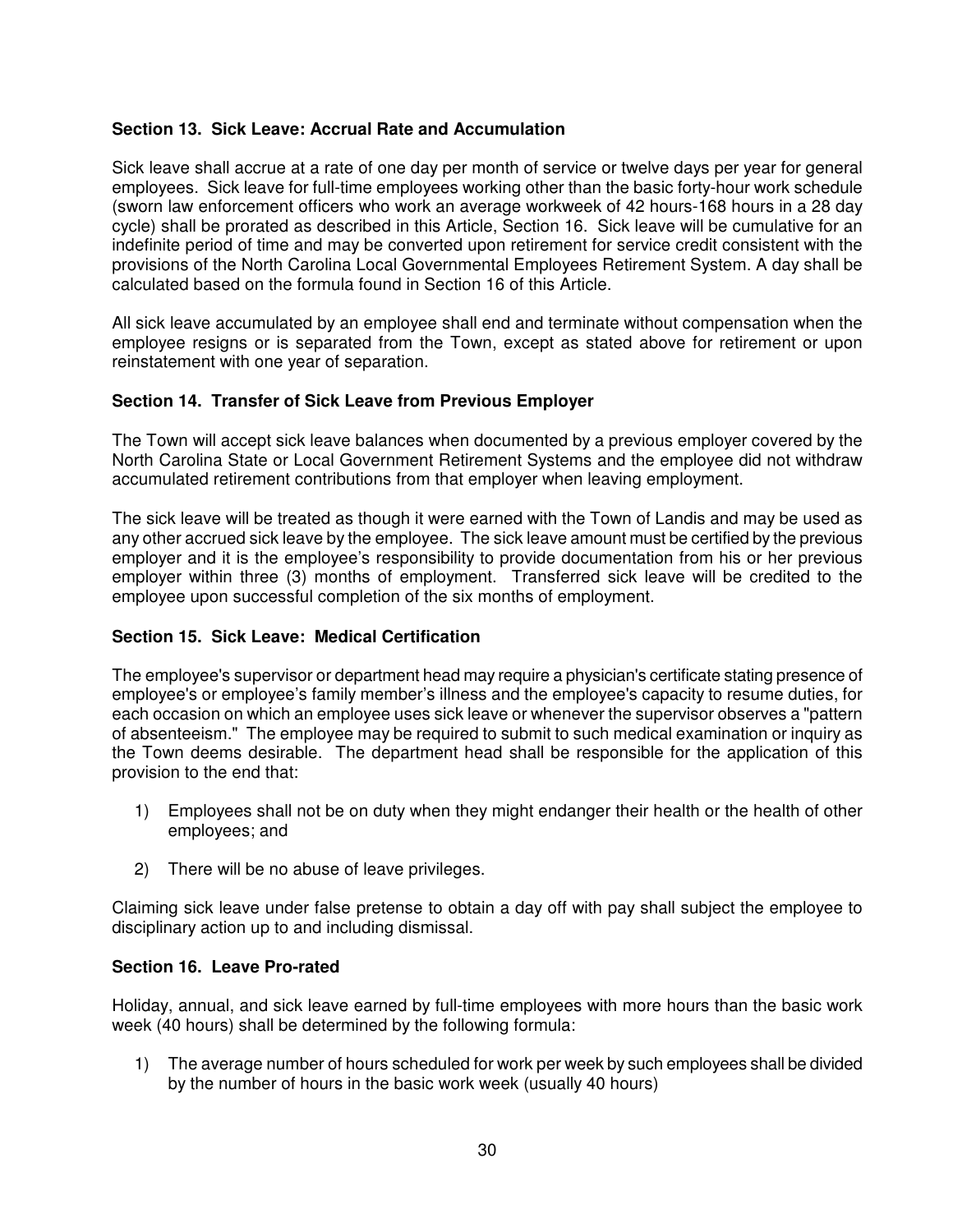**Section 13. Sick Leave: Accrual Rate and Accumulation**

Sick leave shall accrue at a rate of one day per month of service or twelve days per year for general employees. Sick leave for full-time employees working other than the basic forty-hour work schedule (sworn law enforcement officers who work an average workweek of 42 hours-168 hours in a 28 day cycle) shall be prorated as described in this Article, Section 16. Sick leave will be cumulative for an indefinite period of time and may be converted upon retirement for service credit consistent with the provisions of the North Carolina Local Governmental Employees Retirement System. A day shall be calculated based on the formula found in Section 16 of this Article.

All sick leave accumulated by an employee shall end and terminate without compensation when the employee resigns or is separated from the Town, except as stated above for retirement or upon reinstatement with one year of separation.

**Section 14. Transfer of Sick Leave from Previous Employer**

The Town will accept sick leave balances when documented by a previous employer covered by the North Carolina State or Local Government Retirement Systems and the employee did not withdraw accumulated retirement contributions from that employer when leaving employment.

The sick leave will be treated as though it were earned with the Town of Landis and may be used as any other accrued sick leave by the employee. The sick leave amount must be certified by the previous employer and it is the employee's responsibility to provide documentation from his or her previous employer within three (3) months of employment. Transferred sick leave will be credited to the employee upon successful completion of the six months of employment.

**Section 15. Sick Leave: Medical Certification**

The employee's supervisor or department head may require a physician's certificate stating presence of employee's or employee's family member's illness and the employee's capacity to resume duties, for each occasion on which an employee uses sick leave or whenever the supervisor observes a "pattern of absenteeism." The employee may be required to submit to such medical examination or inquiry as the Town deems desirable. The department head shall be responsible for the application of this provision to the end that:

1) Employees shall not be on duty when they might endanger their health or the health of other employees; and

2) There will be no abuse of leave privileges.

Claiming sick leave under false pretense to obtain a day off with pay shall subject the employee to disciplinary action up to and including dismissal.

**Section 16. Leave Pro-rated**

Holiday, annual, and sick leave earned by full-time employees with more hours than the basic work week (40 hours) shall be determined by the following formula:

1) The average number of hours scheduled for work per week by such employees shall be divided by the number of hours in the basic work week (usually 40 hours)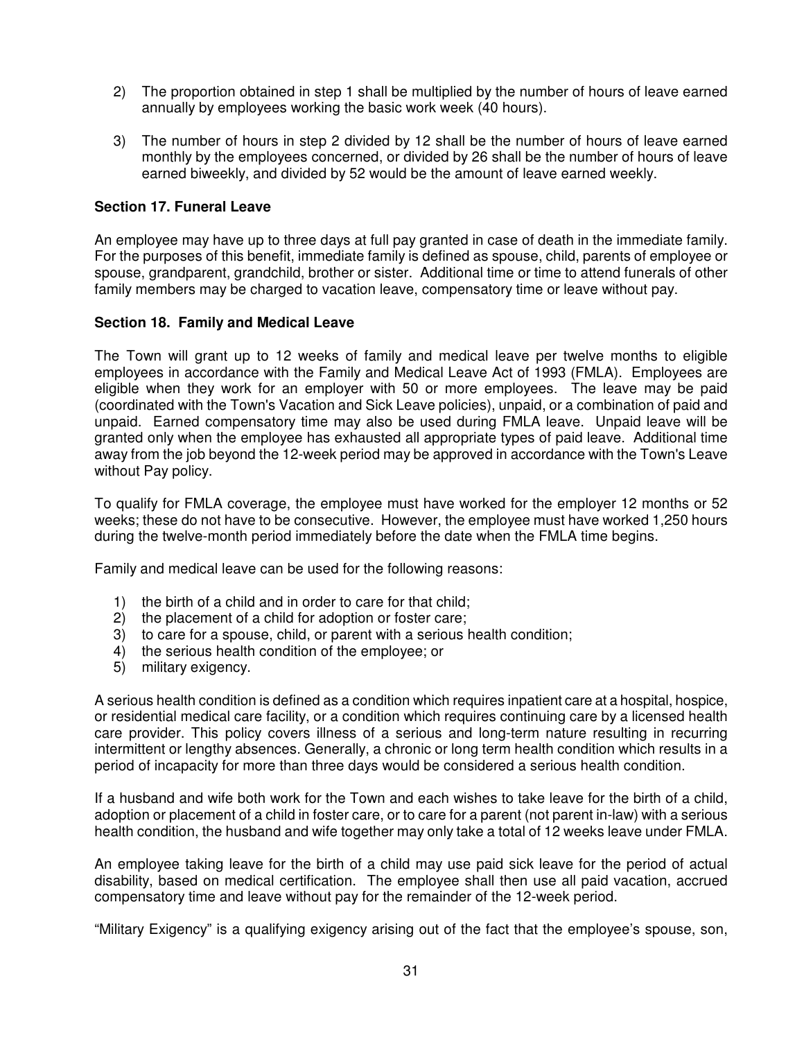2) The proportion obtained in step 1 shall be multiplied by the number of hours of leave earned annually by employees working the basic work week (40 hours).

3) The number of hours in step 2 divided by 12 shall be the number of hours of leave earned monthly by the employees concerned, or divided by 26 shall be the number of hours of leave earned biweekly, and divided by 52 would be the amount of leave earned weekly.

### Section 17. Funeral Leave

An employee may have up to three days at full pay granted in case of death in the immediate family. For the purposes of this benefit, immediate family is defined as spouse, child, parents of employee or spouse, grandparent, grandchild, brother or sister. Additional time or time to attend funerals of other family members may be charged to vacation leave, compensatory time or leave without pay.

### Section 18. Family and Medical Leave

The Town will grant up to 12 weeks of family and medical leave per twelve months to eligible employees in accordance with the Family and Medical Leave Act of 1993 (FMLA). Employees are eligible when they work for an employer with 50 or more employees. The leave may be paid (coordinated with the Town's Vacation and Sick Leave policies), unpaid, or a combination of paid and unpaid. Earned compensatory time may also be used during FMLA leave. Unpaid leave will be granted only when the employee has exhausted all appropriate types of paid leave. Additional time away from the job beyond the 12-week period may be approved in accordance with the Town's Leave without Pay policy.

To qualify for FMLA coverage, the employee must have worked for the employer 12 months or 52 weeks; these do not have to be consecutive. However, the employee must have worked 1,250 hours during the twelve-month period immediately before the date when the FMLA time begins.

Family and medical leave can be used for the following reasons:

1) the birth of a child and in order to care for that child;
2) the placement of a child for adoption or foster care;
3) to care for a spouse, child, or parent with a serious health condition;
4) the serious health condition of the employee; or
5) military exigency.

A serious health condition is defined as a condition which requires inpatient care at a hospital, hospice, or residential medical care facility, or a condition which requires continuing care by a licensed health care provider. This policy covers illness of a serious and long-term nature resulting in recurring intermittent or lengthy absences. Generally, a chronic or long term health condition which results in a period of incapacity for more than three days would be considered a serious health condition.

If a husband and wife both work for the Town and each wishes to take leave for the birth of a child, adoption or placement of a child in foster care, or to care for a parent (not parent in-law) with a serious health condition, the husband and wife together may only take a total of 12 weeks leave under FMLA.

An employee taking leave for the birth of a child may use paid sick leave for the period of actual disability, based on medical certification. The employee shall then use all paid vacation, accrued compensatory time and leave without pay for the remainder of the 12-week period.

"Military Exigency" is a qualifying exigency arising out of the fact that the employee's spouse, son,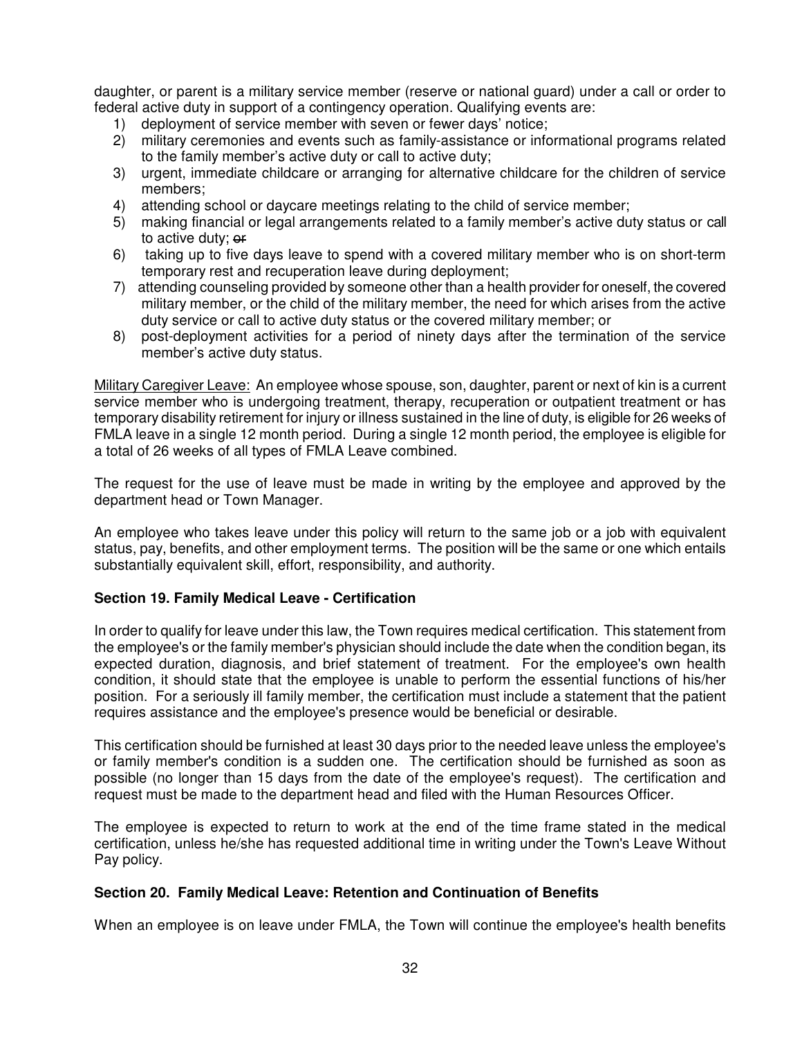daughter, or parent is a military service member (reserve or national guard) under a call or order to federal active duty in support of a contingency operation. Qualifying events are:

1) deployment of service member with seven or fewer days' notice;
2) military ceremonies and events such as family-assistance or informational programs related to the family member's active duty or call to active duty;
3) urgent, immediate childcare or arranging for alternative childcare for the children of service members;
4) attending school or daycare meetings relating to the child of service member;
5) making financial or legal arrangements related to a family member's active duty status or call to active duty; ~~or~~
6) taking up to five days leave to spend with a covered military member who is on short-term temporary rest and recuperation leave during deployment;
7) attending counseling provided by someone other than a health provider for oneself, the covered military member, or the child of the military member, the need for which arises from the active duty service or call to active duty status or the covered military member; or
8) post-deployment activities for a period of ninety days after the termination of the service member's active duty status.

<u>Military Caregiver Leave:</u> An employee whose spouse, son, daughter, parent or next of kin is a current service member who is undergoing treatment, therapy, recuperation or outpatient treatment or has temporary disability retirement for injury or illness sustained in the line of duty, is eligible for 26 weeks of FMLA leave in a single 12 month period. During a single 12 month period, the employee is eligible for a total of 26 weeks of all types of FMLA Leave combined.

The request for the use of leave must be made in writing by the employee and approved by the department head or Town Manager.

An employee who takes leave under this policy will return to the same job or a job with equivalent status, pay, benefits, and other employment terms. The position will be the same or one which entails substantially equivalent skill, effort, responsibility, and authority.

**Section 19. Family Medical Leave - Certification**

In order to qualify for leave under this law, the Town requires medical certification. This statement from the employee's or the family member's physician should include the date when the condition began, its expected duration, diagnosis, and brief statement of treatment. For the employee's own health condition, it should state that the employee is unable to perform the essential functions of his/her position. For a seriously ill family member, the certification must include a statement that the patient requires assistance and the employee's presence would be beneficial or desirable.

This certification should be furnished at least 30 days prior to the needed leave unless the employee's or family member's condition is a sudden one. The certification should be furnished as soon as possible (no longer than 15 days from the date of the employee's request). The certification and request must be made to the department head and filed with the Human Resources Officer.

The employee is expected to return to work at the end of the time frame stated in the medical certification, unless he/she has requested additional time in writing under the Town's Leave Without Pay policy.

**Section 20. Family Medical Leave: Retention and Continuation of Benefits**

When an employee is on leave under FMLA, the Town will continue the employee's health benefits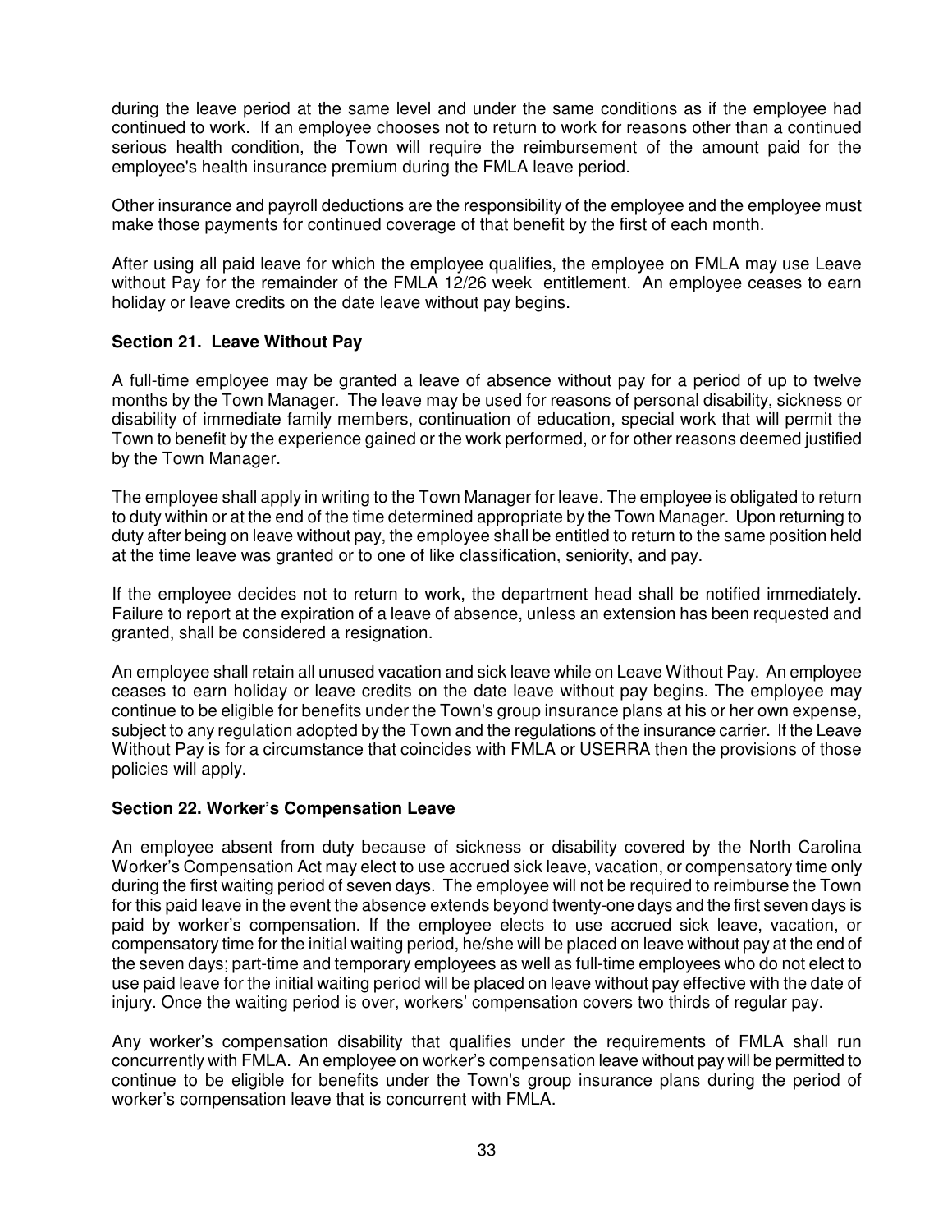during the leave period at the same level and under the same conditions as if the employee had continued to work. If an employee chooses not to return to work for reasons other than a continued serious health condition, the Town will require the reimbursement of the amount paid for the employee's health insurance premium during the FMLA leave period.

Other insurance and payroll deductions are the responsibility of the employee and the employee must make those payments for continued coverage of that benefit by the first of each month.

After using all paid leave for which the employee qualifies, the employee on FMLA may use Leave without Pay for the remainder of the FMLA 12/26 week entitlement. An employee ceases to earn holiday or leave credits on the date leave without pay begins.

### Section 21. Leave Without Pay

A full-time employee may be granted a leave of absence without pay for a period of up to twelve months by the Town Manager. The leave may be used for reasons of personal disability, sickness or disability of immediate family members, continuation of education, special work that will permit the Town to benefit by the experience gained or the work performed, or for other reasons deemed justified by the Town Manager.

The employee shall apply in writing to the Town Manager for leave. The employee is obligated to return to duty within or at the end of the time determined appropriate by the Town Manager. Upon returning to duty after being on leave without pay, the employee shall be entitled to return to the same position held at the time leave was granted or to one of like classification, seniority, and pay.

If the employee decides not to return to work, the department head shall be notified immediately. Failure to report at the expiration of a leave of absence, unless an extension has been requested and granted, shall be considered a resignation.

An employee shall retain all unused vacation and sick leave while on Leave Without Pay. An employee ceases to earn holiday or leave credits on the date leave without pay begins. The employee may continue to be eligible for benefits under the Town's group insurance plans at his or her own expense, subject to any regulation adopted by the Town and the regulations of the insurance carrier. If the Leave Without Pay is for a circumstance that coincides with FMLA or USERRA then the provisions of those policies will apply.

### Section 22. Worker's Compensation Leave

An employee absent from duty because of sickness or disability covered by the North Carolina Worker's Compensation Act may elect to use accrued sick leave, vacation, or compensatory time only during the first waiting period of seven days. The employee will not be required to reimburse the Town for this paid leave in the event the absence extends beyond twenty-one days and the first seven days is paid by worker's compensation. If the employee elects to use accrued sick leave, vacation, or compensatory time for the initial waiting period, he/she will be placed on leave without pay at the end of the seven days; part-time and temporary employees as well as full-time employees who do not elect to use paid leave for the initial waiting period will be placed on leave without pay effective with the date of injury. Once the waiting period is over, workers' compensation covers two thirds of regular pay.

Any worker's compensation disability that qualifies under the requirements of FMLA shall run concurrently with FMLA. An employee on worker's compensation leave without pay will be permitted to continue to be eligible for benefits under the Town's group insurance plans during the period of worker's compensation leave that is concurrent with FMLA.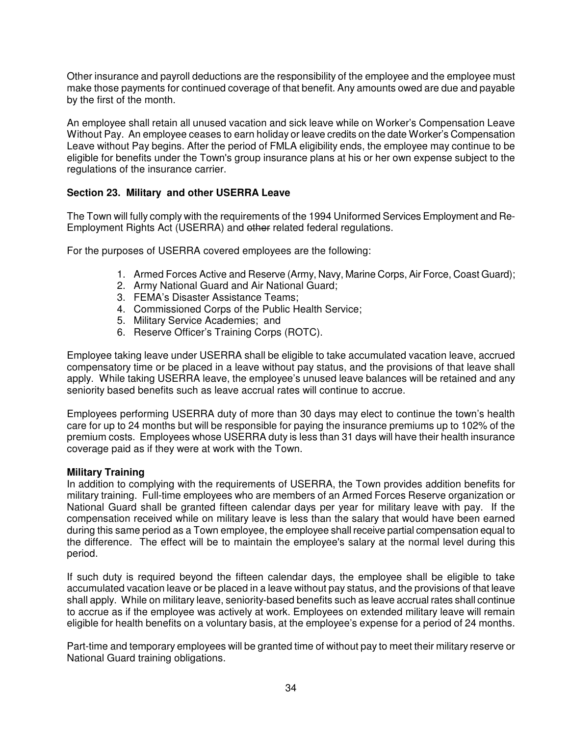Other insurance and payroll deductions are the responsibility of the employee and the employee must make those payments for continued coverage of that benefit. Any amounts owed are due and payable by the first of the month.

An employee shall retain all unused vacation and sick leave while on Worker's Compensation Leave Without Pay. An employee ceases to earn holiday or leave credits on the date Worker's Compensation Leave without Pay begins. After the period of FMLA eligibility ends, the employee may continue to be eligible for benefits under the Town's group insurance plans at his or her own expense subject to the regulations of the insurance carrier.

### Section 23. Military and other USERRA Leave

The Town will fully comply with the requirements of the 1994 Uniformed Services Employment and Re-Employment Rights Act (USERRA) and ~~other~~ related federal regulations.

For the purposes of USERRA covered employees are the following:

1. Armed Forces Active and Reserve (Army, Navy, Marine Corps, Air Force, Coast Guard);
2. Army National Guard and Air National Guard;
3. FEMA's Disaster Assistance Teams;
4. Commissioned Corps of the Public Health Service;
5. Military Service Academies; and
6. Reserve Officer's Training Corps (ROTC).

Employee taking leave under USERRA shall be eligible to take accumulated vacation leave, accrued compensatory time or be placed in a leave without pay status, and the provisions of that leave shall apply. While taking USERRA leave, the employee's unused leave balances will be retained and any seniority based benefits such as leave accrual rates will continue to accrue.

Employees performing USERRA duty of more than 30 days may elect to continue the town's health care for up to 24 months but will be responsible for paying the insurance premiums up to 102% of the premium costs. Employees whose USERRA duty is less than 31 days will have their health insurance coverage paid as if they were at work with the Town.

**Military Training**

In addition to complying with the requirements of USERRA, the Town provides addition benefits for military training. Full-time employees who are members of an Armed Forces Reserve organization or National Guard shall be granted fifteen calendar days per year for military leave with pay. If the compensation received while on military leave is less than the salary that would have been earned during this same period as a Town employee, the employee shall receive partial compensation equal to the difference. The effect will be to maintain the employee's salary at the normal level during this period.

If such duty is required beyond the fifteen calendar days, the employee shall be eligible to take accumulated vacation leave or be placed in a leave without pay status, and the provisions of that leave shall apply. While on military leave, seniority-based benefits such as leave accrual rates shall continue to accrue as if the employee was actively at work. Employees on extended military leave will remain eligible for health benefits on a voluntary basis, at the employee's expense for a period of 24 months.

Part-time and temporary employees will be granted time of without pay to meet their military reserve or National Guard training obligations.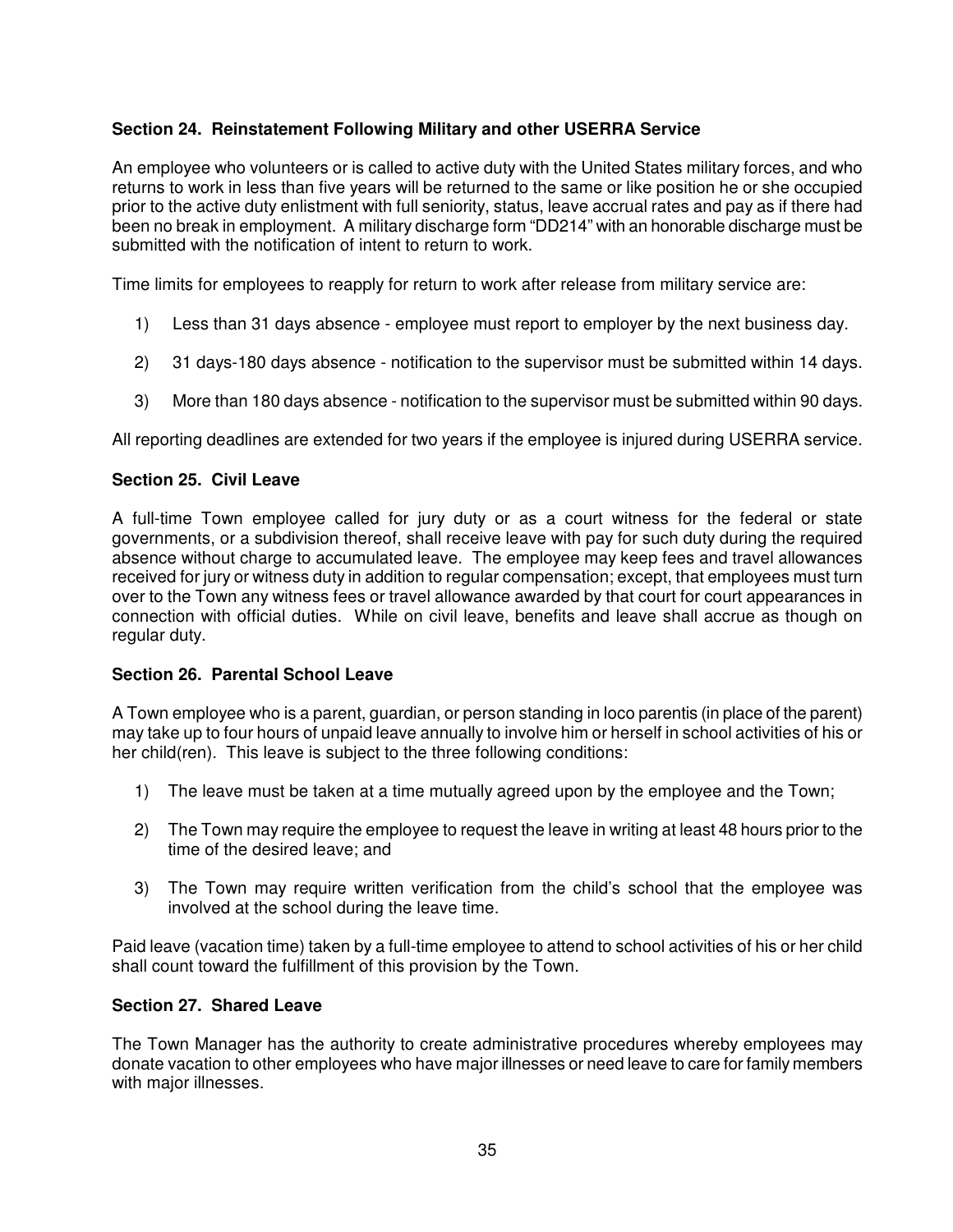### Section 24. Reinstatement Following Military and other USERRA Service

An employee who volunteers or is called to active duty with the United States military forces, and who returns to work in less than five years will be returned to the same or like position he or she occupied prior to the active duty enlistment with full seniority, status, leave accrual rates and pay as if there had been no break in employment. A military discharge form "DD214" with an honorable discharge must be submitted with the notification of intent to return to work.

Time limits for employees to reapply for return to work after release from military service are:

1) Less than 31 days absence - employee must report to employer by the next business day.

2) 31 days-180 days absence - notification to the supervisor must be submitted within 14 days.

3) More than 180 days absence - notification to the supervisor must be submitted within 90 days.

All reporting deadlines are extended for two years if the employee is injured during USERRA service.

### Section 25. Civil Leave

A full-time Town employee called for jury duty or as a court witness for the federal or state governments, or a subdivision thereof, shall receive leave with pay for such duty during the required absence without charge to accumulated leave. The employee may keep fees and travel allowances received for jury or witness duty in addition to regular compensation; except, that employees must turn over to the Town any witness fees or travel allowance awarded by that court for court appearances in connection with official duties. While on civil leave, benefits and leave shall accrue as though on regular duty.

### Section 26. Parental School Leave

A Town employee who is a parent, guardian, or person standing in loco parentis (in place of the parent) may take up to four hours of unpaid leave annually to involve him or herself in school activities of his or her child(ren). This leave is subject to the three following conditions:

1) The leave must be taken at a time mutually agreed upon by the employee and the Town;

2) The Town may require the employee to request the leave in writing at least 48 hours prior to the time of the desired leave; and

3) The Town may require written verification from the child's school that the employee was involved at the school during the leave time.

Paid leave (vacation time) taken by a full-time employee to attend to school activities of his or her child shall count toward the fulfillment of this provision by the Town.

### Section 27. Shared Leave

The Town Manager has the authority to create administrative procedures whereby employees may donate vacation to other employees who have major illnesses or need leave to care for family members with major illnesses.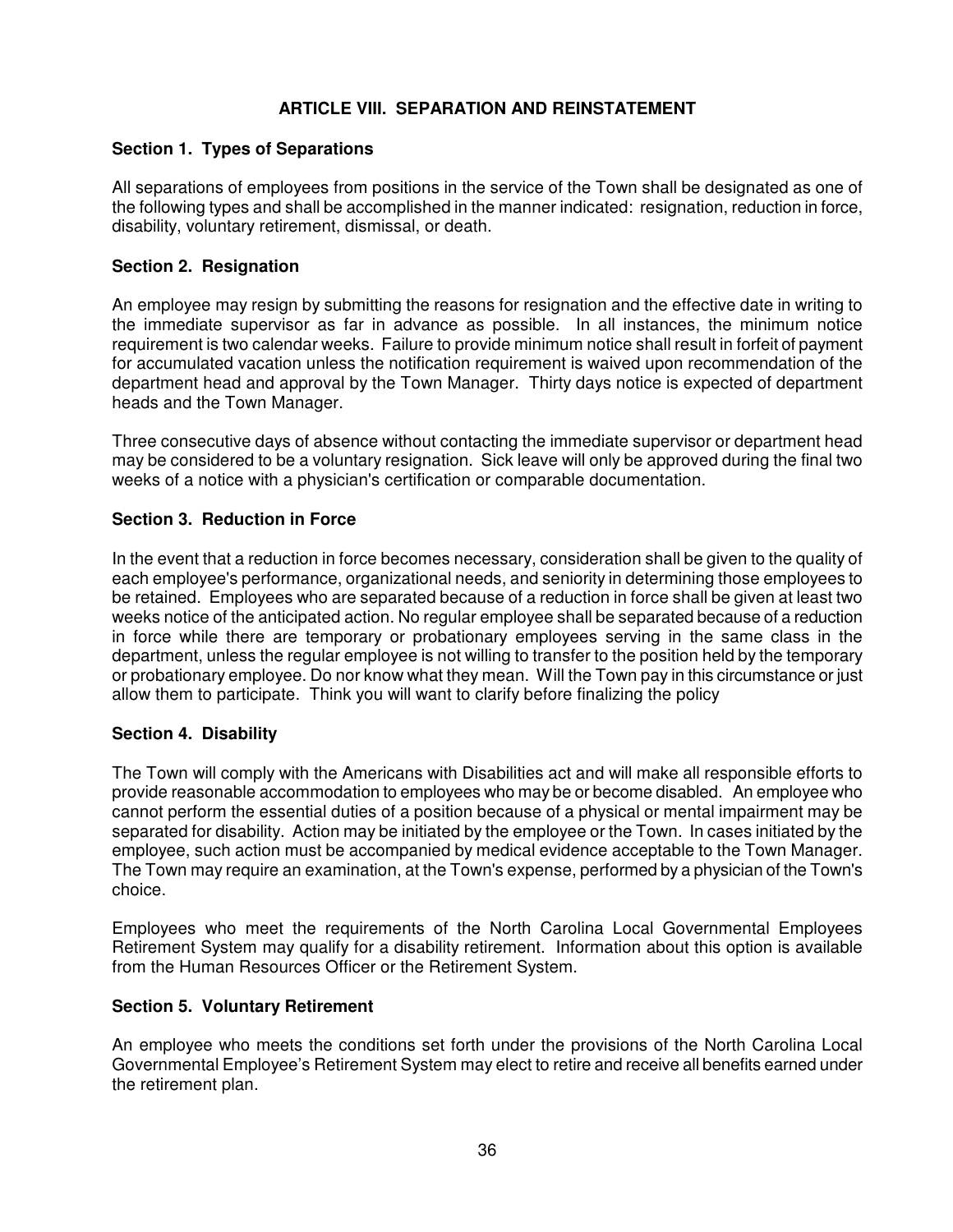## ARTICLE VIII. SEPARATION AND REINSTATEMENT

### Section 1. Types of Separations

All separations of employees from positions in the service of the Town shall be designated as one of the following types and shall be accomplished in the manner indicated: resignation, reduction in force, disability, voluntary retirement, dismissal, or death.

### Section 2. Resignation

An employee may resign by submitting the reasons for resignation and the effective date in writing to the immediate supervisor as far in advance as possible. In all instances, the minimum notice requirement is two calendar weeks. Failure to provide minimum notice shall result in forfeit of payment for accumulated vacation unless the notification requirement is waived upon recommendation of the department head and approval by the Town Manager. Thirty days notice is expected of department heads and the Town Manager.

Three consecutive days of absence without contacting the immediate supervisor or department head may be considered to be a voluntary resignation. Sick leave will only be approved during the final two weeks of a notice with a physician's certification or comparable documentation.

### Section 3. Reduction in Force

In the event that a reduction in force becomes necessary, consideration shall be given to the quality of each employee's performance, organizational needs, and seniority in determining those employees to be retained. Employees who are separated because of a reduction in force shall be given at least two weeks notice of the anticipated action. No regular employee shall be separated because of a reduction in force while there are temporary or probationary employees serving in the same class in the department, unless the regular employee is not willing to transfer to the position held by the temporary or probationary employee. Do nor know what they mean. Will the Town pay in this circumstance or just allow them to participate. Think you will want to clarify before finalizing the policy

### Section 4. Disability

The Town will comply with the Americans with Disabilities act and will make all responsible efforts to provide reasonable accommodation to employees who may be or become disabled. An employee who cannot perform the essential duties of a position because of a physical or mental impairment may be separated for disability. Action may be initiated by the employee or the Town. In cases initiated by the employee, such action must be accompanied by medical evidence acceptable to the Town Manager. The Town may require an examination, at the Town's expense, performed by a physician of the Town's choice.

Employees who meet the requirements of the North Carolina Local Governmental Employees Retirement System may qualify for a disability retirement. Information about this option is available from the Human Resources Officer or the Retirement System.

### Section 5. Voluntary Retirement

An employee who meets the conditions set forth under the provisions of the North Carolina Local Governmental Employee's Retirement System may elect to retire and receive all benefits earned under the retirement plan.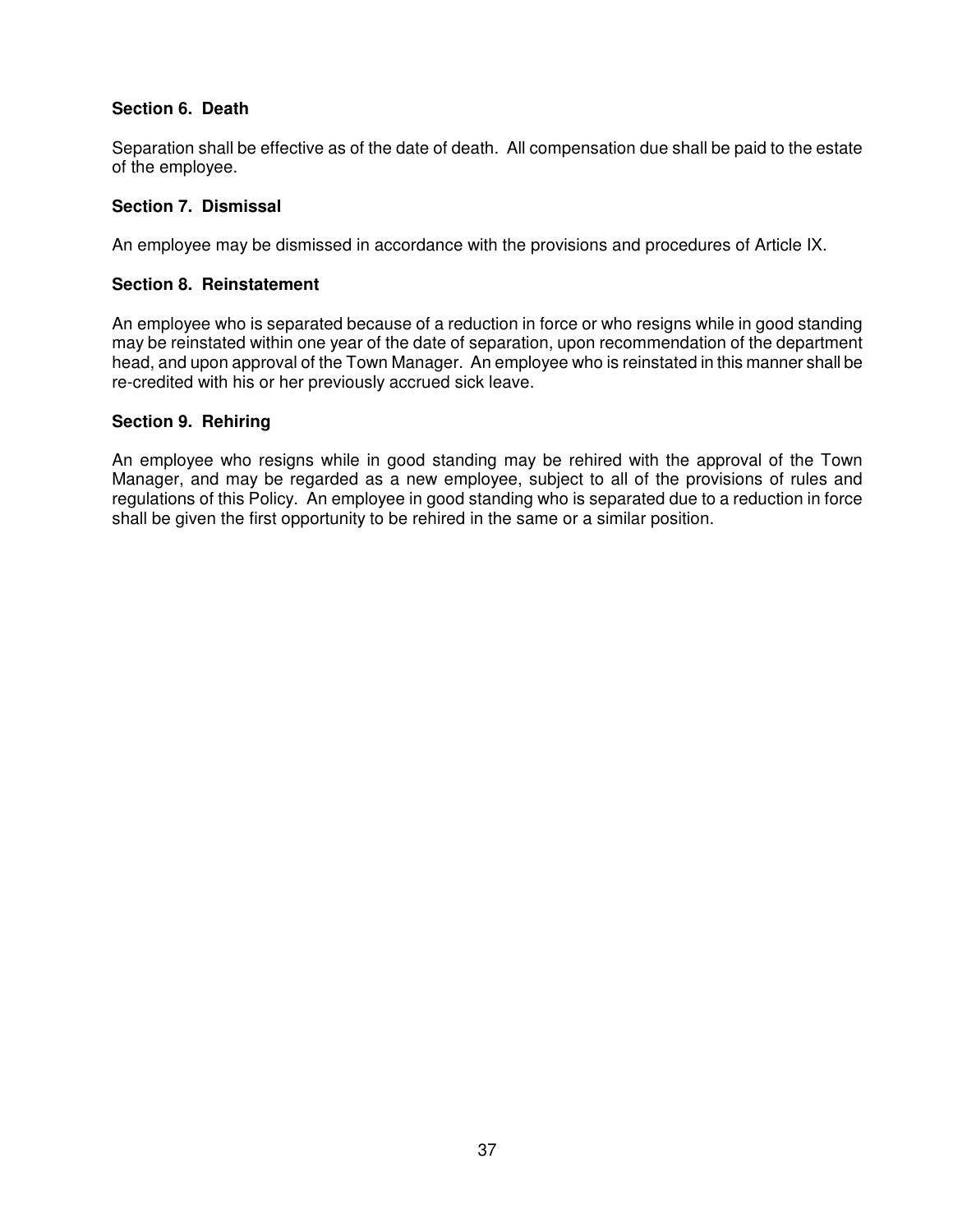### Section 6. Death

Separation shall be effective as of the date of death. All compensation due shall be paid to the estate of the employee.

### Section 7. Dismissal

An employee may be dismissed in accordance with the provisions and procedures of Article IX.

### Section 8. Reinstatement

An employee who is separated because of a reduction in force or who resigns while in good standing may be reinstated within one year of the date of separation, upon recommendation of the department head, and upon approval of the Town Manager. An employee who is reinstated in this manner shall be re-credited with his or her previously accrued sick leave.

### Section 9. Rehiring

An employee who resigns while in good standing may be rehired with the approval of the Town Manager, and may be regarded as a new employee, subject to all of the provisions of rules and regulations of this Policy. An employee in good standing who is separated due to a reduction in force shall be given the first opportunity to be rehired in the same or a similar position.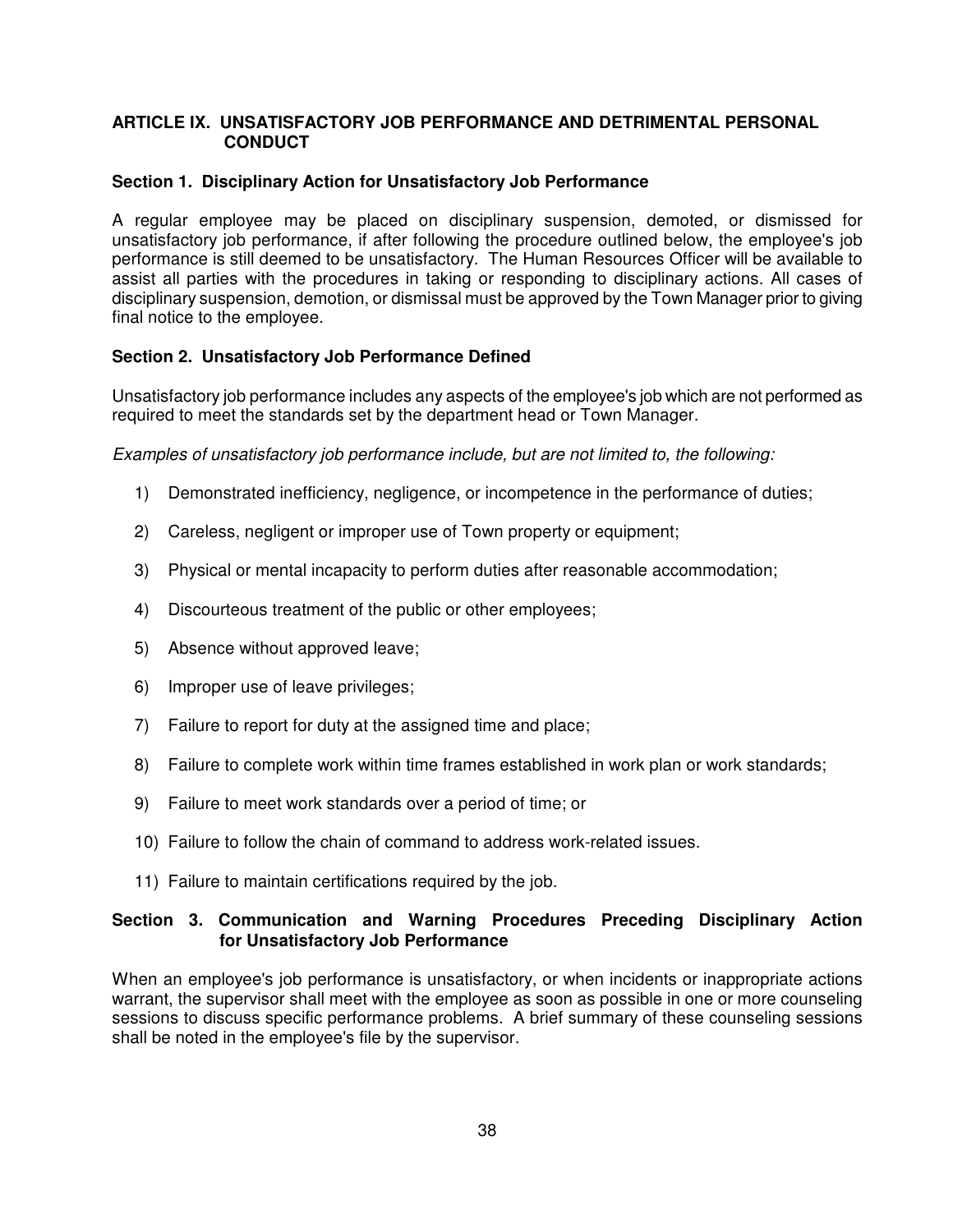## ARTICLE IX. UNSATISFACTORY JOB PERFORMANCE AND DETRIMENTAL PERSONAL CONDUCT

### Section 1. Disciplinary Action for Unsatisfactory Job Performance

A regular employee may be placed on disciplinary suspension, demoted, or dismissed for unsatisfactory job performance, if after following the procedure outlined below, the employee's job performance is still deemed to be unsatisfactory. The Human Resources Officer will be available to assist all parties with the procedures in taking or responding to disciplinary actions. All cases of disciplinary suspension, demotion, or dismissal must be approved by the Town Manager prior to giving final notice to the employee.

### Section 2. Unsatisfactory Job Performance Defined

Unsatisfactory job performance includes any aspects of the employee's job which are not performed as required to meet the standards set by the department head or Town Manager.

*Examples of unsatisfactory job performance include, but are not limited to, the following:*

1) Demonstrated inefficiency, negligence, or incompetence in the performance of duties;
2) Careless, negligent or improper use of Town property or equipment;
3) Physical or mental incapacity to perform duties after reasonable accommodation;
4) Discourteous treatment of the public or other employees;
5) Absence without approved leave;
6) Improper use of leave privileges;
7) Failure to report for duty at the assigned time and place;
8) Failure to complete work within time frames established in work plan or work standards;
9) Failure to meet work standards over a period of time; or
10) Failure to follow the chain of command to address work-related issues.
11) Failure to maintain certifications required by the job.

### Section 3. Communication and Warning Procedures Preceding Disciplinary Action for Unsatisfactory Job Performance

When an employee's job performance is unsatisfactory, or when incidents or inappropriate actions warrant, the supervisor shall meet with the employee as soon as possible in one or more counseling sessions to discuss specific performance problems. A brief summary of these counseling sessions shall be noted in the employee's file by the supervisor.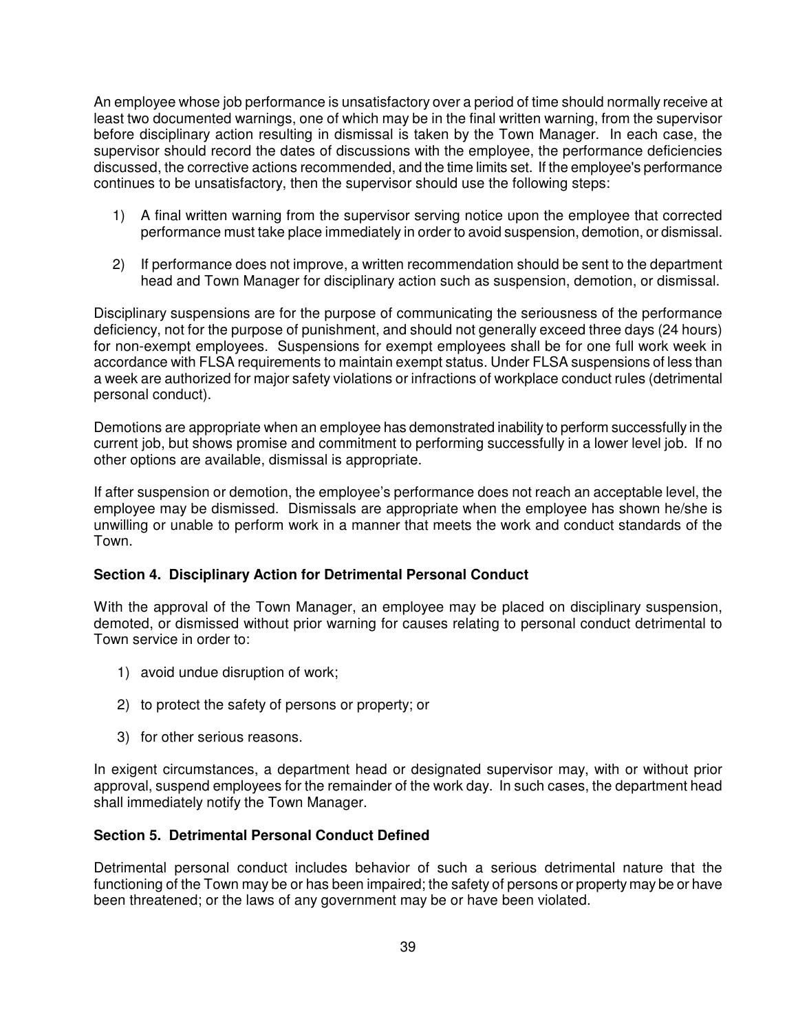An employee whose job performance is unsatisfactory over a period of time should normally receive at least two documented warnings, one of which may be in the final written warning, from the supervisor before disciplinary action resulting in dismissal is taken by the Town Manager. In each case, the supervisor should record the dates of discussions with the employee, the performance deficiencies discussed, the corrective actions recommended, and the time limits set. If the employee's performance continues to be unsatisfactory, then the supervisor should use the following steps:

1) A final written warning from the supervisor serving notice upon the employee that corrected performance must take place immediately in order to avoid suspension, demotion, or dismissal.

2) If performance does not improve, a written recommendation should be sent to the department head and Town Manager for disciplinary action such as suspension, demotion, or dismissal.

Disciplinary suspensions are for the purpose of communicating the seriousness of the performance deficiency, not for the purpose of punishment, and should not generally exceed three days (24 hours) for non-exempt employees. Suspensions for exempt employees shall be for one full work week in accordance with FLSA requirements to maintain exempt status. Under FLSA suspensions of less than a week are authorized for major safety violations or infractions of workplace conduct rules (detrimental personal conduct).

Demotions are appropriate when an employee has demonstrated inability to perform successfully in the current job, but shows promise and commitment to performing successfully in a lower level job. If no other options are available, dismissal is appropriate.

If after suspension or demotion, the employee's performance does not reach an acceptable level, the employee may be dismissed. Dismissals are appropriate when the employee has shown he/she is unwilling or unable to perform work in a manner that meets the work and conduct standards of the Town.

**Section 4. Disciplinary Action for Detrimental Personal Conduct**

With the approval of the Town Manager, an employee may be placed on disciplinary suspension, demoted, or dismissed without prior warning for causes relating to personal conduct detrimental to Town service in order to:

1) avoid undue disruption of work;

2) to protect the safety of persons or property; or

3) for other serious reasons.

In exigent circumstances, a department head or designated supervisor may, with or without prior approval, suspend employees for the remainder of the work day. In such cases, the department head shall immediately notify the Town Manager.

**Section 5. Detrimental Personal Conduct Defined**

Detrimental personal conduct includes behavior of such a serious detrimental nature that the functioning of the Town may be or has been impaired; the safety of persons or property may be or have been threatened; or the laws of any government may be or have been violated.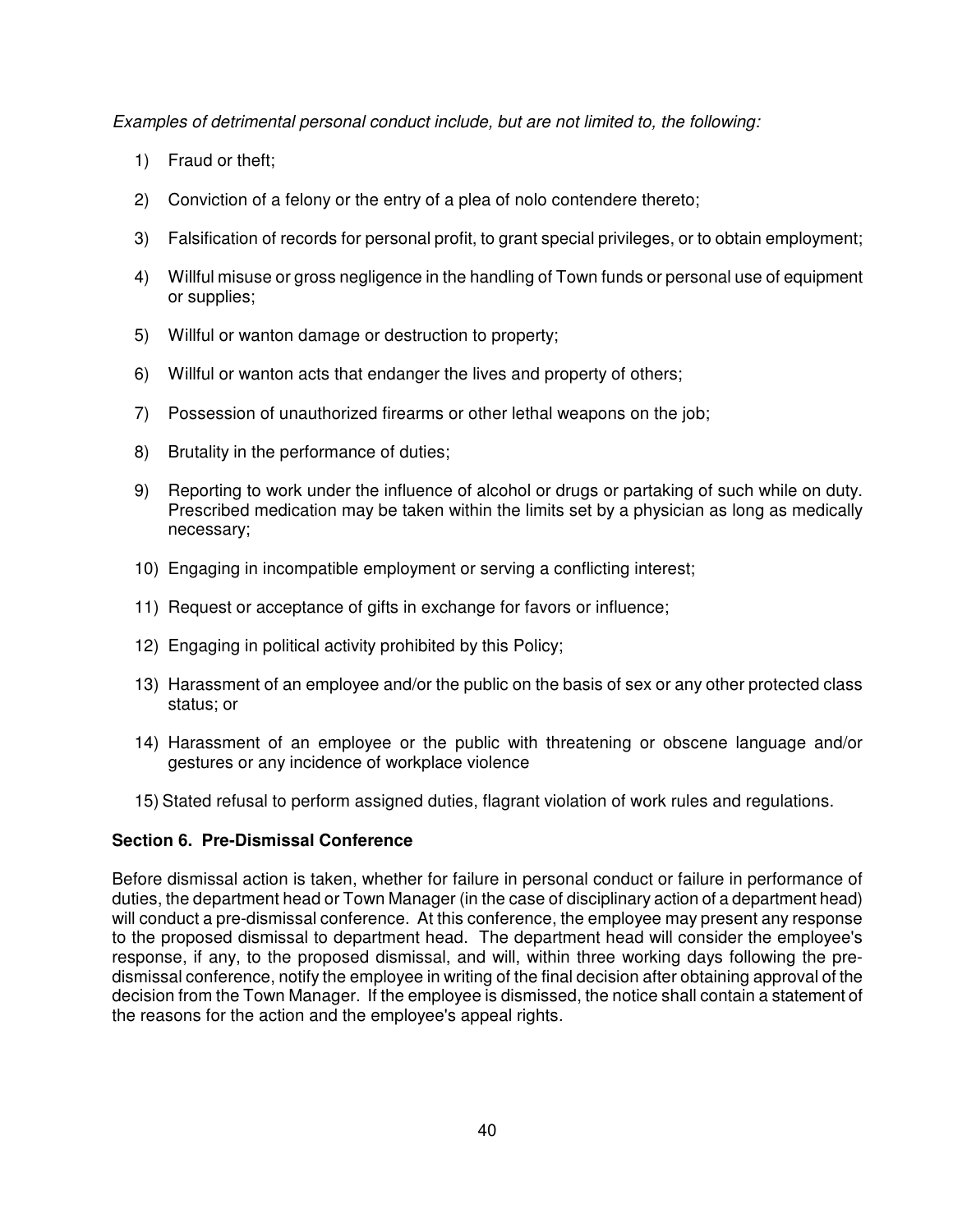*Examples of detrimental personal conduct include, but are not limited to, the following:*

1) Fraud or theft;
2) Conviction of a felony or the entry of a plea of nolo contendere thereto;
3) Falsification of records for personal profit, to grant special privileges, or to obtain employment;
4) Willful misuse or gross negligence in the handling of Town funds or personal use of equipment or supplies;
5) Willful or wanton damage or destruction to property;
6) Willful or wanton acts that endanger the lives and property of others;
7) Possession of unauthorized firearms or other lethal weapons on the job;
8) Brutality in the performance of duties;
9) Reporting to work under the influence of alcohol or drugs or partaking of such while on duty. Prescribed medication may be taken within the limits set by a physician as long as medically necessary;
10) Engaging in incompatible employment or serving a conflicting interest;
11) Request or acceptance of gifts in exchange for favors or influence;
12) Engaging in political activity prohibited by this Policy;
13) Harassment of an employee and/or the public on the basis of sex or any other protected class status; or
14) Harassment of an employee or the public with threatening or obscene language and/or gestures or any incidence of workplace violence
15) Stated refusal to perform assigned duties, flagrant violation of work rules and regulations.

**Section 6. Pre-Dismissal Conference**

Before dismissal action is taken, whether for failure in personal conduct or failure in performance of duties, the department head or Town Manager (in the case of disciplinary action of a department head) will conduct a pre-dismissal conference. At this conference, the employee may present any response to the proposed dismissal to department head. The department head will consider the employee's response, if any, to the proposed dismissal, and will, within three working days following the pre-dismissal conference, notify the employee in writing of the final decision after obtaining approval of the decision from the Town Manager. If the employee is dismissed, the notice shall contain a statement of the reasons for the action and the employee's appeal rights.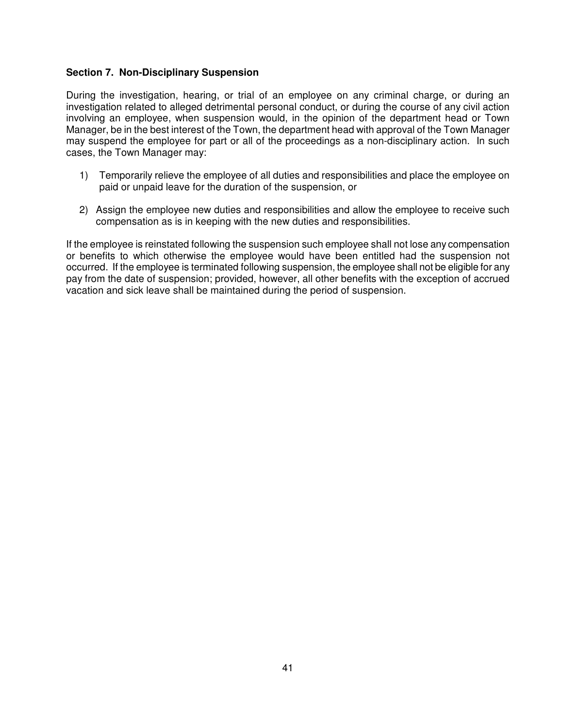### Section 7. Non-Disciplinary Suspension

During the investigation, hearing, or trial of an employee on any criminal charge, or during an investigation related to alleged detrimental personal conduct, or during the course of any civil action involving an employee, when suspension would, in the opinion of the department head or Town Manager, be in the best interest of the Town, the department head with approval of the Town Manager may suspend the employee for part or all of the proceedings as a non-disciplinary action. In such cases, the Town Manager may:

1) Temporarily relieve the employee of all duties and responsibilities and place the employee on paid or unpaid leave for the duration of the suspension, or

2) Assign the employee new duties and responsibilities and allow the employee to receive such compensation as is in keeping with the new duties and responsibilities.

If the employee is reinstated following the suspension such employee shall not lose any compensation or benefits to which otherwise the employee would have been entitled had the suspension not occurred. If the employee is terminated following suspension, the employee shall not be eligible for any pay from the date of suspension; provided, however, all other benefits with the exception of accrued vacation and sick leave shall be maintained during the period of suspension.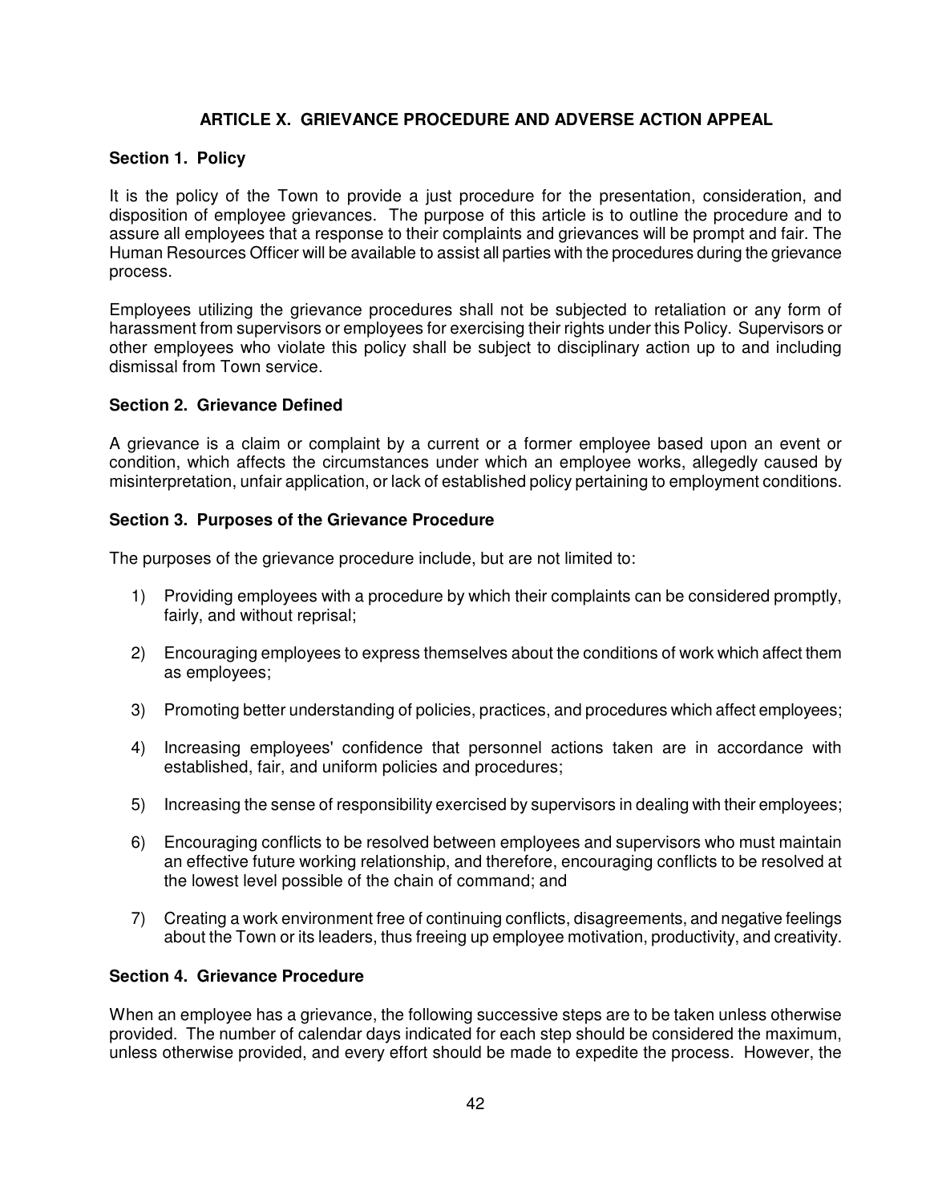# ARTICLE X. GRIEVANCE PROCEDURE AND ADVERSE ACTION APPEAL

## Section 1. Policy

It is the policy of the Town to provide a just procedure for the presentation, consideration, and disposition of employee grievances. The purpose of this article is to outline the procedure and to assure all employees that a response to their complaints and grievances will be prompt and fair. The Human Resources Officer will be available to assist all parties with the procedures during the grievance process.

Employees utilizing the grievance procedures shall not be subjected to retaliation or any form of harassment from supervisors or employees for exercising their rights under this Policy. Supervisors or other employees who violate this policy shall be subject to disciplinary action up to and including dismissal from Town service.

## Section 2. Grievance Defined

A grievance is a claim or complaint by a current or a former employee based upon an event or condition, which affects the circumstances under which an employee works, allegedly caused by misinterpretation, unfair application, or lack of established policy pertaining to employment conditions.

## Section 3. Purposes of the Grievance Procedure

The purposes of the grievance procedure include, but are not limited to:

1) Providing employees with a procedure by which their complaints can be considered promptly, fairly, and without reprisal;

2) Encouraging employees to express themselves about the conditions of work which affect them as employees;

3) Promoting better understanding of policies, practices, and procedures which affect employees;

4) Increasing employees' confidence that personnel actions taken are in accordance with established, fair, and uniform policies and procedures;

5) Increasing the sense of responsibility exercised by supervisors in dealing with their employees;

6) Encouraging conflicts to be resolved between employees and supervisors who must maintain an effective future working relationship, and therefore, encouraging conflicts to be resolved at the lowest level possible of the chain of command; and

7) Creating a work environment free of continuing conflicts, disagreements, and negative feelings about the Town or its leaders, thus freeing up employee motivation, productivity, and creativity.

## Section 4. Grievance Procedure

When an employee has a grievance, the following successive steps are to be taken unless otherwise provided. The number of calendar days indicated for each step should be considered the maximum, unless otherwise provided, and every effort should be made to expedite the process. However, the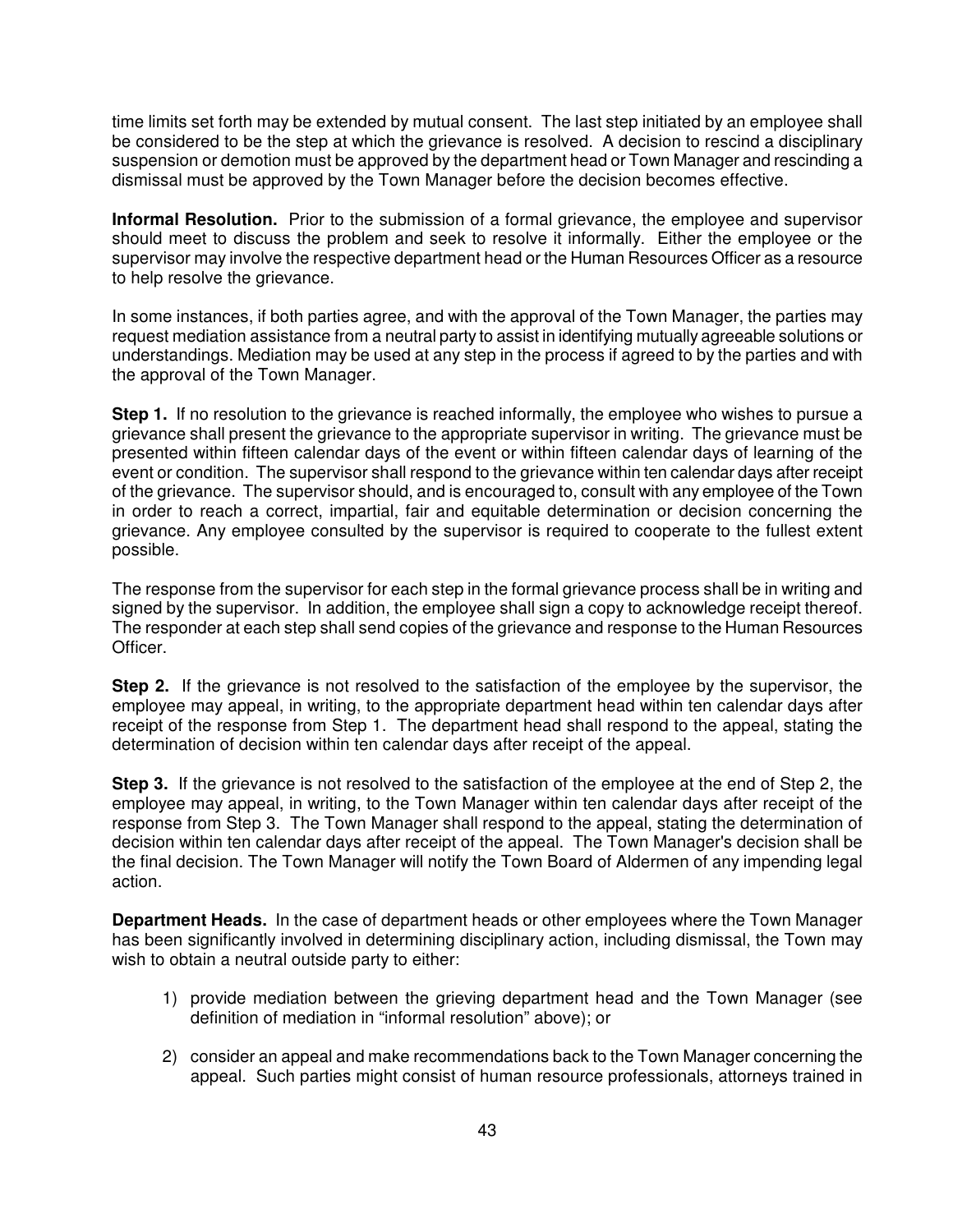time limits set forth may be extended by mutual consent. The last step initiated by an employee shall be considered to be the step at which the grievance is resolved. A decision to rescind a disciplinary suspension or demotion must be approved by the department head or Town Manager and rescinding a dismissal must be approved by the Town Manager before the decision becomes effective.

**Informal Resolution.** Prior to the submission of a formal grievance, the employee and supervisor should meet to discuss the problem and seek to resolve it informally. Either the employee or the supervisor may involve the respective department head or the Human Resources Officer as a resource to help resolve the grievance.

In some instances, if both parties agree, and with the approval of the Town Manager, the parties may request mediation assistance from a neutral party to assist in identifying mutually agreeable solutions or understandings. Mediation may be used at any step in the process if agreed to by the parties and with the approval of the Town Manager.

**Step 1.** If no resolution to the grievance is reached informally, the employee who wishes to pursue a grievance shall present the grievance to the appropriate supervisor in writing. The grievance must be presented within fifteen calendar days of the event or within fifteen calendar days of learning of the event or condition. The supervisor shall respond to the grievance within ten calendar days after receipt of the grievance. The supervisor should, and is encouraged to, consult with any employee of the Town in order to reach a correct, impartial, fair and equitable determination or decision concerning the grievance. Any employee consulted by the supervisor is required to cooperate to the fullest extent possible.

The response from the supervisor for each step in the formal grievance process shall be in writing and signed by the supervisor. In addition, the employee shall sign a copy to acknowledge receipt thereof. The responder at each step shall send copies of the grievance and response to the Human Resources Officer.

**Step 2.** If the grievance is not resolved to the satisfaction of the employee by the supervisor, the employee may appeal, in writing, to the appropriate department head within ten calendar days after receipt of the response from Step 1. The department head shall respond to the appeal, stating the determination of decision within ten calendar days after receipt of the appeal.

**Step 3.** If the grievance is not resolved to the satisfaction of the employee at the end of Step 2, the employee may appeal, in writing, to the Town Manager within ten calendar days after receipt of the response from Step 3. The Town Manager shall respond to the appeal, stating the determination of decision within ten calendar days after receipt of the appeal. The Town Manager's decision shall be the final decision. The Town Manager will notify the Town Board of Aldermen of any impending legal action.

**Department Heads.** In the case of department heads or other employees where the Town Manager has been significantly involved in determining disciplinary action, including dismissal, the Town may wish to obtain a neutral outside party to either:

1) provide mediation between the grieving department head and the Town Manager (see definition of mediation in "informal resolution" above); or

2) consider an appeal and make recommendations back to the Town Manager concerning the appeal. Such parties might consist of human resource professionals, attorneys trained in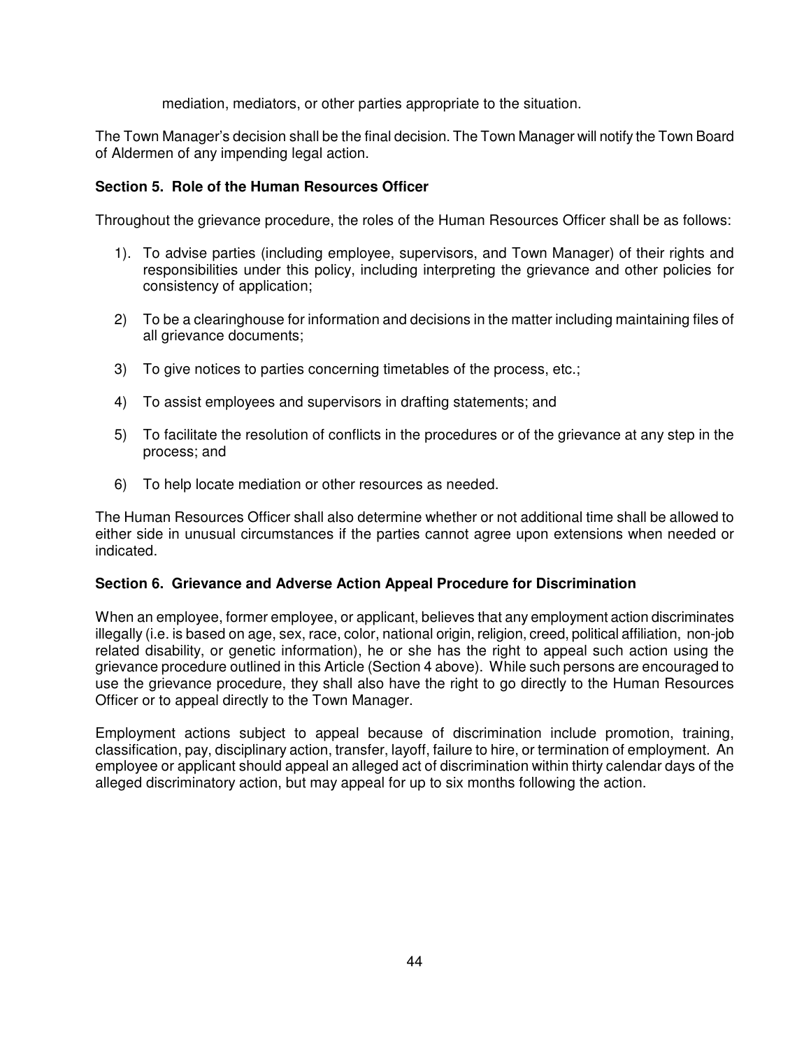mediation, mediators, or other parties appropriate to the situation.

The Town Manager's decision shall be the final decision. The Town Manager will notify the Town Board of Aldermen of any impending legal action.

### Section 5. Role of the Human Resources Officer

Throughout the grievance procedure, the roles of the Human Resources Officer shall be as follows:

1). To advise parties (including employee, supervisors, and Town Manager) of their rights and responsibilities under this policy, including interpreting the grievance and other policies for consistency of application;

2) To be a clearinghouse for information and decisions in the matter including maintaining files of all grievance documents;

3) To give notices to parties concerning timetables of the process, etc.;

4) To assist employees and supervisors in drafting statements; and

5) To facilitate the resolution of conflicts in the procedures or of the grievance at any step in the process; and

6) To help locate mediation or other resources as needed.

The Human Resources Officer shall also determine whether or not additional time shall be allowed to either side in unusual circumstances if the parties cannot agree upon extensions when needed or indicated.

### Section 6. Grievance and Adverse Action Appeal Procedure for Discrimination

When an employee, former employee, or applicant, believes that any employment action discriminates illegally (i.e. is based on age, sex, race, color, national origin, religion, creed, political affiliation, non-job related disability, or genetic information), he or she has the right to appeal such action using the grievance procedure outlined in this Article (Section 4 above). While such persons are encouraged to use the grievance procedure, they shall also have the right to go directly to the Human Resources Officer or to appeal directly to the Town Manager.

Employment actions subject to appeal because of discrimination include promotion, training, classification, pay, disciplinary action, transfer, layoff, failure to hire, or termination of employment. An employee or applicant should appeal an alleged act of discrimination within thirty calendar days of the alleged discriminatory action, but may appeal for up to six months following the action.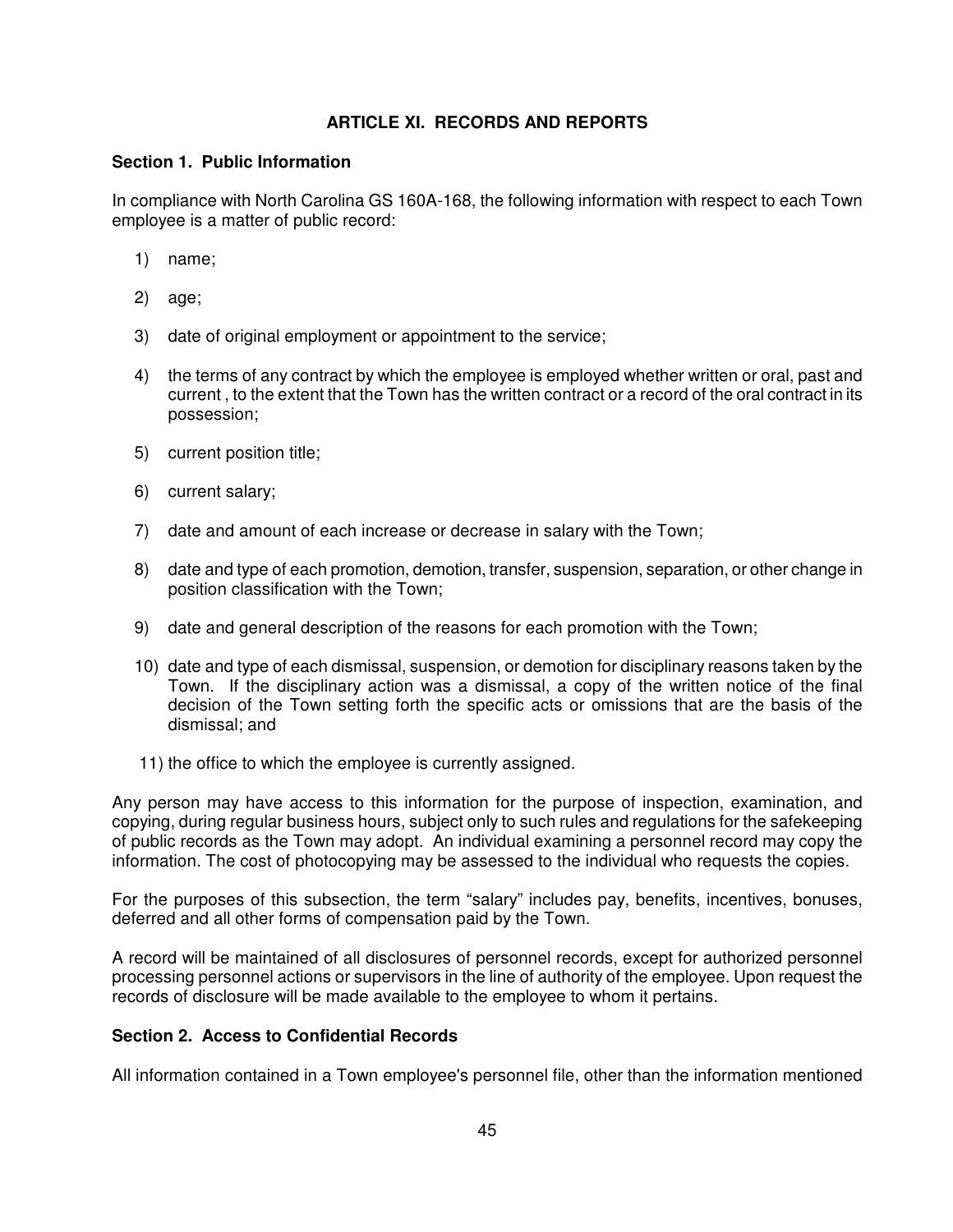## ARTICLE XI. RECORDS AND REPORTS

### Section 1. Public Information

In compliance with North Carolina GS 160A-168, the following information with respect to each Town employee is a matter of public record:

1) name;
2) age;
3) date of original employment or appointment to the service;
4) the terms of any contract by which the employee is employed whether written or oral, past and current , to the extent that the Town has the written contract or a record of the oral contract in its possession;
5) current position title;
6) current salary;
7) date and amount of each increase or decrease in salary with the Town;
8) date and type of each promotion, demotion, transfer, suspension, separation, or other change in position classification with the Town;
9) date and general description of the reasons for each promotion with the Town;
10) date and type of each dismissal, suspension, or demotion for disciplinary reasons taken by the Town. If the disciplinary action was a dismissal, a copy of the written notice of the final decision of the Town setting forth the specific acts or omissions that are the basis of the dismissal; and
11) the office to which the employee is currently assigned.

Any person may have access to this information for the purpose of inspection, examination, and copying, during regular business hours, subject only to such rules and regulations for the safekeeping of public records as the Town may adopt. An individual examining a personnel record may copy the information. The cost of photocopying may be assessed to the individual who requests the copies.

For the purposes of this subsection, the term "salary" includes pay, benefits, incentives, bonuses, deferred and all other forms of compensation paid by the Town.

A record will be maintained of all disclosures of personnel records, except for authorized personnel processing personnel actions or supervisors in the line of authority of the employee. Upon request the records of disclosure will be made available to the employee to whom it pertains.

### Section 2. Access to Confidential Records

All information contained in a Town employee's personnel file, other than the information mentioned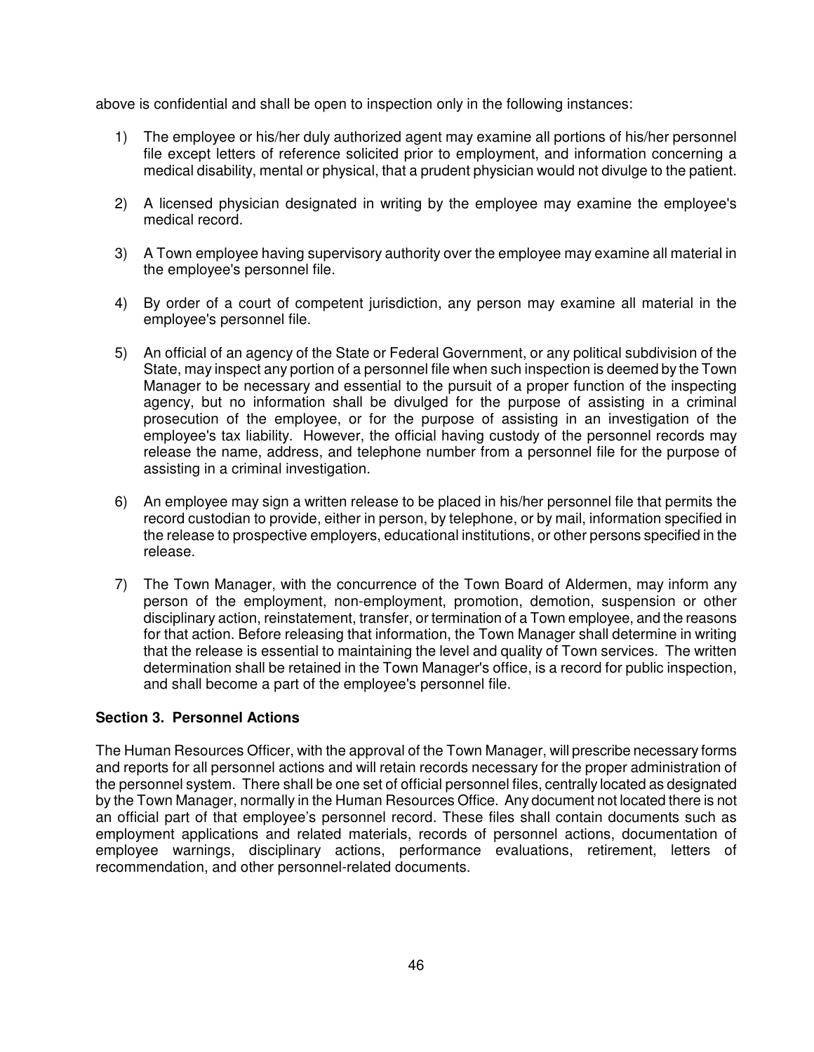above is confidential and shall be open to inspection only in the following instances:

1) The employee or his/her duly authorized agent may examine all portions of his/her personnel file except letters of reference solicited prior to employment, and information concerning a medical disability, mental or physical, that a prudent physician would not divulge to the patient.

2) A licensed physician designated in writing by the employee may examine the employee's medical record.

3) A Town employee having supervisory authority over the employee may examine all material in the employee's personnel file.

4) By order of a court of competent jurisdiction, any person may examine all material in the employee's personnel file.

5) An official of an agency of the State or Federal Government, or any political subdivision of the State, may inspect any portion of a personnel file when such inspection is deemed by the Town Manager to be necessary and essential to the pursuit of a proper function of the inspecting agency, but no information shall be divulged for the purpose of assisting in a criminal prosecution of the employee, or for the purpose of assisting in an investigation of the employee's tax liability. However, the official having custody of the personnel records may release the name, address, and telephone number from a personnel file for the purpose of assisting in a criminal investigation.

6) An employee may sign a written release to be placed in his/her personnel file that permits the record custodian to provide, either in person, by telephone, or by mail, information specified in the release to prospective employers, educational institutions, or other persons specified in the release.

7) The Town Manager, with the concurrence of the Town Board of Aldermen, may inform any person of the employment, non-employment, promotion, demotion, suspension or other disciplinary action, reinstatement, transfer, or termination of a Town employee, and the reasons for that action. Before releasing that information, the Town Manager shall determine in writing that the release is essential to maintaining the level and quality of Town services. The written determination shall be retained in the Town Manager's office, is a record for public inspection, and shall become a part of the employee's personnel file.

**Section 3. Personnel Actions**

The Human Resources Officer, with the approval of the Town Manager, will prescribe necessary forms and reports for all personnel actions and will retain records necessary for the proper administration of the personnel system. There shall be one set of official personnel files, centrally located as designated by the Town Manager, normally in the Human Resources Office. Any document not located there is not an official part of that employee's personnel record. These files shall contain documents such as employment applications and related materials, records of personnel actions, documentation of employee warnings, disciplinary actions, performance evaluations, retirement, letters of recommendation, and other personnel-related documents.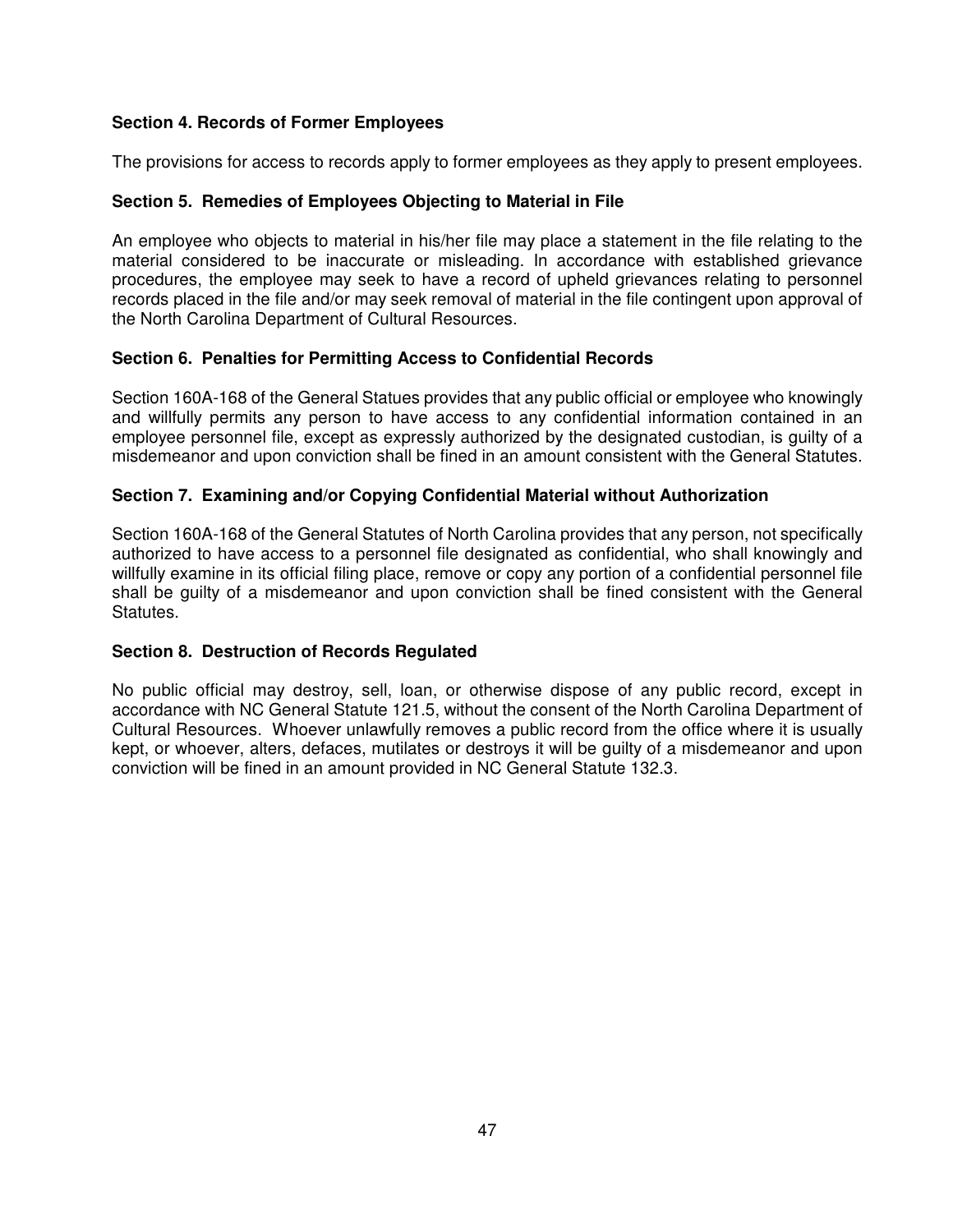**Section 4. Records of Former Employees**

The provisions for access to records apply to former employees as they apply to present employees.

**Section 5. Remedies of Employees Objecting to Material in File**

An employee who objects to material in his/her file may place a statement in the file relating to the material considered to be inaccurate or misleading. In accordance with established grievance procedures, the employee may seek to have a record of upheld grievances relating to personnel records placed in the file and/or may seek removal of material in the file contingent upon approval of the North Carolina Department of Cultural Resources.

**Section 6. Penalties for Permitting Access to Confidential Records**

Section 160A-168 of the General Statues provides that any public official or employee who knowingly and willfully permits any person to have access to any confidential information contained in an employee personnel file, except as expressly authorized by the designated custodian, is guilty of a misdemeanor and upon conviction shall be fined in an amount consistent with the General Statutes.

**Section 7. Examining and/or Copying Confidential Material without Authorization**

Section 160A-168 of the General Statutes of North Carolina provides that any person, not specifically authorized to have access to a personnel file designated as confidential, who shall knowingly and willfully examine in its official filing place, remove or copy any portion of a confidential personnel file shall be guilty of a misdemeanor and upon conviction shall be fined consistent with the General Statutes.

**Section 8. Destruction of Records Regulated**

No public official may destroy, sell, loan, or otherwise dispose of any public record, except in accordance with NC General Statute 121.5, without the consent of the North Carolina Department of Cultural Resources. Whoever unlawfully removes a public record from the office where it is usually kept, or whoever, alters, defaces, mutilates or destroys it will be guilty of a misdemeanor and upon conviction will be fined in an amount provided in NC General Statute 132.3.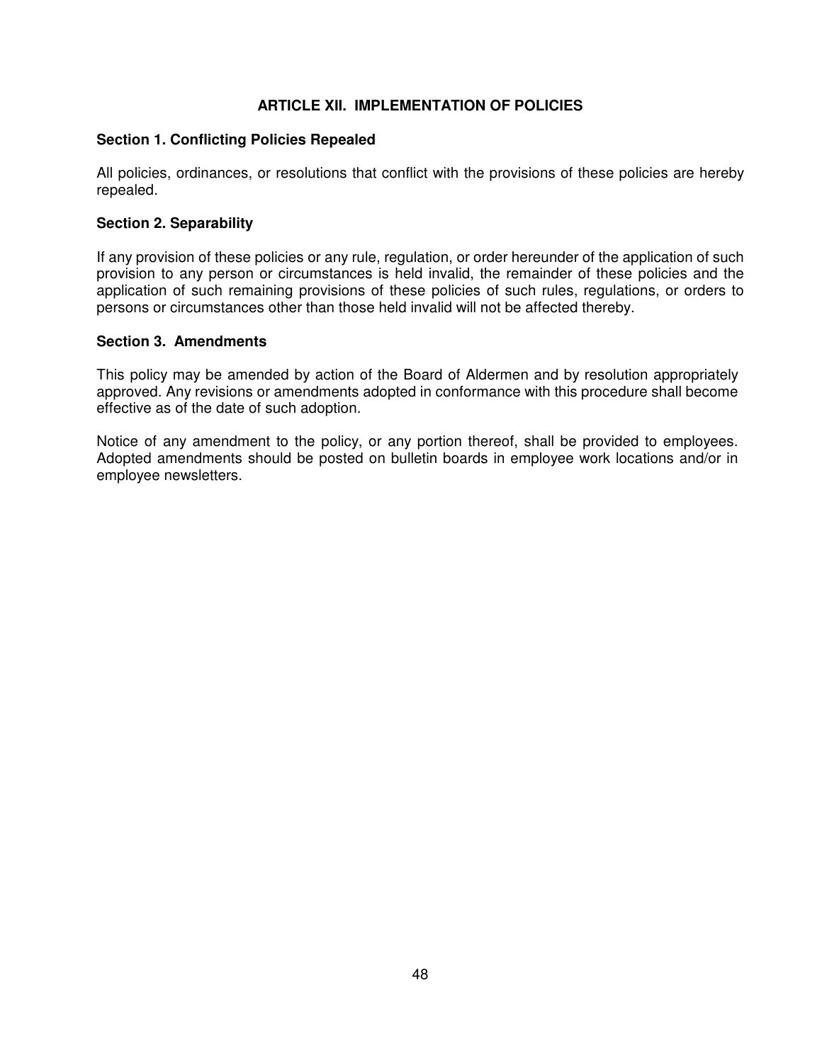## ARTICLE XII. IMPLEMENTATION OF POLICIES

### Section 1. Conflicting Policies Repealed

All policies, ordinances, or resolutions that conflict with the provisions of these policies are hereby repealed.

### Section 2. Separability

If any provision of these policies or any rule, regulation, or order hereunder of the application of such provision to any person or circumstances is held invalid, the remainder of these policies and the application of such remaining provisions of these policies of such rules, regulations, or orders to persons or circumstances other than those held invalid will not be affected thereby.

### Section 3. Amendments

This policy may be amended by action of the Board of Aldermen and by resolution appropriately approved. Any revisions or amendments adopted in conformance with this procedure shall become effective as of the date of such adoption.

Notice of any amendment to the policy, or any portion thereof, shall be provided to employees. Adopted amendments should be posted on bulletin boards in employee work locations and/or in employee newsletters.